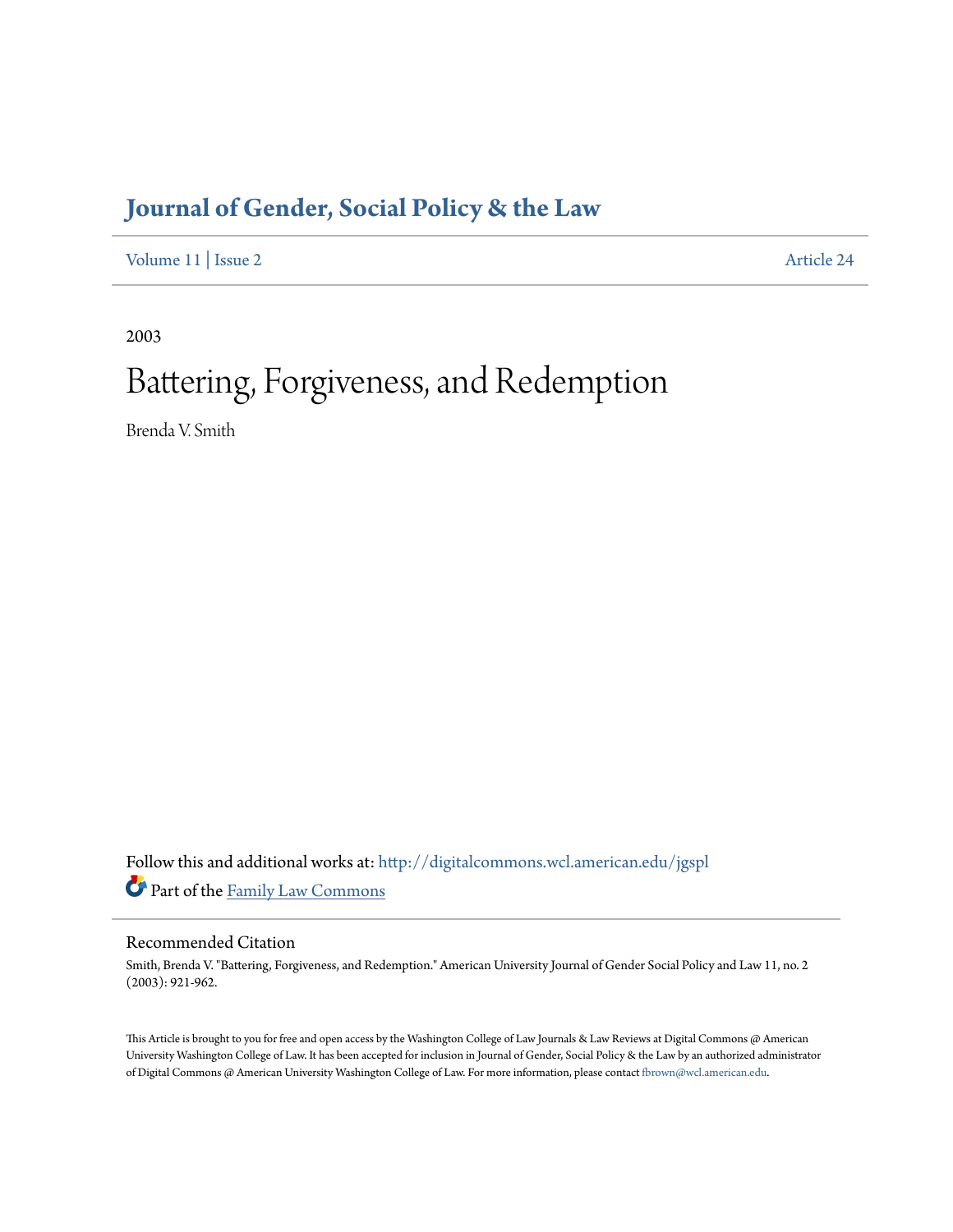# Journal of Gender, Social Policy & the Law

Volume 11 | Issue 2 Article 24

2003

# Battering, Forgiveness, and Redemption

Brenda V. Smith

Follow this and additional works at: http://digitalcommons.wcl.american.edu/jgspl

Part of the Family Law Commons

## Recommended Citation

Smith, Brenda V. "Battering, Forgiveness, and Redemption." American University Journal of Gender Social Policy and Law 11, no. 2 (2003): 921-962.

This Article is brought to you for free and open access by the Washington College of Law Journals & Law Reviews at Digital Commons @ American University Washington College of Law. It has been accepted for inclusion in Journal of Gender, Social Policy & the Law by an authorized administrator of Digital Commons @ American University Washington College of Law. For more information, please contact fbrown@wcl.american.edu.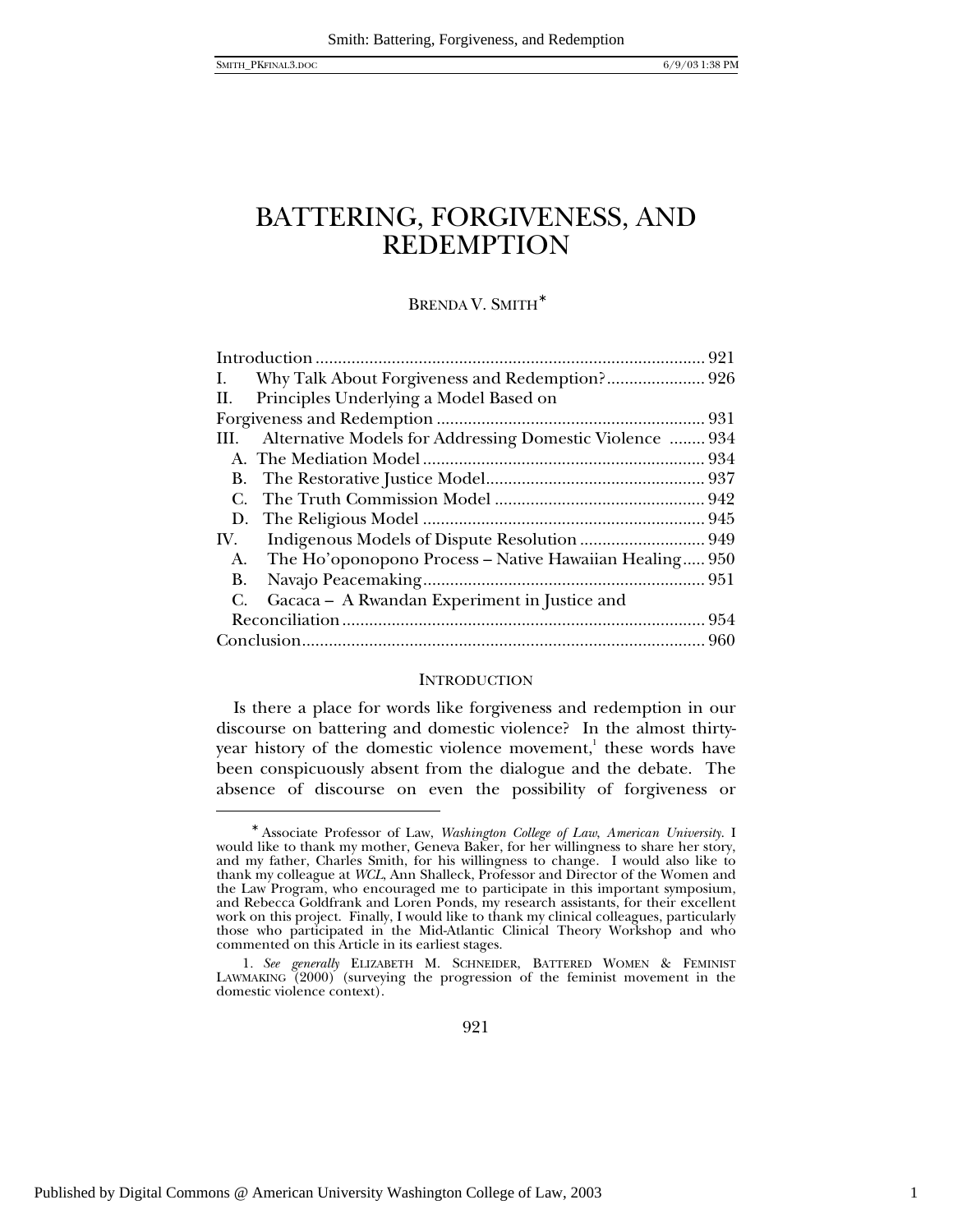# BATTERING, FORGIVENESS, AND REDEMPTION

BRENDA V. SMITH*

| | |
|---|---|
| Introduction | 921 |
| I. Why Talk About Forgiveness and Redemption? | 926 |
| II. Principles Underlying a Model Based on Forgiveness and Redemption | 931 |
| III. Alternative Models for Addressing Domestic Violence | 934 |
| A. The Mediation Model | 934 |
| B. The Restorative Justice Model | 937 |
| C. The Truth Commission Model | 942 |
| D. The Religious Model | 945 |
| IV. Indigenous Models of Dispute Resolution | 949 |
| A. The Ho'oponopono Process – Native Hawaiian Healing | 950 |
| B. Navajo Peacemaking | 951 |
| C. Gacaca – A Rwandan Experiment in Justice and Reconciliation | 954 |
| Conclusion | 960 |

## INTRODUCTION

Is there a place for words like forgiveness and redemption in our discourse on battering and domestic violence? In the almost thirty-year history of the domestic violence movement,[1] these words have been conspicuously absent from the dialogue and the debate. The absence of discourse on even the possibility of forgiveness or

---

\* Associate Professor of Law, *Washington College of Law, American University*. I would like to thank my mother, Geneva Baker, for her willingness to share her story, and my father, Charles Smith, for his willingness to change. I would also like to thank my colleague at *WCL*, Ann Shalleck, Professor and Director of the Women and the Law Program, who encouraged me to participate in this important symposium, and Rebecca Goldfrank and Loren Ponds, my research assistants, for their excellent work on this project. Finally, I would like to thank my clinical colleagues, particularly those who participated in the Mid-Atlantic Clinical Theory Workshop and who commented on this Article in its earliest stages.

1. *See generally* ELIZABETH M. SCHNEIDER, BATTERED WOMEN & FEMINIST LAWMAKING (2000) (surveying the progression of the feminist movement in the domestic violence context).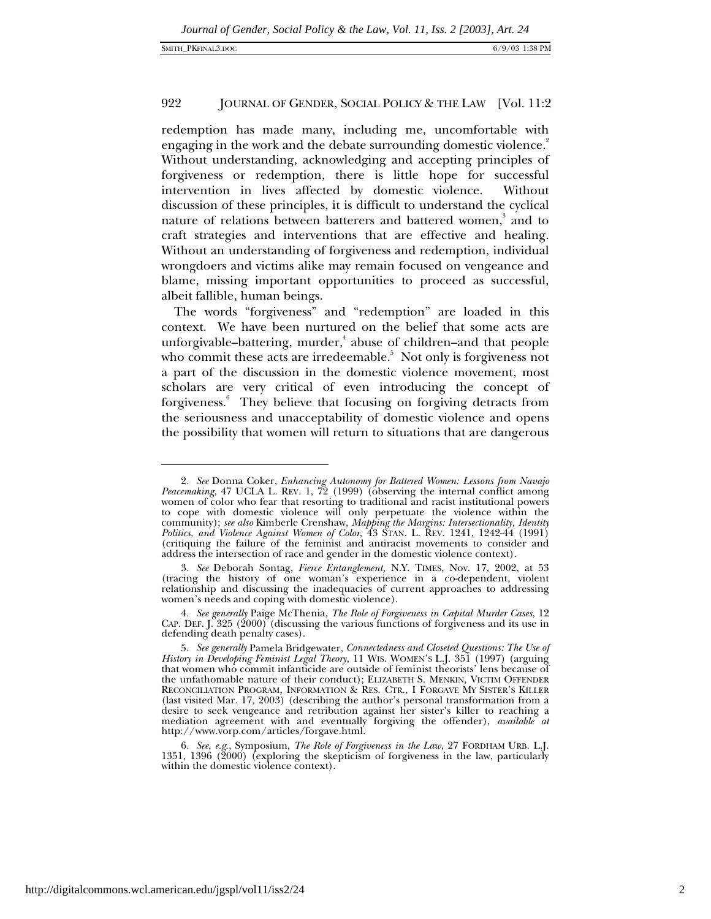redemption has made many, including me, uncomfortable with engaging in the work and the debate surrounding domestic violence.[2] Without understanding, acknowledging and accepting principles of forgiveness or redemption, there is little hope for successful intervention in lives affected by domestic violence. Without discussion of these principles, it is difficult to understand the cyclical nature of relations between batterers and battered women,[3] and to craft strategies and interventions that are effective and healing. Without an understanding of forgiveness and redemption, individual wrongdoers and victims alike may remain focused on vengeance and blame, missing important opportunities to proceed as successful, albeit fallible, human beings.

The words "forgiveness" and "redemption" are loaded in this context. We have been nurtured on the belief that some acts are unforgivable–battering, murder,[4] abuse of children–and that people who commit these acts are irredeemable.[5] Not only is forgiveness not a part of the discussion in the domestic violence movement, most scholars are very critical of even introducing the concept of forgiveness.[6] They believe that focusing on forgiving detracts from the seriousness and unacceptability of domestic violence and opens the possibility that women will return to situations that are dangerous

---

2. *See* Donna Coker, *Enhancing Autonomy for Battered Women: Lessons from Navajo Peacemaking*, 47 UCLA L. REV. 1, 72 (1999) (observing the internal conflict among women of color who fear that resorting to traditional and racist institutional powers to cope with domestic violence will only perpetuate the violence within the community); *see also* Kimberle Crenshaw, *Mapping the Margins: Intersectionality, Identity Politics, and Violence Against Women of Color*, 43 STAN. L. REV. 1241, 1242-44 (1991) (critiquing the failure of the feminist and antiracist movements to consider and address the intersection of race and gender in the domestic violence context).

3. *See* Deborah Sontag, *Fierce Entanglement*, N.Y. TIMES, Nov. 17, 2002, at 53 (tracing the history of one woman's experience in a co-dependent, violent relationship and discussing the inadequacies of current approaches to addressing women's needs and coping with domestic violence).

4. *See generally* Paige McThenia, *The Role of Forgiveness in Capital Murder Cases*, 12 CAP. DEF. J. 325 (2000) (discussing the various functions of forgiveness and its use in defending death penalty cases).

5. *See generally* Pamela Bridgewater, *Connectedness and Closeted Questions: The Use of History in Developing Feminist Legal Theory*, 11 WIS. WOMEN'S L.J. 351 (1997) (arguing that women who commit infanticide are outside of feminist theorists' lens because of the unfathomable nature of their conduct); ELIZABETH S. MENKIN, VICTIM OFFENDER RECONCILIATION PROGRAM, INFORMATION & RES. CTR., I FORGAVE MY SISTER'S KILLER (last visited Mar. 17, 2003) (describing the author's personal transformation from a desire to seek vengeance and retribution against her sister's killer to reaching a mediation agreement with and eventually forgiving the offender), *available at* http://www.vorp.com/articles/forgave.html.

6. *See, e.g.*, Symposium, *The Role of Forgiveness in the Law*, 27 FORDHAM URB. L.J. 1351, 1396 (2000) (exploring the skepticism of forgiveness in the law, particularly within the domestic violence context).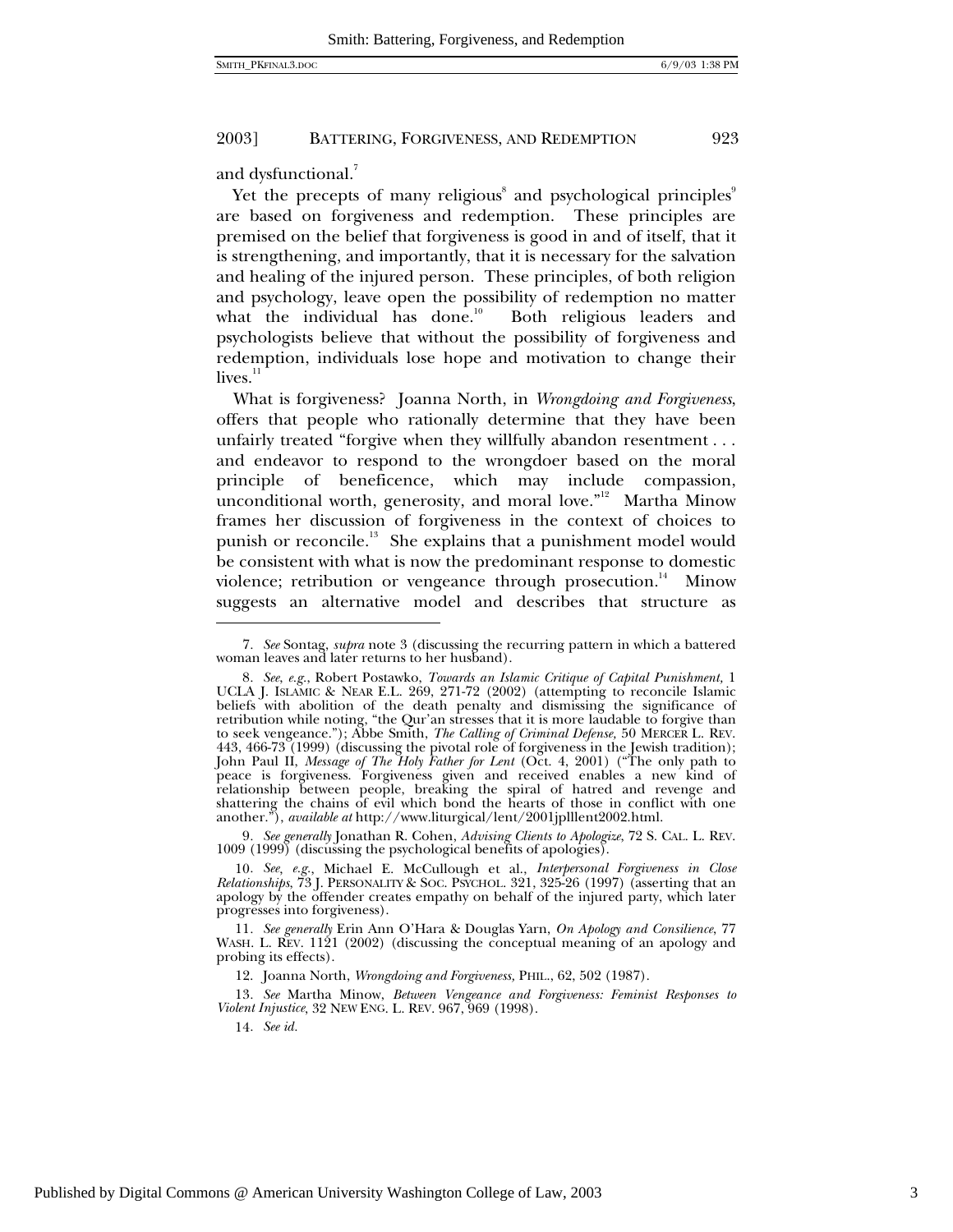and dysfunctional.[7]

Yet the precepts of many religious[8] and psychological principles[9] are based on forgiveness and redemption. These principles are premised on the belief that forgiveness is good in and of itself, that it is strengthening, and importantly, that it is necessary for the salvation and healing of the injured person. These principles, of both religion and psychology, leave open the possibility of redemption no matter what the individual has done.[10] Both religious leaders and psychologists believe that without the possibility of forgiveness and redemption, individuals lose hope and motivation to change their lives.[11]

What is forgiveness? Joanna North, in *Wrongdoing and Forgiveness*, offers that people who rationally determine that they have been unfairly treated "forgive when they willfully abandon resentment . . . and endeavor to respond to the wrongdoer based on the moral principle of beneficence, which may include compassion, unconditional worth, generosity, and moral love."[12] Martha Minow frames her discussion of forgiveness in the context of choices to punish or reconcile.[13] She explains that a punishment model would be consistent with what is now the predominant response to domestic violence; retribution or vengeance through prosecution.[14] Minow suggests an alternative model and describes that structure as

---

7. *See* Sontag, *supra* note 3 (discussing the recurring pattern in which a battered woman leaves and later returns to her husband).

8. *See, e.g.*, Robert Postawko, *Towards an Islamic Critique of Capital Punishment,* 1 UCLA J. ISLAMIC & NEAR E.L. 269, 271-72 (2002) (attempting to reconcile Islamic beliefs with abolition of the death penalty and dismissing the significance of retribution while noting, "the Qur'an stresses that it is more laudable to forgive than to seek vengeance."); Abbe Smith, *The Calling of Criminal Defense*, 50 MERCER L. REV. 443, 466-73 (1999) (discussing the pivotal role of forgiveness in the Jewish tradition); John Paul II, *Message of The Holy Father for Lent* (Oct. 4, 2001) ("The only path to peace is forgiveness. Forgiveness given and received enables a new kind of relationship between people, breaking the spiral of hatred and revenge and shattering the chains of evil which bond the hearts of those in conflict with one another."), *available at* http://www.liturgical/lent/2001jplllent2002.html.

9. *See generally* Jonathan R. Cohen, *Advising Clients to Apologize*, 72 S. CAL. L. REV. 1009 (1999) (discussing the psychological benefits of apologies).

10. *See, e.g.*, Michael E. McCullough et al., *Interpersonal Forgiveness in Close Relationships*, 73 J. PERSONALITY & SOC. PSYCHOL. 321, 325-26 (1997) (asserting that an apology by the offender creates empathy on behalf of the injured party, which later progresses into forgiveness).

11. *See generally* Erin Ann O'Hara & Douglas Yarn, *On Apology and Consilience*, 77 WASH. L. REV. 1121 (2002) (discussing the conceptual meaning of an apology and probing its effects).

12. Joanna North, *Wrongdoing and Forgiveness,* PHIL., 62, 502 (1987).

13. *See* Martha Minow, *Between Vengeance and Forgiveness: Feminist Responses to Violent Injustice*, 32 NEW ENG. L. REV. 967, 969 (1998).

14. *See id.*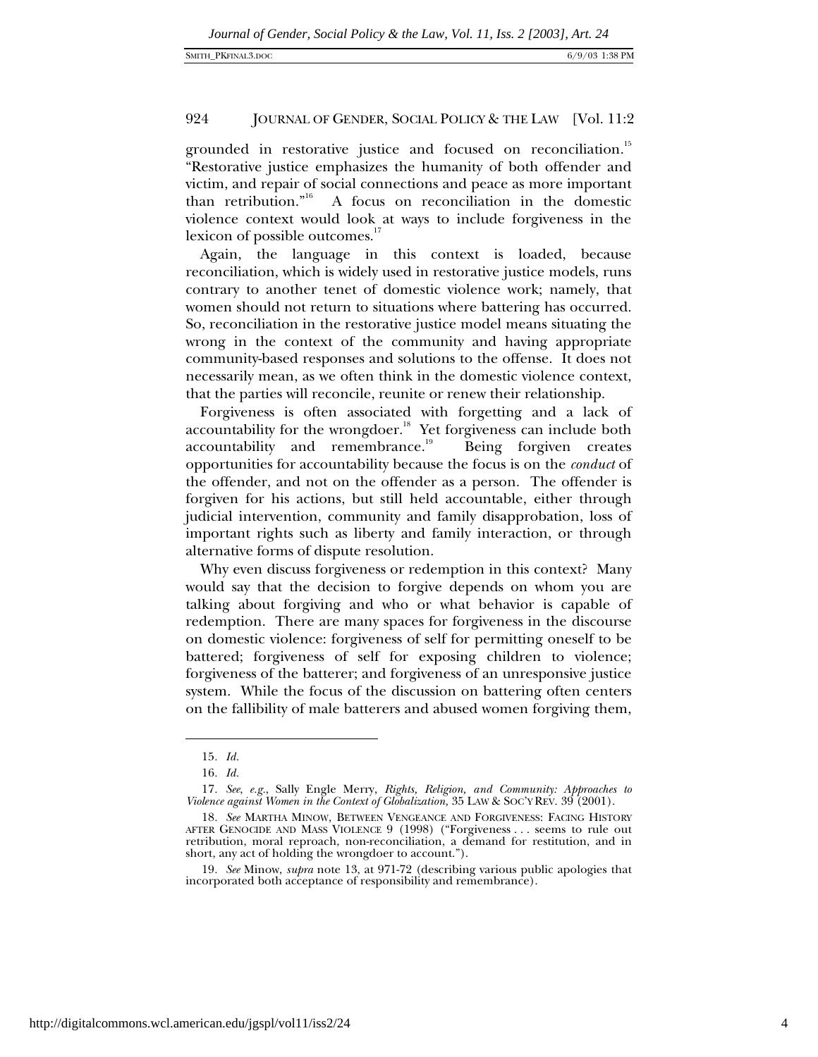grounded in restorative justice and focused on reconciliation.[15] "Restorative justice emphasizes the humanity of both offender and victim, and repair of social connections and peace as more important than retribution."[16] A focus on reconciliation in the domestic violence context would look at ways to include forgiveness in the lexicon of possible outcomes.[17]

Again, the language in this context is loaded, because reconciliation, which is widely used in restorative justice models, runs contrary to another tenet of domestic violence work; namely, that women should not return to situations where battering has occurred. So, reconciliation in the restorative justice model means situating the wrong in the context of the community and having appropriate community-based responses and solutions to the offense. It does not necessarily mean, as we often think in the domestic violence context, that the parties will reconcile, reunite or renew their relationship.

Forgiveness is often associated with forgetting and a lack of accountability for the wrongdoer.[18] Yet forgiveness can include both accountability and remembrance.[19] Being forgiven creates opportunities for accountability because the focus is on the *conduct* of the offender, and not on the offender as a person. The offender is forgiven for his actions, but still held accountable, either through judicial intervention, community and family disapprobation, loss of important rights such as liberty and family interaction, or through alternative forms of dispute resolution.

Why even discuss forgiveness or redemption in this context? Many would say that the decision to forgive depends on whom you are talking about forgiving and who or what behavior is capable of redemption. There are many spaces for forgiveness in the discourse on domestic violence: forgiveness of self for permitting oneself to be battered; forgiveness of self for exposing children to violence; forgiveness of the batterer; and forgiveness of an unresponsive justice system. While the focus of the discussion on battering often centers on the fallibility of male batterers and abused women forgiving them,

---

15. *Id.*

16. *Id.*

17. *See, e.g.*, Sally Engle Merry, *Rights, Religion, and Community: Approaches to Violence against Women in the Context of Globalization,* 35 LAW & SOC'Y REV. 39 (2001).

18. *See* MARTHA MINOW, BETWEEN VENGEANCE AND FORGIVENESS: FACING HISTORY AFTER GENOCIDE AND MASS VIOLENCE 9 (1998) ("Forgiveness . . . seems to rule out retribution, moral reproach, non-reconciliation, a demand for restitution, and in short, any act of holding the wrongdoer to account.").

19. *See* Minow, *supra* note 13, at 971-72 (describing various public apologies that incorporated both acceptance of responsibility and remembrance).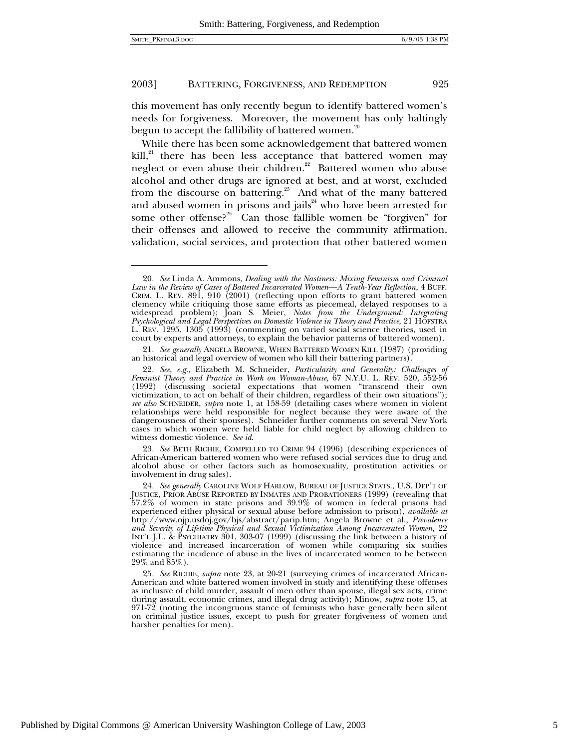this movement has only recently begun to identify battered women's needs for forgiveness. Moreover, the movement has only haltingly begun to accept the fallibility of battered women.[20]

While there has been some acknowledgement that battered women kill,[21] there has been less acceptance that battered women may neglect or even abuse their children.[22] Battered women who abuse alcohol and other drugs are ignored at best, and at worst, excluded from the discourse on battering.[23] And what of the many battered and abused women in prisons and jails[24] who have been arrested for some other offense?[25] Can those fallible women be "forgiven" for their offenses and allowed to receive the community affirmation, validation, social services, and protection that other battered women

---

20. *See* Linda A. Ammons, *Dealing with the Nastiness: Mixing Feminism and Criminal Law in the Review of Cases of Battered Incarcerated Women—A Tenth-Year Reflection,* 4 BUFF. CRIM. L. REV. 891, 910 (2001) (reflecting upon efforts to grant battered women clemency while critiquing those same efforts as piecemeal, delayed responses to a widespread problem); Joan S. Meier, *Notes from the Underground: Integrating Psychological and Legal Perspectives on Domestic Violence in Theory and Practice,* 21 HOFSTRA L. REV. 1295, 1305 (1993) (commenting on varied social science theories, used in court by experts and attorneys, to explain the behavior patterns of battered women).

21. *See generally* ANGELA BROWNE, WHEN BATTERED WOMEN KILL (1987) (providing an historical and legal overview of women who kill their battering partners).

22. *See, e.g.,* Elizabeth M. Schneider, *Particularity and Generality: Challenges of Feminist Theory and Practice in Work on Woman-Abuse,* 67 N.Y.U. L. REV. 520, 552-56 (1992) (discussing societal expectations that women "transcend their own victimization, to act on behalf of their children, regardless of their own situations"); *see also* SCHNEIDER, *supra* note 1, at 158-59 (detailing cases where women in violent relationships were held responsible for neglect because they were aware of the dangerousness of their spouses). Schneider further comments on several New York cases in which women were held liable for child neglect by allowing children to witness domestic violence. *See id.*

23. *See* BETH RICHIE, COMPELLED TO CRIME 94 (1996) (describing experiences of African-American battered women who were refused social services due to drug and alcohol abuse or other factors such as homosexuality, prostitution activities or involvement in drug sales).

24. *See generally* CAROLINE WOLF HARLOW, BUREAU OF JUSTICE STATS., U.S. DEP'T OF JUSTICE, PRIOR ABUSE REPORTED BY INMATES AND PROBATIONERS (1999) (revealing that 57.2% of women in state prisons and 39.9% of women in federal prisons had experienced either physical or sexual abuse before admission to prison), *available at* http://www.ojp.usdoj.gov/bjs/abstract/parip.htm; Angela Browne et al., *Prevalence and Severity of Lifetime Physical and Sexual Victimization Among Incarcerated Women,* 22 INT'L J.L. & PSYCHIATRY 301, 303-07 (1999) (discussing the link between a history of violence and increased incarceration of women while comparing six studies estimating the incidence of abuse in the lives of incarcerated women to be between 29% and 85%).

25. *See* RICHIE, *supra* note 23, at 20-21 (surveying crimes of incarcerated African-American and white battered women involved in study and identifying these offenses as inclusive of child murder, assault of men other than spouse, illegal sex acts, crime during assault, economic crimes, and illegal drug activity); Minow, *supra* note 13, at 971-72 (noting the incongruous stance of feminists who have generally been silent on criminal justice issues, except to push for greater forgiveness of women and harsher penalties for men).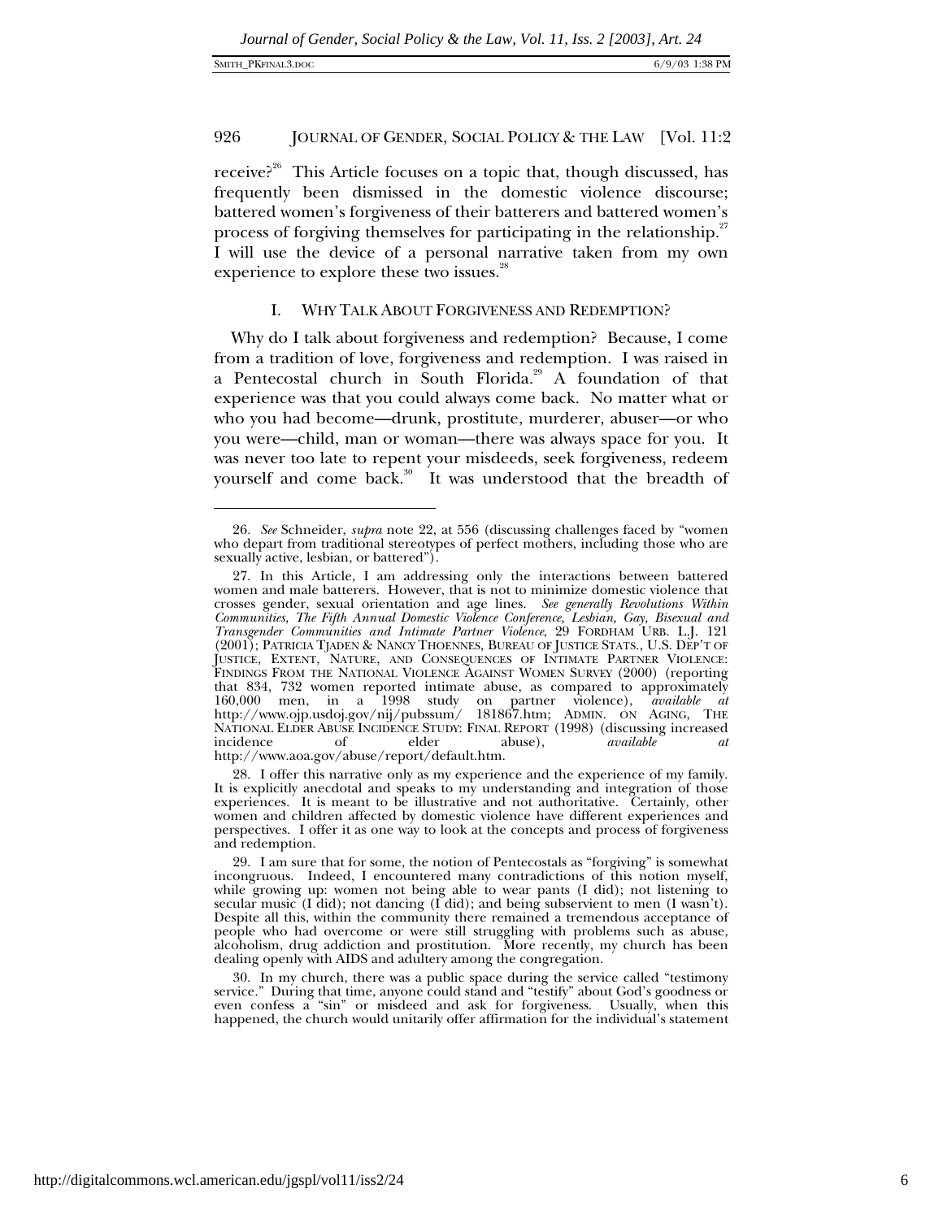receive?[26] This Article focuses on a topic that, though discussed, has frequently been dismissed in the domestic violence discourse; battered women's forgiveness of their batterers and battered women's process of forgiving themselves for participating in the relationship.[27] I will use the device of a personal narrative taken from my own experience to explore these two issues.[28]

## I. WHY TALK ABOUT FORGIVENESS AND REDEMPTION?

Why do I talk about forgiveness and redemption? Because, I come from a tradition of love, forgiveness and redemption. I was raised in a Pentecostal church in South Florida.[29] A foundation of that experience was that you could always come back. No matter what or who you had become—drunk, prostitute, murderer, abuser—or who you were—child, man or woman—there was always space for you. It was never too late to repent your misdeeds, seek forgiveness, redeem yourself and come back.[30] It was understood that the breadth of

---

26. *See* Schneider, *supra* note 22, at 556 (discussing challenges faced by "women who depart from traditional stereotypes of perfect mothers, including those who are sexually active, lesbian, or battered").

27. In this Article, I am addressing only the interactions between battered women and male batterers. However, that is not to minimize domestic violence that crosses gender, sexual orientation and age lines. *See generally Revolutions Within Communities, The Fifth Annual Domestic Violence Conference, Lesbian, Gay, Bisexual and Transgender Communities and Intimate Partner Violence*, 29 FORDHAM URB. L.J. 121 (2001); PATRICIA TJADEN & NANCY THOENNES, BUREAU OF JUSTICE STATS., U.S. DEP'T OF JUSTICE, EXTENT, NATURE, AND CONSEQUENCES OF INTIMATE PARTNER VIOLENCE: FINDINGS FROM THE NATIONAL VIOLENCE AGAINST WOMEN SURVEY (2000) (reporting that 834, 732 women reported intimate abuse, as compared to approximately 160,000 men, in a 1998 study on partner violence), *available at* http://www.ojp.usdoj.gov/nij/pubssum/ 181867.htm; ADMIN. ON AGING, THE NATIONAL ELDER ABUSE INCIDENCE STUDY: FINAL REPORT (1998) (discussing increased incidence of elder abuse), *available at* http://www.aoa.gov/abuse/report/default.htm.

28. I offer this narrative only as my experience and the experience of my family. It is explicitly anecdotal and speaks to my understanding and integration of those experiences. It is meant to be illustrative and not authoritative. Certainly, other women and children affected by domestic violence have different experiences and perspectives. I offer it as one way to look at the concepts and process of forgiveness and redemption.

29. I am sure that for some, the notion of Pentecostals as "forgiving" is somewhat incongruous. Indeed, I encountered many contradictions of this notion myself, while growing up: women not being able to wear pants (I did); not listening to secular music (I did); not dancing (I did); and being subservient to men (I wasn't). Despite all this, within the community there remained a tremendous acceptance of people who had overcome or were still struggling with problems such as abuse, alcoholism, drug addiction and prostitution. More recently, my church has been dealing openly with AIDS and adultery among the congregation.

30. In my church, there was a public space during the service called "testimony service." During that time, anyone could stand and "testify" about God's goodness or even confess a "sin" or misdeed and ask for forgiveness. Usually, when this happened, the church would unitarily offer affirmation for the individual's statement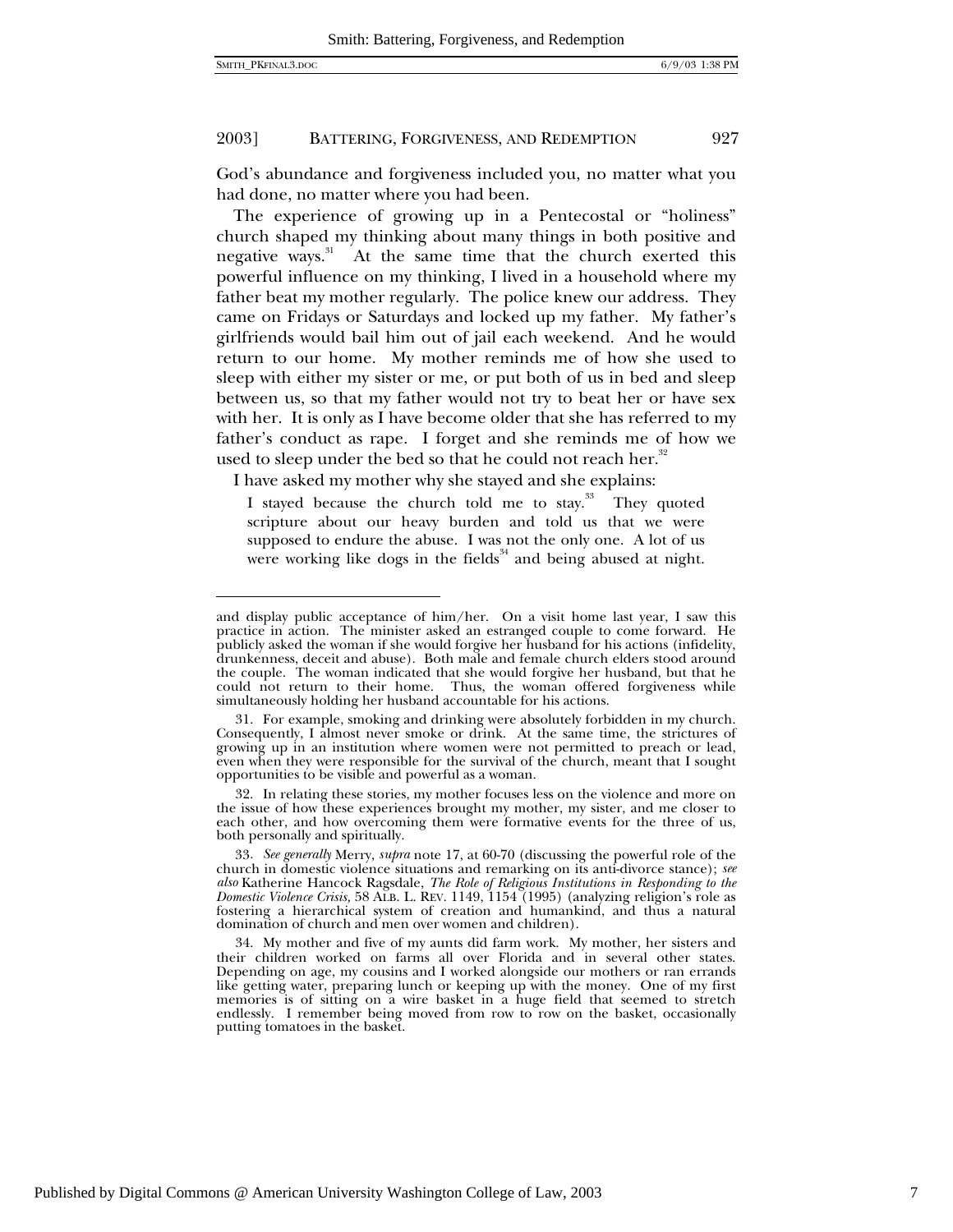God's abundance and forgiveness included you, no matter what you had done, no matter where you had been.

The experience of growing up in a Pentecostal or "holiness" church shaped my thinking about many things in both positive and negative ways.[31] At the same time that the church exerted this powerful influence on my thinking, I lived in a household where my father beat my mother regularly. The police knew our address. They came on Fridays or Saturdays and locked up my father. My father's girlfriends would bail him out of jail each weekend. And he would return to our home. My mother reminds me of how she used to sleep with either my sister or me, or put both of us in bed and sleep between us, so that my father would not try to beat her or have sex with her. It is only as I have become older that she has referred to my father's conduct as rape. I forget and she reminds me of how we used to sleep under the bed so that he could not reach her.[32]

I have asked my mother why she stayed and she explains:

> I stayed because the church told me to stay.[33] They quoted scripture about our heavy burden and told us that we were supposed to endure the abuse. I was not the only one. A lot of us were working like dogs in the fields[34] and being abused at night.

---

and display public acceptance of him/her. On a visit home last year, I saw this practice in action. The minister asked an estranged couple to come forward. He publicly asked the woman if she would forgive her husband for his actions (infidelity, drunkenness, deceit and abuse). Both male and female church elders stood around the couple. The woman indicated that she would forgive her husband, but that he could not return to their home. Thus, the woman offered forgiveness while simultaneously holding her husband accountable for his actions.

31. For example, smoking and drinking were absolutely forbidden in my church. Consequently, I almost never smoke or drink. At the same time, the strictures of growing up in an institution where women were not permitted to preach or lead, even when they were responsible for the survival of the church, meant that I sought opportunities to be visible and powerful as a woman.

32. In relating these stories, my mother focuses less on the violence and more on the issue of how these experiences brought my mother, my sister, and me closer to each other, and how overcoming them were formative events for the three of us, both personally and spiritually.

33. *See generally* Merry, *supra* note 17, at 60-70 (discussing the powerful role of the church in domestic violence situations and remarking on its anti-divorce stance); *see also* Katherine Hancock Ragsdale, *The Role of Religious Institutions in Responding to the Domestic Violence Crisis,* 58 ALB. L. REV. 1149, 1154 (1995) (analyzing religion's role as fostering a hierarchical system of creation and humankind, and thus a natural domination of church and men over women and children).

34. My mother and five of my aunts did farm work. My mother, her sisters and their children worked on farms all over Florida and in several other states. Depending on age, my cousins and I worked alongside our mothers or ran errands like getting water, preparing lunch or keeping up with the money. One of my first memories is of sitting on a wire basket in a huge field that seemed to stretch endlessly. I remember being moved from row to row on the basket, occasionally putting tomatoes in the basket.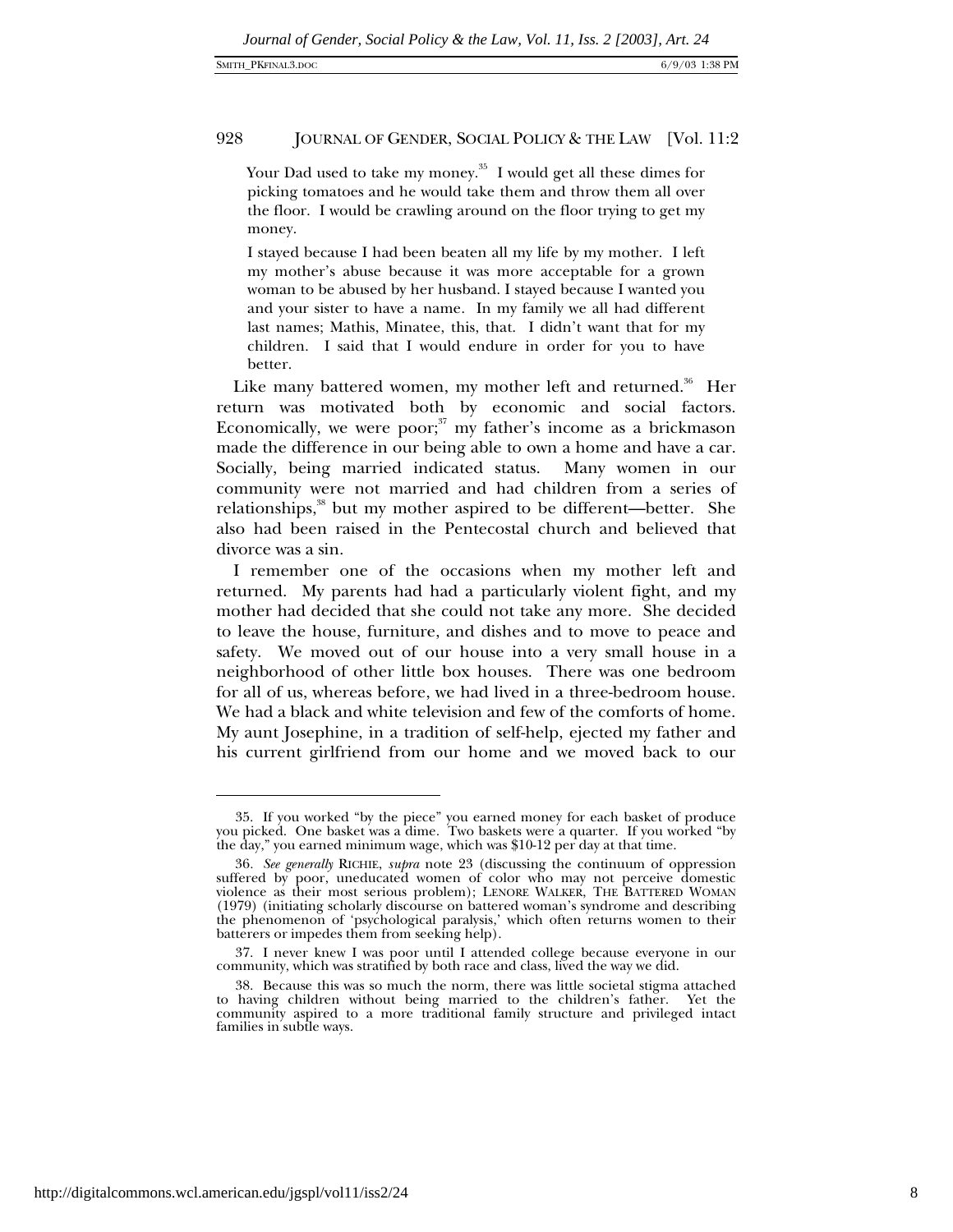Your Dad used to take my money.[35] I would get all these dimes for picking tomatoes and he would take them and throw them all over the floor. I would be crawling around on the floor trying to get my money.

> I stayed because I had been beaten all my life by my mother. I left my mother's abuse because it was more acceptable for a grown woman to be abused by her husband. I stayed because I wanted you and your sister to have a name. In my family we all had different last names; Mathis, Minatee, this, that. I didn't want that for my children. I said that I would endure in order for you to have better.

Like many battered women, my mother left and returned.[36] Her return was motivated both by economic and social factors. Economically, we were poor;[37] my father's income as a brickmason made the difference in our being able to own a home and have a car. Socially, being married indicated status. Many women in our community were not married and had children from a series of relationships,[38] but my mother aspired to be different—better. She also had been raised in the Pentecostal church and believed that divorce was a sin.

I remember one of the occasions when my mother left and returned. My parents had had a particularly violent fight, and my mother had decided that she could not take any more. She decided to leave the house, furniture, and dishes and to move to peace and safety. We moved out of our house into a very small house in a neighborhood of other little box houses. There was one bedroom for all of us, whereas before, we had lived in a three-bedroom house. We had a black and white television and few of the comforts of home. My aunt Josephine, in a tradition of self-help, ejected my father and his current girlfriend from our home and we moved back to our

---

35. If you worked "by the piece" you earned money for each basket of produce you picked. One basket was a dime. Two baskets were a quarter. If you worked "by the day," you earned minimum wage, which was $10-12 per day at that time.

36. *See generally* RICHIE, *supra* note 23 (discussing the continuum of oppression suffered by poor, uneducated women of color who may not perceive domestic violence as their most serious problem); LENORE WALKER, THE BATTERED WOMAN (1979) (initiating scholarly discourse on battered woman's syndrome and describing the phenomenon of 'psychological paralysis,' which often returns women to their batterers or impedes them from seeking help).

37. I never knew I was poor until I attended college because everyone in our community, which was stratified by both race and class, lived the way we did.

38. Because this was so much the norm, there was little societal stigma attached to having children without being married to the children's father. Yet the community aspired to a more traditional family structure and privileged intact families in subtle ways.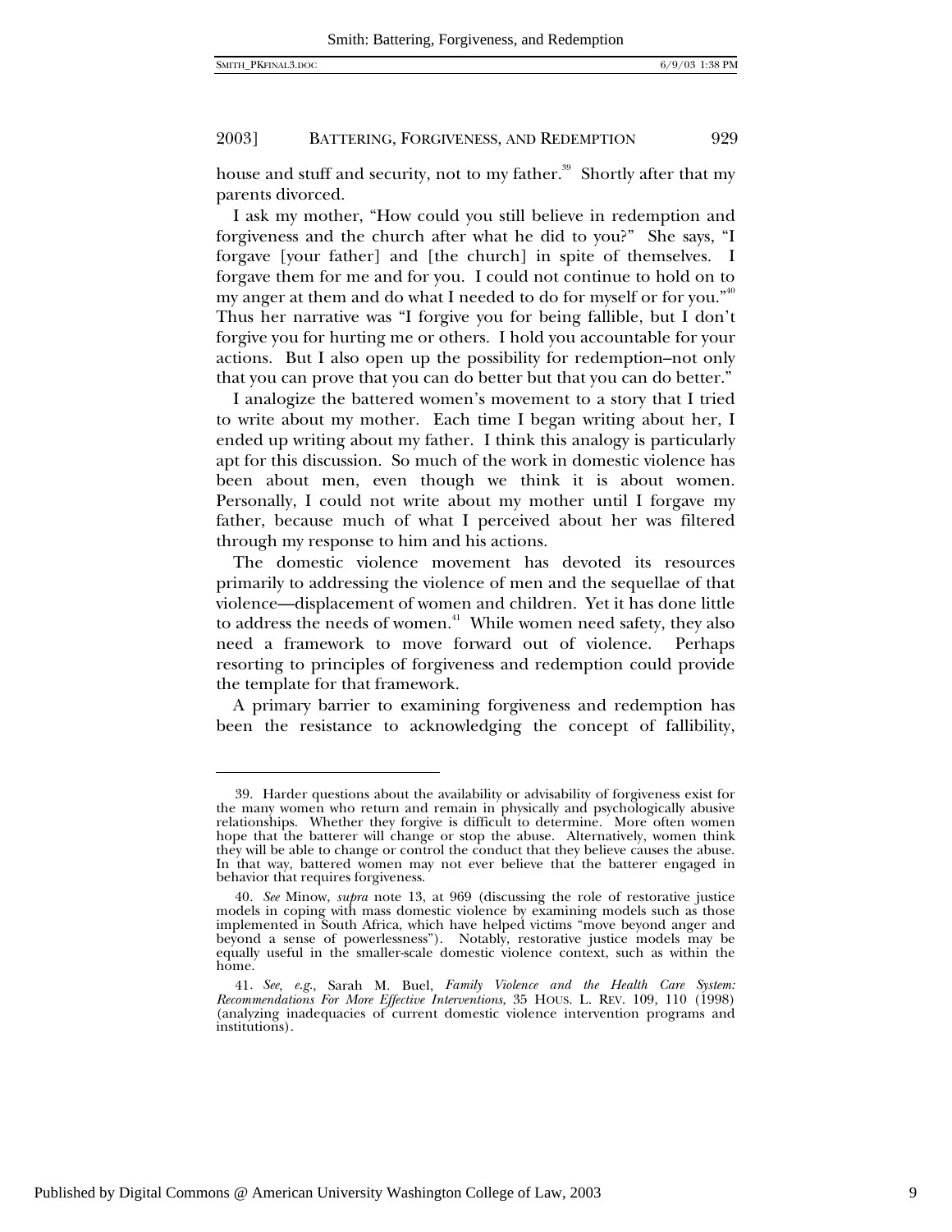house and stuff and security, not to my father.[39] Shortly after that my parents divorced.

I ask my mother, "How could you still believe in redemption and forgiveness and the church after what he did to you?" She says, "I forgave [your father] and [the church] in spite of themselves. I forgave them for me and for you. I could not continue to hold on to my anger at them and do what I needed to do for myself or for you."[40] Thus her narrative was "I forgive you for being fallible, but I don't forgive you for hurting me or others. I hold you accountable for your actions. But I also open up the possibility for redemption–not only that you can prove that you can do better but that you can do better."

I analogize the battered women's movement to a story that I tried to write about my mother. Each time I began writing about her, I ended up writing about my father. I think this analogy is particularly apt for this discussion. So much of the work in domestic violence has been about men, even though we think it is about women. Personally, I could not write about my mother until I forgave my father, because much of what I perceived about her was filtered through my response to him and his actions.

The domestic violence movement has devoted its resources primarily to addressing the violence of men and the sequellae of that violence—displacement of women and children. Yet it has done little to address the needs of women.[41] While women need safety, they also need a framework to move forward out of violence. Perhaps resorting to principles of forgiveness and redemption could provide the template for that framework.

A primary barrier to examining forgiveness and redemption has been the resistance to acknowledging the concept of fallibility,

---

39. Harder questions about the availability or advisability of forgiveness exist for the many women who return and remain in physically and psychologically abusive relationships. Whether they forgive is difficult to determine. More often women hope that the batterer will change or stop the abuse. Alternatively, women think they will be able to change or control the conduct that they believe causes the abuse. In that way, battered women may not ever believe that the batterer engaged in behavior that requires forgiveness.

40. *See* Minow, *supra* note 13, at 969 (discussing the role of restorative justice models in coping with mass domestic violence by examining models such as those implemented in South Africa, which have helped victims "move beyond anger and beyond a sense of powerlessness"). Notably, restorative justice models may be equally useful in the smaller-scale domestic violence context, such as within the home.

41. *See, e.g.*, Sarah M. Buel, *Family Violence and the Health Care System: Recommendations For More Effective Interventions*, 35 HOUS. L. REV. 109, 110 (1998) (analyzing inadequacies of current domestic violence intervention programs and institutions).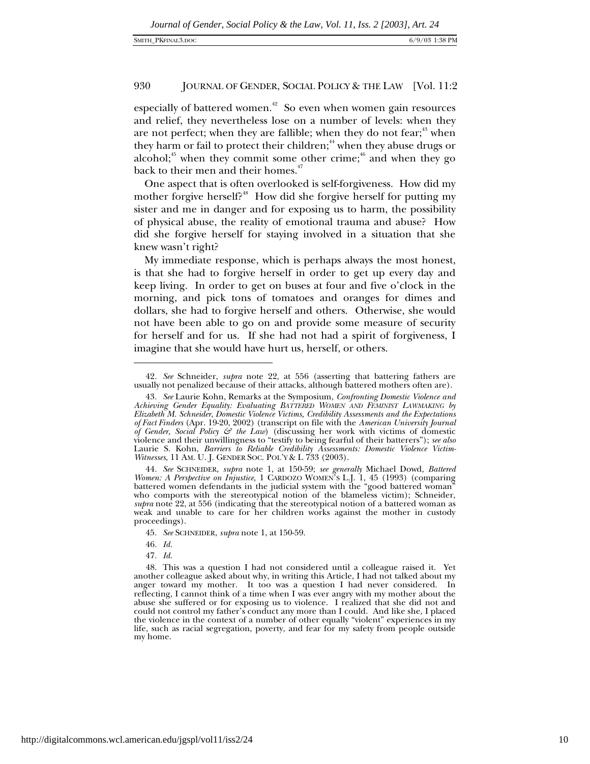especially of battered women.[42] So even when women gain resources and relief, they nevertheless lose on a number of levels: when they are not perfect; when they are fallible; when they do not fear;[43] when they harm or fail to protect their children;[44] when they abuse drugs or alcohol;[45] when they commit some other crime;[46] and when they go back to their men and their homes.[47]

One aspect that is often overlooked is self-forgiveness. How did my mother forgive herself?[48] How did she forgive herself for putting my sister and me in danger and for exposing us to harm, the possibility of physical abuse, the reality of emotional trauma and abuse? How did she forgive herself for staying involved in a situation that she knew wasn't right?

My immediate response, which is perhaps always the most honest, is that she had to forgive herself in order to get up every day and keep living. In order to get on buses at four and five o'clock in the morning, and pick tons of tomatoes and oranges for dimes and dollars, she had to forgive herself and others. Otherwise, she would not have been able to go on and provide some measure of security for herself and for us. If she had not had a spirit of forgiveness, I imagine that she would have hurt us, herself, or others.

---

42. *See* Schneider, *supra* note 22, at 556 (asserting that battering fathers are usually not penalized because of their attacks, although battered mothers often are).

43. *See* Laurie Kohn, Remarks at the Symposium, *Confronting Domestic Violence and Achieving Gender Equality: Evaluating BATTERED WOMEN AND FEMINIST LAWMAKING by Elizabeth M. Schneider, Domestic Violence Victims, Credibility Assessments and the Expectations of Fact Finders* (Apr. 19-20, 2002) (transcript on file with the *American University Journal of Gender, Social Policy & the Law*) (discussing her work with victims of domestic violence and their unwillingness to "testify to being fearful of their batterers"); *see also* Laurie S. Kohn, *Barriers to Reliable Credibility Assessments: Domestic Violence Victim-Witnesses*, 11 AM. U. J. GENDER SOC. POL'Y & L 733 (2003).

44. *See* SCHNEIDER, *supra* note 1, at 150-59; *see generally* Michael Dowd, *Battered Women: A Perspective on Injustice*, 1 CARDOZO WOMEN'S L.J. 1, 45 (1993) (comparing battered women defendants in the judicial system with the "good battered woman" who comports with the stereotypical notion of the blameless victim); Schneider, *supra* note 22, at 556 (indicating that the stereotypical notion of a battered woman as weak and unable to care for her children works against the mother in custody proceedings).

45. *See* SCHNEIDER, *supra* note 1, at 150-59.

46. *Id.*

47. *Id.*

48. This was a question I had not considered until a colleague raised it. Yet another colleague asked about why, in writing this Article, I had not talked about my anger toward my mother. It too was a question I had never considered. In reflecting, I cannot think of a time when I was ever angry with my mother about the abuse she suffered or for exposing us to violence. I realized that she did not and could not control my father's conduct any more than I could. And like she, I placed the violence in the context of a number of other equally "violent" experiences in my life, such as racial segregation, poverty, and fear for my safety from people outside my home.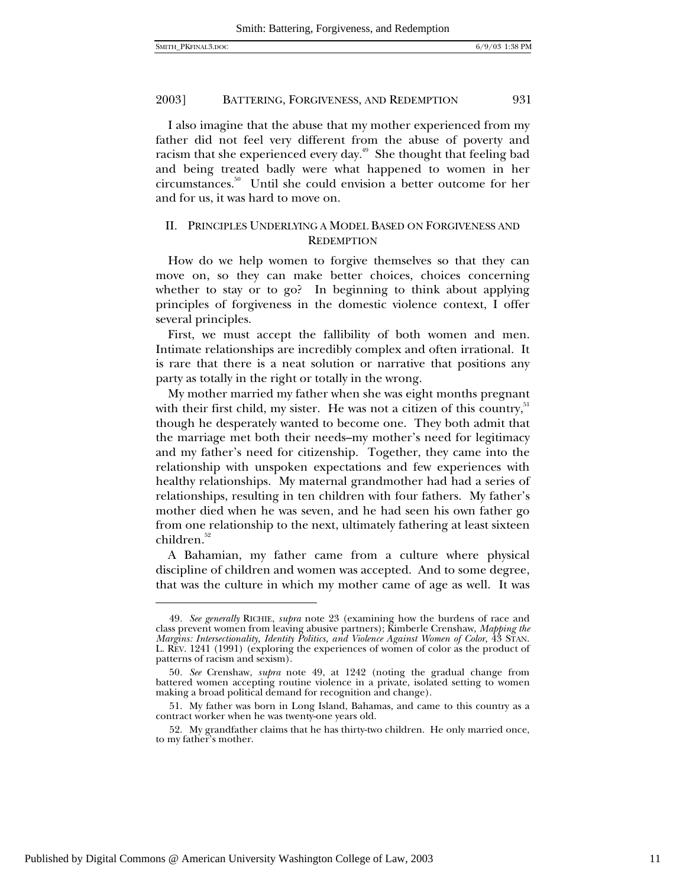I also imagine that the abuse that my mother experienced from my father did not feel very different from the abuse of poverty and racism that she experienced every day.[49] She thought that feeling bad and being treated badly were what happened to women in her circumstances.[50] Until she could envision a better outcome for her and for us, it was hard to move on.

## II. PRINCIPLES UNDERLYING A MODEL BASED ON FORGIVENESS AND REDEMPTION

How do we help women to forgive themselves so that they can move on, so they can make better choices, choices concerning whether to stay or to go? In beginning to think about applying principles of forgiveness in the domestic violence context, I offer several principles.

First, we must accept the fallibility of both women and men. Intimate relationships are incredibly complex and often irrational. It is rare that there is a neat solution or narrative that positions any party as totally in the right or totally in the wrong.

My mother married my father when she was eight months pregnant with their first child, my sister. He was not a citizen of this country,[51] though he desperately wanted to become one. They both admit that the marriage met both their needs–my mother's need for legitimacy and my father's need for citizenship. Together, they came into the relationship with unspoken expectations and few experiences with healthy relationships. My maternal grandmother had had a series of relationships, resulting in ten children with four fathers. My father's mother died when he was seven, and he had seen his own father go from one relationship to the next, ultimately fathering at least sixteen children.[52]

A Bahamian, my father came from a culture where physical discipline of children and women was accepted. And to some degree, that was the culture in which my mother came of age as well. It was

---

49. *See generally* RICHIE, *supra* note 23 (examining how the burdens of race and class prevent women from leaving abusive partners); Kimberle Crenshaw, *Mapping the Margins: Intersectionality, Identity Politics, and Violence Against Women of Color,* 43 STAN. L. REV. 1241 (1991) (exploring the experiences of women of color as the product of patterns of racism and sexism).

50. *See* Crenshaw, *supra* note 49, at 1242 (noting the gradual change from battered women accepting routine violence in a private, isolated setting to women making a broad political demand for recognition and change).

51. My father was born in Long Island, Bahamas, and came to this country as a contract worker when he was twenty-one years old.

52. My grandfather claims that he has thirty-two children. He only married once, to my father's mother.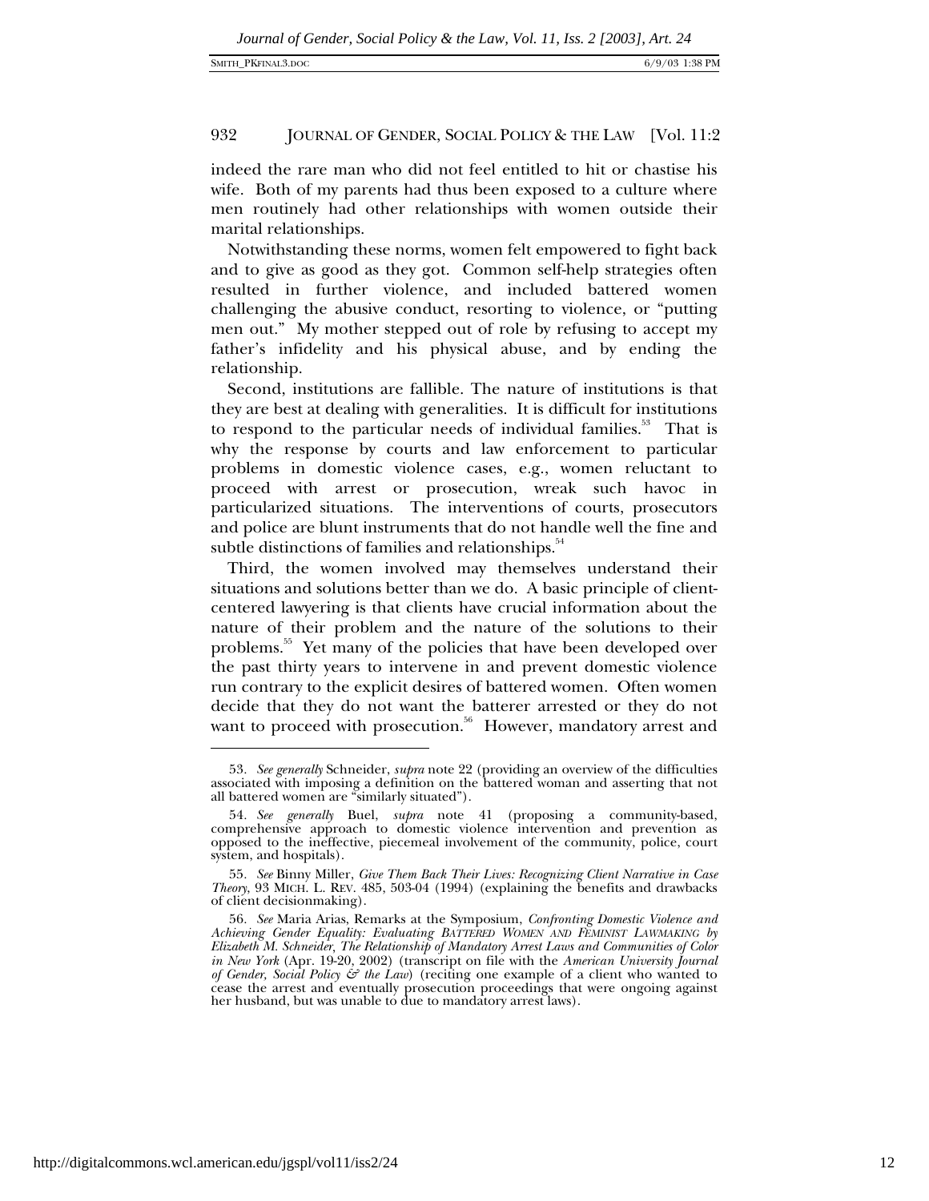indeed the rare man who did not feel entitled to hit or chastise his wife. Both of my parents had thus been exposed to a culture where men routinely had other relationships with women outside their marital relationships.

Notwithstanding these norms, women felt empowered to fight back and to give as good as they got. Common self-help strategies often resulted in further violence, and included battered women challenging the abusive conduct, resorting to violence, or "putting men out." My mother stepped out of role by refusing to accept my father's infidelity and his physical abuse, and by ending the relationship.

Second, institutions are fallible. The nature of institutions is that they are best at dealing with generalities. It is difficult for institutions to respond to the particular needs of individual families.[53] That is why the response by courts and law enforcement to particular problems in domestic violence cases, e.g., women reluctant to proceed with arrest or prosecution, wreak such havoc in particularized situations. The interventions of courts, prosecutors and police are blunt instruments that do not handle well the fine and subtle distinctions of families and relationships.[54]

Third, the women involved may themselves understand their situations and solutions better than we do. A basic principle of client-centered lawyering is that clients have crucial information about the nature of their problem and the nature of the solutions to their problems.[55] Yet many of the policies that have been developed over the past thirty years to intervene in and prevent domestic violence run contrary to the explicit desires of battered women. Often women decide that they do not want the batterer arrested or they do not want to proceed with prosecution.[56] However, mandatory arrest and

---

53. *See generally* Schneider, *supra* note 22 (providing an overview of the difficulties associated with imposing a definition on the battered woman and asserting that not all battered women are "similarly situated").

54. *See generally* Buel, *supra* note 41 (proposing a community-based, comprehensive approach to domestic violence intervention and prevention as opposed to the ineffective, piecemeal involvement of the community, police, court system, and hospitals).

55. *See* Binny Miller, *Give Them Back Their Lives: Recognizing Client Narrative in Case Theory*, 93 MICH. L. REV. 485, 503-04 (1994) (explaining the benefits and drawbacks of client decisionmaking).

56. *See* Maria Arias, Remarks at the Symposium, *Confronting Domestic Violence and Achieving Gender Equality: Evaluating BATTERED WOMEN AND FEMINIST LAWMAKING by Elizabeth M. Schneider, The Relationship of Mandatory Arrest Laws and Communities of Color in New York* (Apr. 19-20, 2002) (transcript on file with the *American University Journal of Gender, Social Policy & the Law*) (reciting one example of a client who wanted to cease the arrest and eventually prosecution proceedings that were ongoing against her husband, but was unable to due to mandatory arrest laws).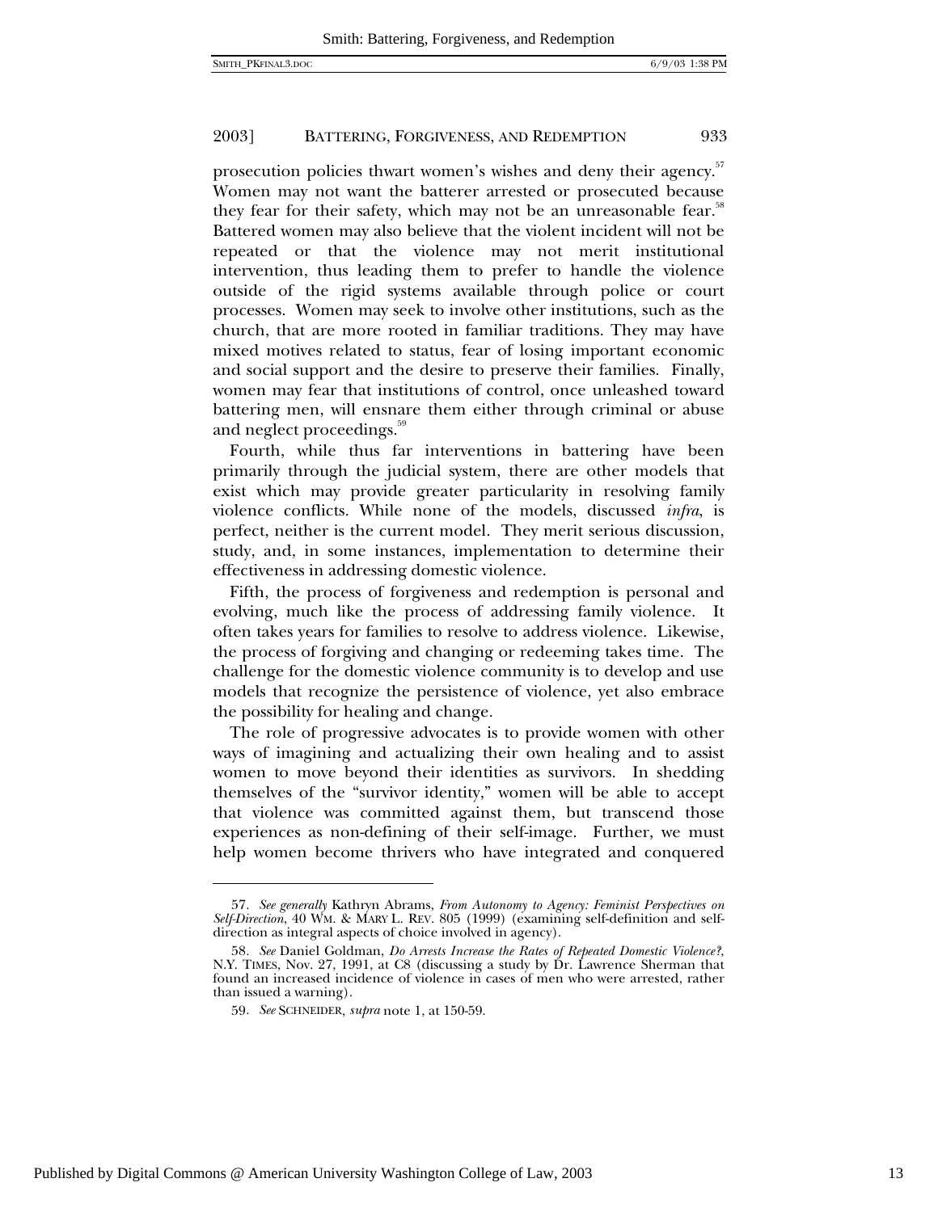prosecution policies thwart women's wishes and deny their agency.[57] Women may not want the batterer arrested or prosecuted because they fear for their safety, which may not be an unreasonable fear.[58] Battered women may also believe that the violent incident will not be repeated or that the violence may not merit institutional intervention, thus leading them to prefer to handle the violence outside of the rigid systems available through police or court processes. Women may seek to involve other institutions, such as the church, that are more rooted in familiar traditions. They may have mixed motives related to status, fear of losing important economic and social support and the desire to preserve their families. Finally, women may fear that institutions of control, once unleashed toward battering men, will ensnare them either through criminal or abuse and neglect proceedings.[59]

Fourth, while thus far interventions in battering have been primarily through the judicial system, there are other models that exist which may provide greater particularity in resolving family violence conflicts. While none of the models, discussed *infra*, is perfect, neither is the current model. They merit serious discussion, study, and, in some instances, implementation to determine their effectiveness in addressing domestic violence.

Fifth, the process of forgiveness and redemption is personal and evolving, much like the process of addressing family violence. It often takes years for families to resolve to address violence. Likewise, the process of forgiving and changing or redeeming takes time. The challenge for the domestic violence community is to develop and use models that recognize the persistence of violence, yet also embrace the possibility for healing and change.

The role of progressive advocates is to provide women with other ways of imagining and actualizing their own healing and to assist women to move beyond their identities as survivors. In shedding themselves of the "survivor identity," women will be able to accept that violence was committed against them, but transcend those experiences as non-defining of their self-image. Further, we must help women become thrivers who have integrated and conquered

---

57. *See generally* Kathryn Abrams, *From Autonomy to Agency: Feminist Perspectives on Self-Direction*, 40 WM. & MARY L. REV. 805 (1999) (examining self-definition and self-direction as integral aspects of choice involved in agency).

58. *See* Daniel Goldman, *Do Arrests Increase the Rates of Repeated Domestic Violence?*, N.Y. TIMES, Nov. 27, 1991, at C8 (discussing a study by Dr. Lawrence Sherman that found an increased incidence of violence in cases of men who were arrested, rather than issued a warning).

59. *See* SCHNEIDER, *supra* note 1, at 150-59.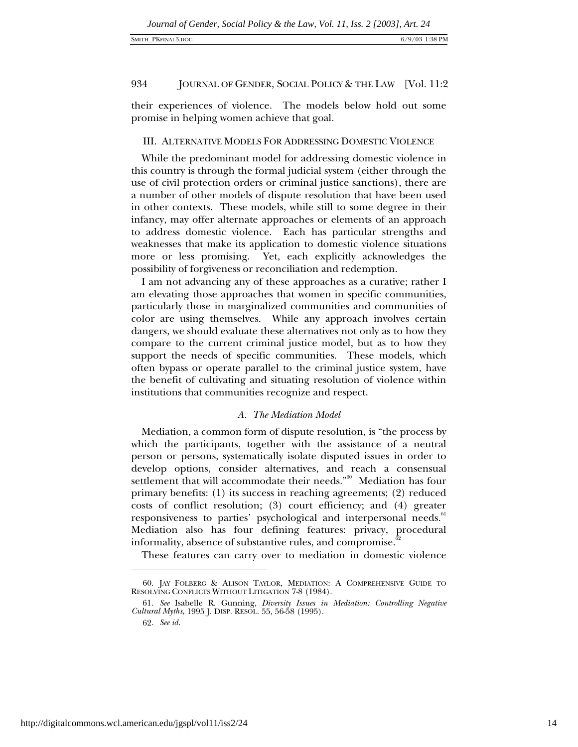their experiences of violence. The models below hold out some promise in helping women achieve that goal.

## III. ALTERNATIVE MODELS FOR ADDRESSING DOMESTIC VIOLENCE

While the predominant model for addressing domestic violence in this country is through the formal judicial system (either through the use of civil protection orders or criminal justice sanctions), there are a number of other models of dispute resolution that have been used in other contexts. These models, while still to some degree in their infancy, may offer alternate approaches or elements of an approach to address domestic violence. Each has particular strengths and weaknesses that make its application to domestic violence situations more or less promising. Yet, each explicitly acknowledges the possibility of forgiveness or reconciliation and redemption.

I am not advancing any of these approaches as a curative; rather I am elevating those approaches that women in specific communities, particularly those in marginalized communities and communities of color are using themselves. While any approach involves certain dangers, we should evaluate these alternatives not only as to how they compare to the current criminal justice model, but as to how they support the needs of specific communities. These models, which often bypass or operate parallel to the criminal justice system, have the benefit of cultivating and situating resolution of violence within institutions that communities recognize and respect.

### *A. The Mediation Model*

Mediation, a common form of dispute resolution, is "the process by which the participants, together with the assistance of a neutral person or persons, systematically isolate disputed issues in order to develop options, consider alternatives, and reach a consensual settlement that will accommodate their needs."[60] Mediation has four primary benefits: (1) its success in reaching agreements; (2) reduced costs of conflict resolution; (3) court efficiency; and (4) greater responsiveness to parties' psychological and interpersonal needs.[61] Mediation also has four defining features: privacy, procedural informality, absence of substantive rules, and compromise.[62]

These features can carry over to mediation in domestic violence

---

60. JAY FOLBERG & ALISON TAYLOR, MEDIATION: A COMPREHENSIVE GUIDE TO RESOLVING CONFLICTS WITHOUT LITIGATION 7-8 (1984).

61. *See* Isabelle R. Gunning, *Diversity Issues in Mediation: Controlling Negative Cultural Myths,* 1995 J. DISP. RESOL. 55, 56-58 (1995).

62. *See id.*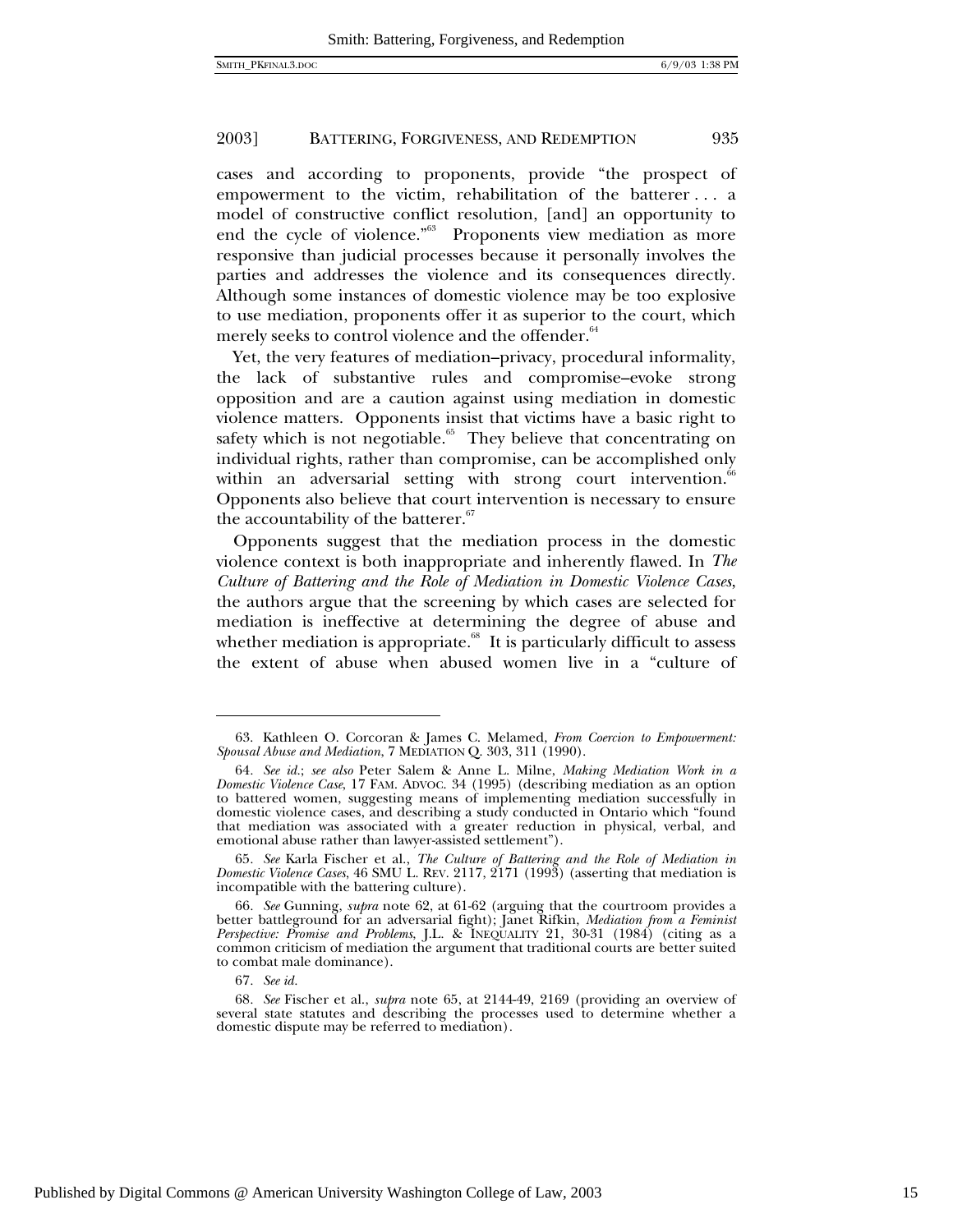cases and according to proponents, provide "the prospect of empowerment to the victim, rehabilitation of the batterer . . . a model of constructive conflict resolution, [and] an opportunity to end the cycle of violence."[63] Proponents view mediation as more responsive than judicial processes because it personally involves the parties and addresses the violence and its consequences directly. Although some instances of domestic violence may be too explosive to use mediation, proponents offer it as superior to the court, which merely seeks to control violence and the offender.[64]

Yet, the very features of mediation–privacy, procedural informality, the lack of substantive rules and compromise–evoke strong opposition and are a caution against using mediation in domestic violence matters. Opponents insist that victims have a basic right to safety which is not negotiable.[65] They believe that concentrating on individual rights, rather than compromise, can be accomplished only within an adversarial setting with strong court intervention.[66] Opponents also believe that court intervention is necessary to ensure the accountability of the batterer.[67]

Opponents suggest that the mediation process in the domestic violence context is both inappropriate and inherently flawed. In *The Culture of Battering and the Role of Mediation in Domestic Violence Cases*, the authors argue that the screening by which cases are selected for mediation is ineffective at determining the degree of abuse and whether mediation is appropriate.[68] It is particularly difficult to assess the extent of abuse when abused women live in a "culture of

---

63. Kathleen O. Corcoran & James C. Melamed, *From Coercion to Empowerment: Spousal Abuse and Mediation*, 7 MEDIATION Q. 303, 311 (1990).

64. *See id.*; *see also* Peter Salem & Anne L. Milne, *Making Mediation Work in a Domestic Violence Case*, 17 FAM. ADVOC. 34 (1995) (describing mediation as an option to battered women, suggesting means of implementing mediation successfully in domestic violence cases, and describing a study conducted in Ontario which "found that mediation was associated with a greater reduction in physical, verbal, and emotional abuse rather than lawyer-assisted settlement").

65. *See* Karla Fischer et al., *The Culture of Battering and the Role of Mediation in Domestic Violence Cases*, 46 SMU L. REV. 2117, 2171 (1993) (asserting that mediation is incompatible with the battering culture).

66. *See* Gunning, *supra* note 62, at 61-62 (arguing that the courtroom provides a better battleground for an adversarial fight); Janet Rifkin, *Mediation from a Feminist Perspective: Promise and Problems*, J.L. & INEQUALITY 21, 30-31 (1984) (citing as a common criticism of mediation the argument that traditional courts are better suited to combat male dominance).

67. *See id.*

68. *See* Fischer et al., *supra* note 65, at 2144-49, 2169 (providing an overview of several state statutes and describing the processes used to determine whether a domestic dispute may be referred to mediation).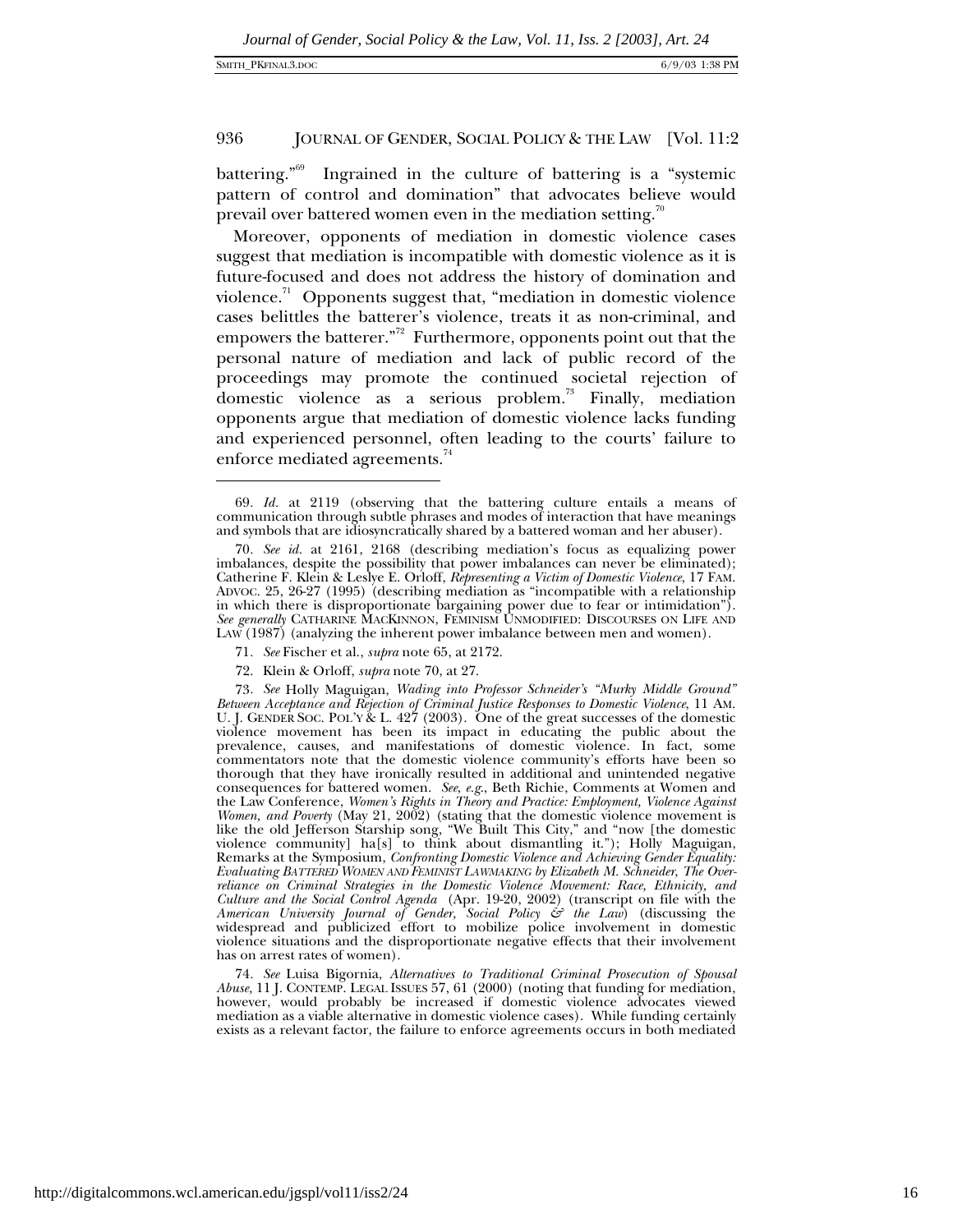battering."[69] Ingrained in the culture of battering is a "systemic pattern of control and domination" that advocates believe would prevail over battered women even in the mediation setting.[70]

Moreover, opponents of mediation in domestic violence cases suggest that mediation is incompatible with domestic violence as it is future-focused and does not address the history of domination and violence.[71] Opponents suggest that, "mediation in domestic violence cases belittles the batterer's violence, treats it as non-criminal, and empowers the batterer."[72] Furthermore, opponents point out that the personal nature of mediation and lack of public record of the proceedings may promote the continued societal rejection of domestic violence as a serious problem.[73] Finally, mediation opponents argue that mediation of domestic violence lacks funding and experienced personnel, often leading to the courts' failure to enforce mediated agreements.[74]

---

69. *Id.* at 2119 (observing that the battering culture entails a means of communication through subtle phrases and modes of interaction that have meanings and symbols that are idiosyncratically shared by a battered woman and her abuser).

70. *See id.* at 2161, 2168 (describing mediation's focus as equalizing power imbalances, despite the possibility that power imbalances can never be eliminated); Catherine F. Klein & Leslye E. Orloff, *Representing a Victim of Domestic Violence*, 17 FAM. ADVOC. 25, 26-27 (1995) (describing mediation as "incompatible with a relationship in which there is disproportionate bargaining power due to fear or intimidation"). *See generally* CATHARINE MACKINNON, FEMINISM UNMODIFIED: DISCOURSES ON LIFE AND LAW (1987) (analyzing the inherent power imbalance between men and women).

71. *See* Fischer et al., *supra* note 65, at 2172.

72. Klein & Orloff, *supra* note 70, at 27.

73. *See* Holly Maguigan, *Wading into Professor Schneider's "Murky Middle Ground" Between Acceptance and Rejection of Criminal Justice Responses to Domestic Violence*, 11 AM. U. J. GENDER SOC. POL'Y & L. 427 (2003). One of the great successes of the domestic violence movement has been its impact in educating the public about the prevalence, causes, and manifestations of domestic violence. In fact, some commentators note that the domestic violence community's efforts have been so thorough that they have ironically resulted in additional and unintended negative consequences for battered women. *See, e.g.*, Beth Richie, Comments at Women and the Law Conference, *Women's Rights in Theory and Practice: Employment, Violence Against Women, and Poverty* (May 21, 2002) (stating that the domestic violence movement is like the old Jefferson Starship song, "We Built This City," and "now [the domestic violence community] ha[s] to think about dismantling it."); Holly Maguigan, Remarks at the Symposium, *Confronting Domestic Violence and Achieving Gender Equality: Evaluating BATTERED WOMEN AND FEMINIST LAWMAKING by Elizabeth M. Schneider, The Over-reliance on Criminal Strategies in the Domestic Violence Movement: Race, Ethnicity, and Culture and the Social Control Agenda* (Apr. 19-20, 2002) (transcript on file with the *American University Journal of Gender, Social Policy & the Law*) (discussing the widespread and publicized effort to mobilize police involvement in domestic violence situations and the disproportionate negative effects that their involvement has on arrest rates of women).

74. *See* Luisa Bigornia, *Alternatives to Traditional Criminal Prosecution of Spousal Abuse*, 11 J. CONTEMP. LEGAL ISSUES 57, 61 (2000) (noting that funding for mediation, however, would probably be increased if domestic violence advocates viewed mediation as a viable alternative in domestic violence cases). While funding certainly exists as a relevant factor, the failure to enforce agreements occurs in both mediated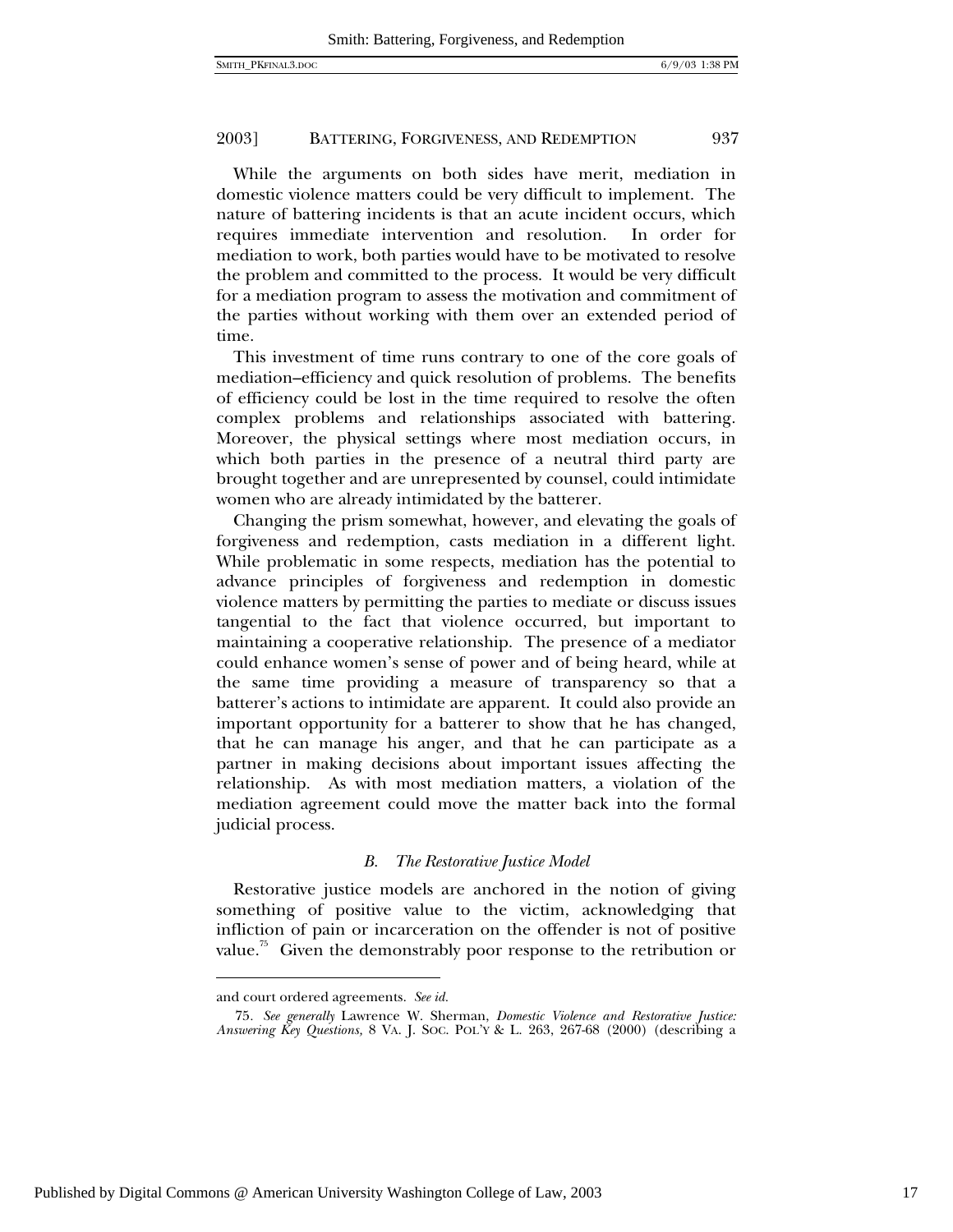While the arguments on both sides have merit, mediation in domestic violence matters could be very difficult to implement. The nature of battering incidents is that an acute incident occurs, which requires immediate intervention and resolution. In order for mediation to work, both parties would have to be motivated to resolve the problem and committed to the process. It would be very difficult for a mediation program to assess the motivation and commitment of the parties without working with them over an extended period of time.

This investment of time runs contrary to one of the core goals of mediation–efficiency and quick resolution of problems. The benefits of efficiency could be lost in the time required to resolve the often complex problems and relationships associated with battering. Moreover, the physical settings where most mediation occurs, in which both parties in the presence of a neutral third party are brought together and are unrepresented by counsel, could intimidate women who are already intimidated by the batterer.

Changing the prism somewhat, however, and elevating the goals of forgiveness and redemption, casts mediation in a different light. While problematic in some respects, mediation has the potential to advance principles of forgiveness and redemption in domestic violence matters by permitting the parties to mediate or discuss issues tangential to the fact that violence occurred, but important to maintaining a cooperative relationship. The presence of a mediator could enhance women's sense of power and of being heard, while at the same time providing a measure of transparency so that a batterer's actions to intimidate are apparent. It could also provide an important opportunity for a batterer to show that he has changed, that he can manage his anger, and that he can participate as a partner in making decisions about important issues affecting the relationship. As with most mediation matters, a violation of the mediation agreement could move the matter back into the formal judicial process.

### *B. The Restorative Justice Model*

Restorative justice models are anchored in the notion of giving something of positive value to the victim, acknowledging that infliction of pain or incarceration on the offender is not of positive value.[75] Given the demonstrably poor response to the retribution or

---

and court ordered agreements. *See id.*

75. *See generally* Lawrence W. Sherman, *Domestic Violence and Restorative Justice: Answering Key Questions,* 8 VA. J. SOC. POL'Y & L. 263, 267-68 (2000) (describing a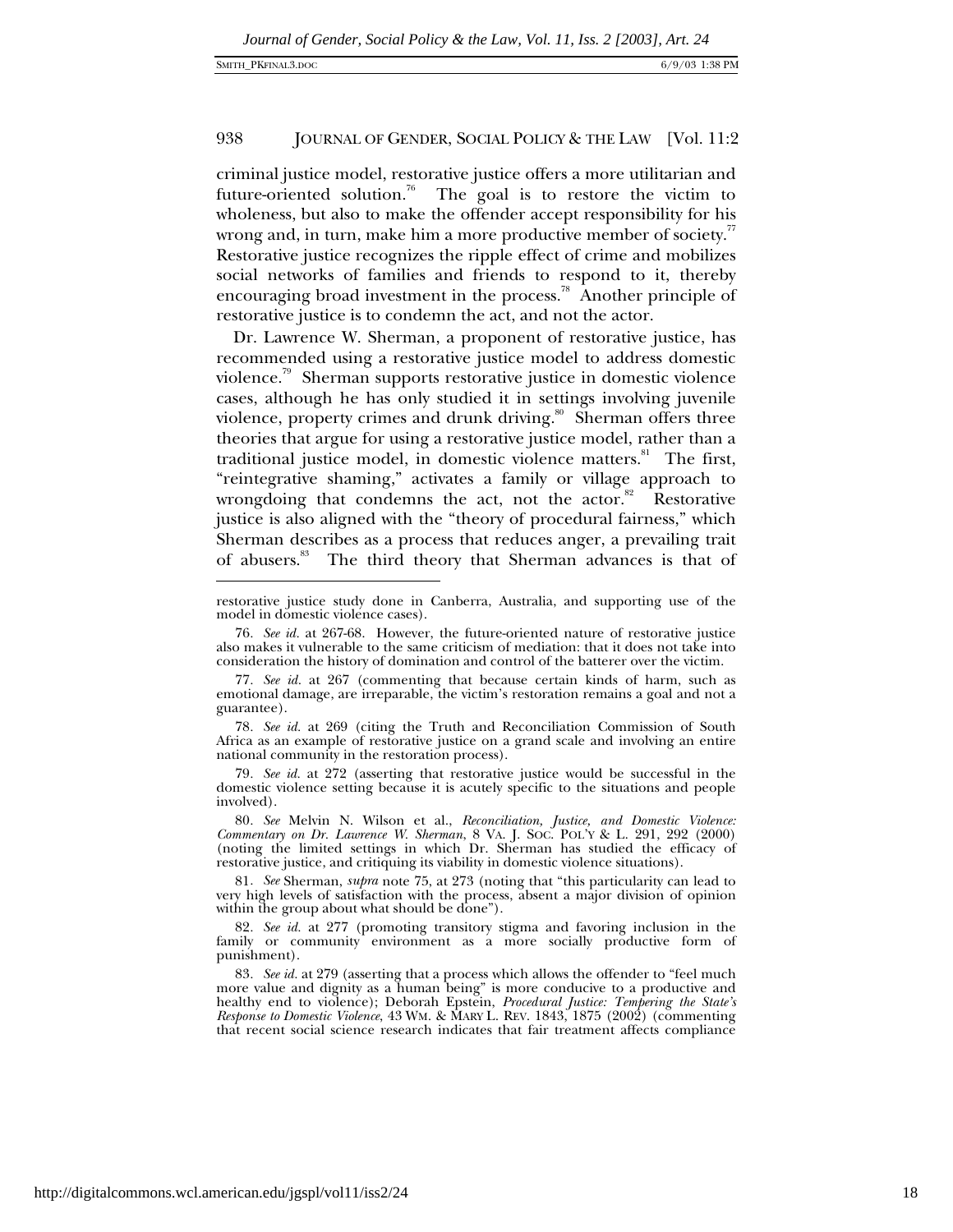criminal justice model, restorative justice offers a more utilitarian and future-oriented solution.[76] The goal is to restore the victim to wholeness, but also to make the offender accept responsibility for his wrong and, in turn, make him a more productive member of society.[77] Restorative justice recognizes the ripple effect of crime and mobilizes social networks of families and friends to respond to it, thereby encouraging broad investment in the process.[78] Another principle of restorative justice is to condemn the act, and not the actor.

Dr. Lawrence W. Sherman, a proponent of restorative justice, has recommended using a restorative justice model to address domestic violence.[79] Sherman supports restorative justice in domestic violence cases, although he has only studied it in settings involving juvenile violence, property crimes and drunk driving.[80] Sherman offers three theories that argue for using a restorative justice model, rather than a traditional justice model, in domestic violence matters.[81] The first, "reintegrative shaming," activates a family or village approach to wrongdoing that condemns the act, not the actor.[82] Restorative justice is also aligned with the "theory of procedural fairness," which Sherman describes as a process that reduces anger, a prevailing trait of abusers.[83] The third theory that Sherman advances is that of

---

restorative justice study done in Canberra, Australia, and supporting use of the model in domestic violence cases).

76. *See id.* at 267-68. However, the future-oriented nature of restorative justice also makes it vulnerable to the same criticism of mediation: that it does not take into consideration the history of domination and control of the batterer over the victim.

77. *See id.* at 267 (commenting that because certain kinds of harm, such as emotional damage, are irreparable, the victim's restoration remains a goal and not a guarantee).

78. *See id.* at 269 (citing the Truth and Reconciliation Commission of South Africa as an example of restorative justice on a grand scale and involving an entire national community in the restoration process).

79. *See id.* at 272 (asserting that restorative justice would be successful in the domestic violence setting because it is acutely specific to the situations and people involved).

80. *See* Melvin N. Wilson et al., *Reconciliation, Justice, and Domestic Violence: Commentary on Dr. Lawrence W. Sherman*, 8 VA. J. SOC. POL'Y & L. 291, 292 (2000) (noting the limited settings in which Dr. Sherman has studied the efficacy of restorative justice, and critiquing its viability in domestic violence situations).

81. *See* Sherman, *supra* note 75, at 273 (noting that "this particularity can lead to very high levels of satisfaction with the process, absent a major division of opinion within the group about what should be done").

82. *See id.* at 277 (promoting transitory stigma and favoring inclusion in the family or community environment as a more socially productive form of punishment).

83. *See id.* at 279 (asserting that a process which allows the offender to "feel much more value and dignity as a human being" is more conducive to a productive and healthy end to violence); Deborah Epstein, *Procedural Justice: Tempering the State's Response to Domestic Violence*, 43 WM. & MARY L. REV. 1843, 1875 (2002) (commenting that recent social science research indicates that fair treatment affects compliance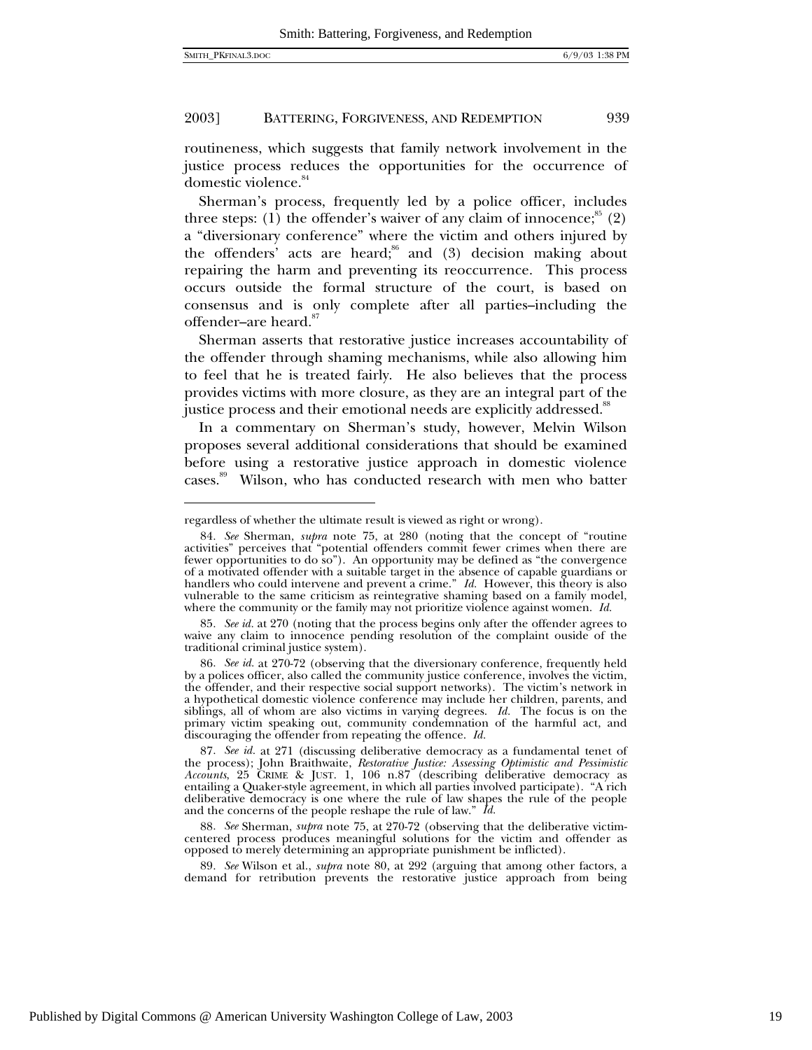routineness, which suggests that family network involvement in the justice process reduces the opportunities for the occurrence of domestic violence.[84]

Sherman's process, frequently led by a police officer, includes three steps: (1) the offender's waiver of any claim of innocence;[85] (2) a "diversionary conference" where the victim and others injured by the offenders' acts are heard;[86] and (3) decision making about repairing the harm and preventing its reoccurrence. This process occurs outside the formal structure of the court, is based on consensus and is only complete after all parties–including the offender–are heard.[87]

Sherman asserts that restorative justice increases accountability of the offender through shaming mechanisms, while also allowing him to feel that he is treated fairly. He also believes that the process provides victims with more closure, as they are an integral part of the justice process and their emotional needs are explicitly addressed.[88]

In a commentary on Sherman's study, however, Melvin Wilson proposes several additional considerations that should be examined before using a restorative justice approach in domestic violence cases.[89] Wilson, who has conducted research with men who batter

---

regardless of whether the ultimate result is viewed as right or wrong).

84. *See* Sherman, *supra* note 75, at 280 (noting that the concept of "routine activities" perceives that "potential offenders commit fewer crimes when there are fewer opportunities to do so"). An opportunity may be defined as "the convergence of a motivated offender with a suitable target in the absence of capable guardians or handlers who could intervene and prevent a crime." *Id.* However, this theory is also vulnerable to the same criticism as reintegrative shaming based on a family model, where the community or the family may not prioritize violence against women. *Id.*

85. *See id.* at 270 (noting that the process begins only after the offender agrees to waive any claim to innocence pending resolution of the complaint ouside of the traditional criminal justice system).

86. *See id.* at 270-72 (observing that the diversionary conference, frequently held by a polices officer, also called the community justice conference, involves the victim, the offender, and their respective social support networks). The victim's network in a hypothetical domestic violence conference may include her children, parents, and siblings, all of whom are also victims in varying degrees. *Id.* The focus is on the primary victim speaking out, community condemnation of the harmful act, and discouraging the offender from repeating the offence. *Id.*

87. *See id.* at 271 (discussing deliberative democracy as a fundamental tenet of the process); John Braithwaite, *Restorative Justice: Assessing Optimistic and Pessimistic Accounts*, 25 CRIME & JUST. 1, 106 n.87 (describing deliberative democracy as entailing a Quaker-style agreement, in which all parties involved participate). "A rich deliberative democracy is one where the rule of law shapes the rule of the people and the concerns of the people reshape the rule of law." *Id.*

88. *See* Sherman, *supra* note 75, at 270-72 (observing that the deliberative victim-centered process produces meaningful solutions for the victim and offender as opposed to merely determining an appropriate punishment be inflicted).

89. *See* Wilson et al., *supra* note 80, at 292 (arguing that among other factors, a demand for retribution prevents the restorative justice approach from being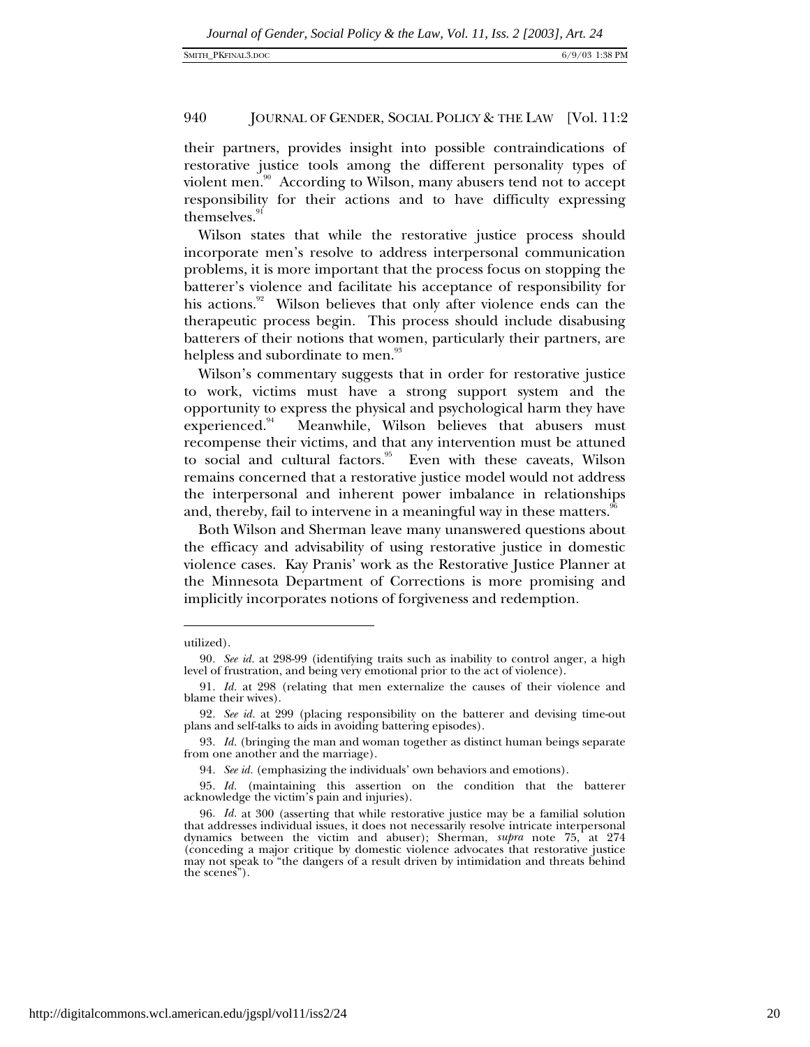their partners, provides insight into possible contraindications of restorative justice tools among the different personality types of violent men.[90] According to Wilson, many abusers tend not to accept responsibility for their actions and to have difficulty expressing themselves.[91]

Wilson states that while the restorative justice process should incorporate men's resolve to address interpersonal communication problems, it is more important that the process focus on stopping the batterer's violence and facilitate his acceptance of responsibility for his actions.[92] Wilson believes that only after violence ends can the therapeutic process begin. This process should include disabusing batterers of their notions that women, particularly their partners, are helpless and subordinate to men.[93]

Wilson's commentary suggests that in order for restorative justice to work, victims must have a strong support system and the opportunity to express the physical and psychological harm they have experienced.[94] Meanwhile, Wilson believes that abusers must recompense their victims, and that any intervention must be attuned to social and cultural factors.[95] Even with these caveats, Wilson remains concerned that a restorative justice model would not address the interpersonal and inherent power imbalance in relationships and, thereby, fail to intervene in a meaningful way in these matters.[96]

Both Wilson and Sherman leave many unanswered questions about the efficacy and advisability of using restorative justice in domestic violence cases. Kay Pranis' work as the Restorative Justice Planner at the Minnesota Department of Corrections is more promising and implicitly incorporates notions of forgiveness and redemption.

---

utilized).

90. *See id.* at 298-99 (identifying traits such as inability to control anger, a high level of frustration, and being very emotional prior to the act of violence).

91. *Id.* at 298 (relating that men externalize the causes of their violence and blame their wives).

92. *See id.* at 299 (placing responsibility on the batterer and devising time-out plans and self-talks to aids in avoiding battering episodes).

93. *Id.* (bringing the man and woman together as distinct human beings separate from one another and the marriage).

94. *See id.* (emphasizing the individuals' own behaviors and emotions).

95. *Id.* (maintaining this assertion on the condition that the batterer acknowledge the victim's pain and injuries).

96. *Id.* at 300 (asserting that while restorative justice may be a familial solution that addresses individual issues, it does not necessarily resolve intricate interpersonal dynamics between the victim and abuser); Sherman, *supra* note 75, at 274 (conceding a major critique by domestic violence advocates that restorative justice may not speak to "the dangers of a result driven by intimidation and threats behind the scenes").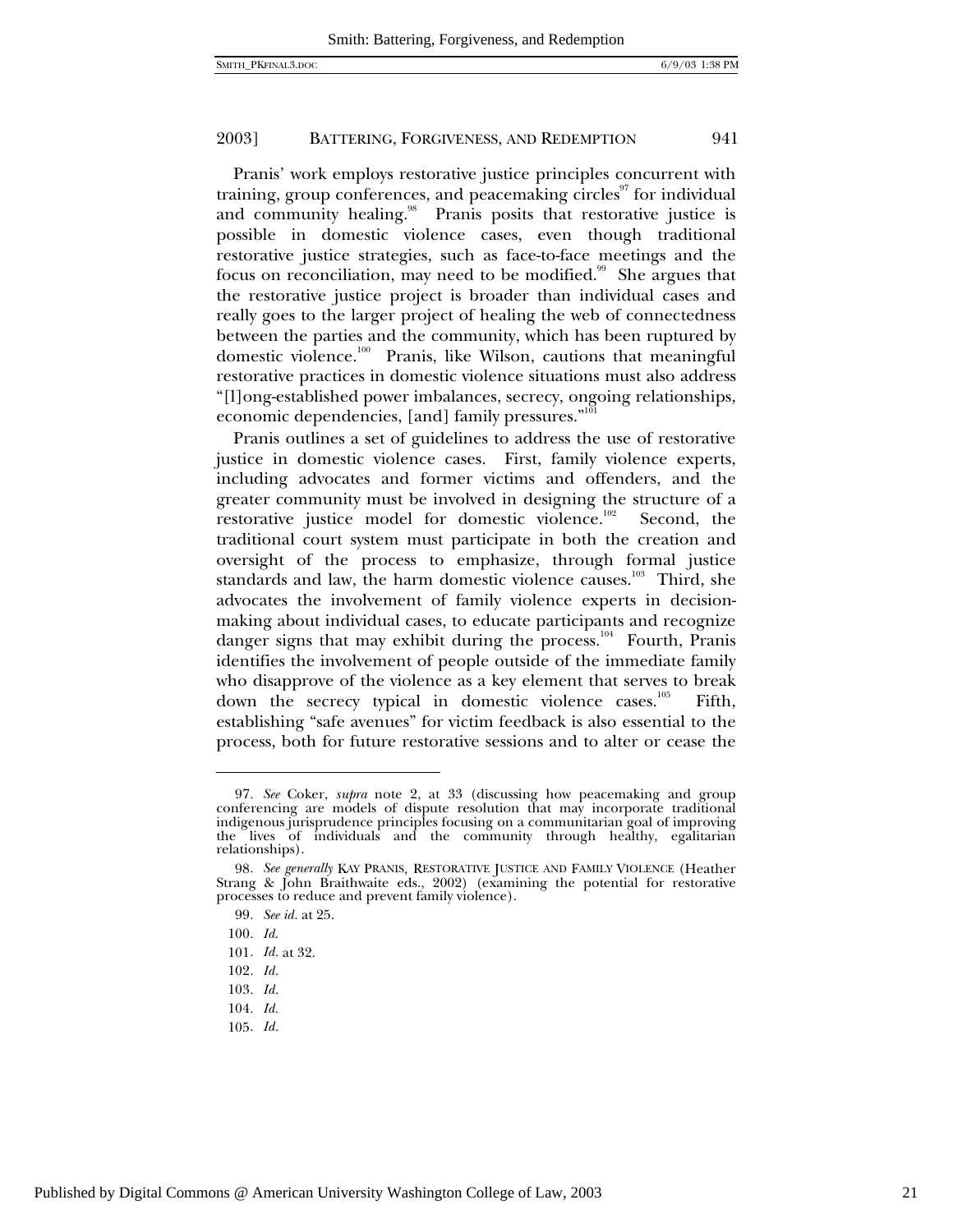Pranis' work employs restorative justice principles concurrent with training, group conferences, and peacemaking circles[97] for individual and community healing.[98] Pranis posits that restorative justice is possible in domestic violence cases, even though traditional restorative justice strategies, such as face-to-face meetings and the focus on reconciliation, may need to be modified.[99] She argues that the restorative justice project is broader than individual cases and really goes to the larger project of healing the web of connectedness between the parties and the community, which has been ruptured by domestic violence.[100] Pranis, like Wilson, cautions that meaningful restorative practices in domestic violence situations must also address "[l]ong-established power imbalances, secrecy, ongoing relationships, economic dependencies, [and] family pressures."[101]

Pranis outlines a set of guidelines to address the use of restorative justice in domestic violence cases. First, family violence experts, including advocates and former victims and offenders, and the greater community must be involved in designing the structure of a restorative justice model for domestic violence.[102] Second, the traditional court system must participate in both the creation and oversight of the process to emphasize, through formal justice standards and law, the harm domestic violence causes.[103] Third, she advocates the involvement of family violence experts in decision-making about individual cases, to educate participants and recognize danger signs that may exhibit during the process.[104] Fourth, Pranis identifies the involvement of people outside of the immediate family who disapprove of the violence as a key element that serves to break down the secrecy typical in domestic violence cases.[105] Fifth, establishing "safe avenues" for victim feedback is also essential to the process, both for future restorative sessions and to alter or cease the

---

97. *See* Coker, *supra* note 2, at 33 (discussing how peacemaking and group conferencing are models of dispute resolution that may incorporate traditional indigenous jurisprudence principles focusing on a communitarian goal of improving the lives of individuals and the community through healthy, egalitarian relationships).

98. *See generally* KAY PRANIS, RESTORATIVE JUSTICE AND FAMILY VIOLENCE (Heather Strang & John Braithwaite eds., 2002) (examining the potential for restorative processes to reduce and prevent family violence).

99. *See id.* at 25.

100. *Id.*

101. *Id.* at 32.

102. *Id.*

103. *Id.*

104. *Id.*

105. *Id.*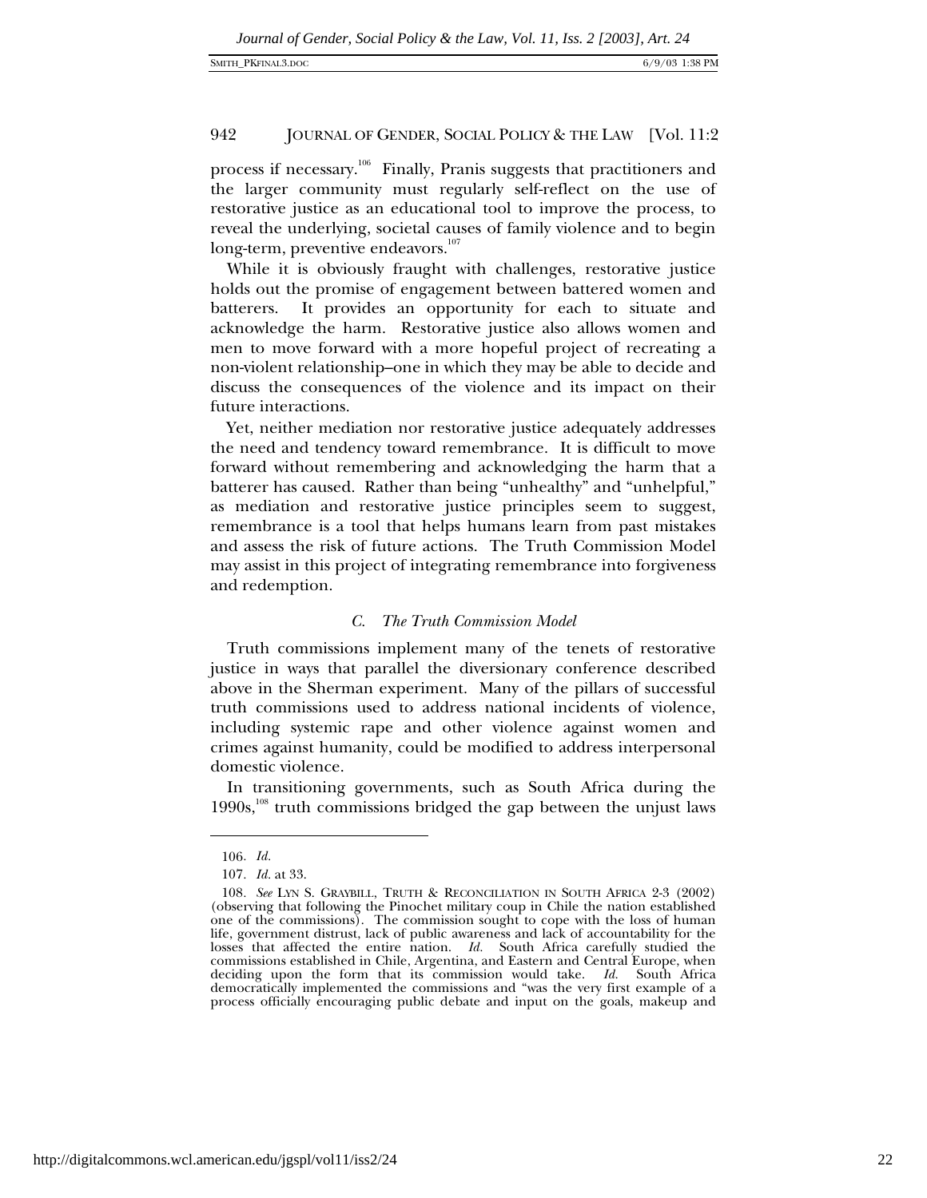process if necessary.[106] Finally, Pranis suggests that practitioners and the larger community must regularly self-reflect on the use of restorative justice as an educational tool to improve the process, to reveal the underlying, societal causes of family violence and to begin long-term, preventive endeavors.[107]

While it is obviously fraught with challenges, restorative justice holds out the promise of engagement between battered women and batterers. It provides an opportunity for each to situate and acknowledge the harm. Restorative justice also allows women and men to move forward with a more hopeful project of recreating a non-violent relationship–one in which they may be able to decide and discuss the consequences of the violence and its impact on their future interactions.

Yet, neither mediation nor restorative justice adequately addresses the need and tendency toward remembrance. It is difficult to move forward without remembering and acknowledging the harm that a batterer has caused. Rather than being "unhealthy" and "unhelpful," as mediation and restorative justice principles seem to suggest, remembrance is a tool that helps humans learn from past mistakes and assess the risk of future actions. The Truth Commission Model may assist in this project of integrating remembrance into forgiveness and redemption.

### *C. The Truth Commission Model*

Truth commissions implement many of the tenets of restorative justice in ways that parallel the diversionary conference described above in the Sherman experiment. Many of the pillars of successful truth commissions used to address national incidents of violence, including systemic rape and other violence against women and crimes against humanity, could be modified to address interpersonal domestic violence.

In transitioning governments, such as South Africa during the 1990s,[108] truth commissions bridged the gap between the unjust laws

---

106. *Id.*

107. *Id.* at 33.

108. *See* LYN S. GRAYBILL, TRUTH & RECONCILIATION IN SOUTH AFRICA 2-3 (2002) (observing that following the Pinochet military coup in Chile the nation established one of the commissions). The commission sought to cope with the loss of human life, government distrust, lack of public awareness and lack of accountability for the losses that affected the entire nation. *Id.* South Africa carefully studied the commissions established in Chile, Argentina, and Eastern and Central Europe, when deciding upon the form that its commission would take. *Id.* South Africa democratically implemented the commissions and "was the very first example of a process officially encouraging public debate and input on the goals, makeup and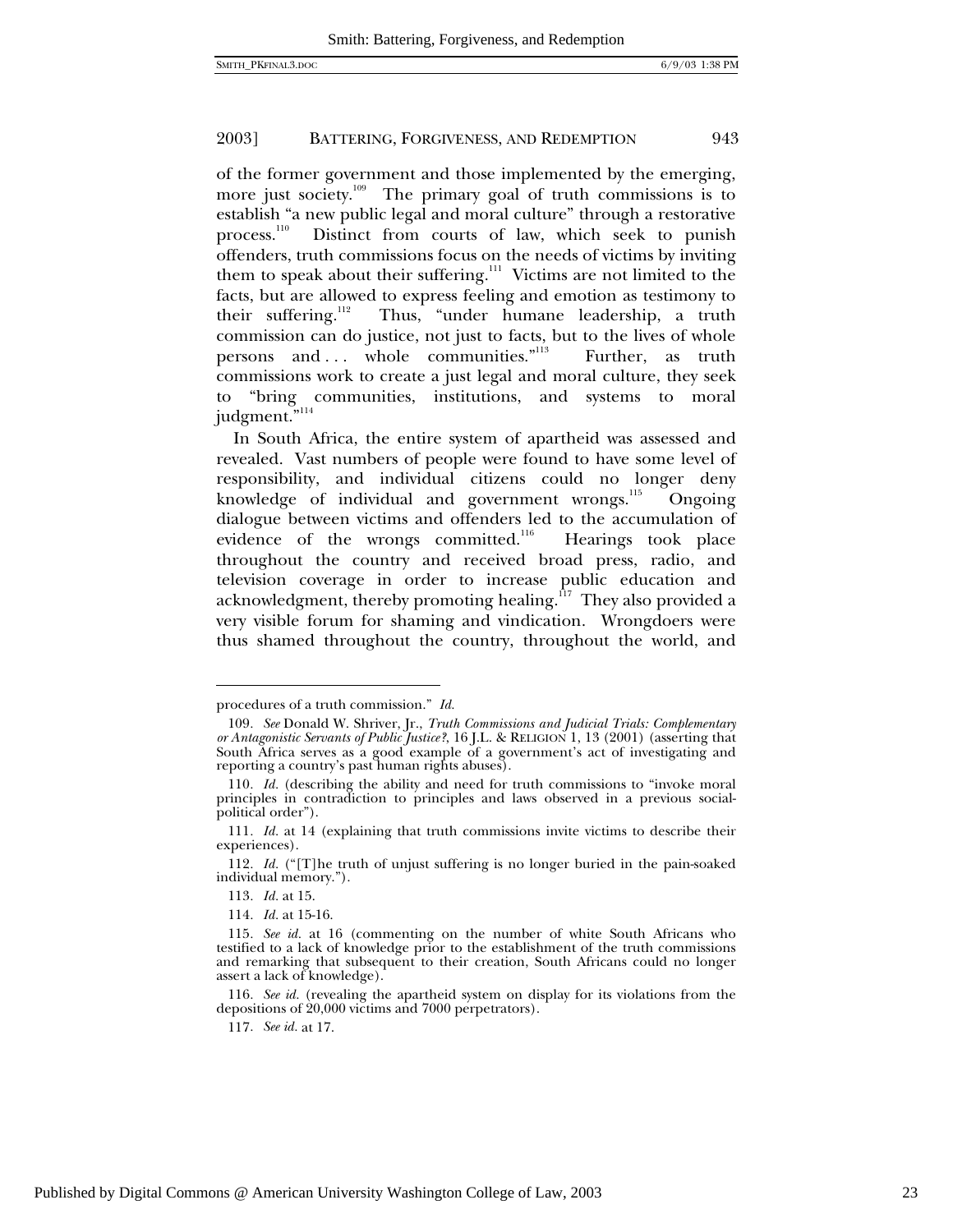of the former government and those implemented by the emerging, more just society.[109] The primary goal of truth commissions is to establish "a new public legal and moral culture" through a restorative process.[110] Distinct from courts of law, which seek to punish offenders, truth commissions focus on the needs of victims by inviting them to speak about their suffering.[111] Victims are not limited to the facts, but are allowed to express feeling and emotion as testimony to their suffering.[112] Thus, "under humane leadership, a truth commission can do justice, not just to facts, but to the lives of whole persons and . . . whole communities."[113] Further, as truth commissions work to create a just legal and moral culture, they seek to "bring communities, institutions, and systems to moral judgment."[114]

In South Africa, the entire system of apartheid was assessed and revealed. Vast numbers of people were found to have some level of responsibility, and individual citizens could no longer deny knowledge of individual and government wrongs.[115] Ongoing dialogue between victims and offenders led to the accumulation of evidence of the wrongs committed.[116] Hearings took place throughout the country and received broad press, radio, and television coverage in order to increase public education and acknowledgment, thereby promoting healing.[117] They also provided a very visible forum for shaming and vindication. Wrongdoers were thus shamed throughout the country, throughout the world, and

---

procedures of a truth commission." *Id.*

109. *See* Donald W. Shriver, Jr., *Truth Commissions and Judicial Trials: Complementary or Antagonistic Servants of Public Justice?*, 16 J.L. & RELIGION 1, 13 (2001) (asserting that South Africa serves as a good example of a government's act of investigating and reporting a country's past human rights abuses).

110. *Id.* (describing the ability and need for truth commissions to "invoke moral principles in contradiction to principles and laws observed in a previous social-political order").

111. *Id.* at 14 (explaining that truth commissions invite victims to describe their experiences).

112. *Id.* ("[T]he truth of unjust suffering is no longer buried in the pain-soaked individual memory.").

113. *Id.* at 15.

114. *Id.* at 15-16.

115. *See id.* at 16 (commenting on the number of white South Africans who testified to a lack of knowledge prior to the establishment of the truth commissions and remarking that subsequent to their creation, South Africans could no longer assert a lack of knowledge).

116. *See id.* (revealing the apartheid system on display for its violations from the depositions of 20,000 victims and 7000 perpetrators).

117. *See id.* at 17.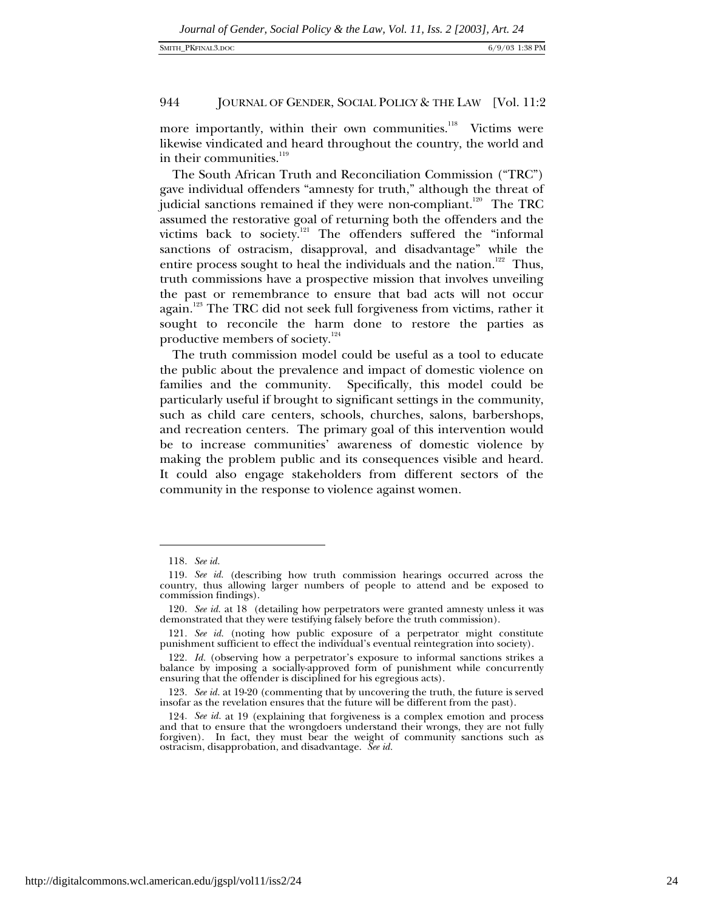more importantly, within their own communities.[118] Victims were likewise vindicated and heard throughout the country, the world and in their communities.[119]

The South African Truth and Reconciliation Commission ("TRC") gave individual offenders "amnesty for truth," although the threat of judicial sanctions remained if they were non-compliant.[120] The TRC assumed the restorative goal of returning both the offenders and the victims back to society.[121] The offenders suffered the "informal sanctions of ostracism, disapproval, and disadvantage" while the entire process sought to heal the individuals and the nation.[122] Thus, truth commissions have a prospective mission that involves unveiling the past or remembrance to ensure that bad acts will not occur again.[123] The TRC did not seek full forgiveness from victims, rather it sought to reconcile the harm done to restore the parties as productive members of society.[124]

The truth commission model could be useful as a tool to educate the public about the prevalence and impact of domestic violence on families and the community. Specifically, this model could be particularly useful if brought to significant settings in the community, such as child care centers, schools, churches, salons, barbershops, and recreation centers. The primary goal of this intervention would be to increase communities' awareness of domestic violence by making the problem public and its consequences visible and heard. It could also engage stakeholders from different sectors of the community in the response to violence against women.

---

118. *See id.*

119. *See id.* (describing how truth commission hearings occurred across the country, thus allowing larger numbers of people to attend and be exposed to commission findings).

120. *See id.* at 18 (detailing how perpetrators were granted amnesty unless it was demonstrated that they were testifying falsely before the truth commission).

121. *See id.* (noting how public exposure of a perpetrator might constitute punishment sufficient to effect the individual's eventual reintegration into society).

122. *Id.* (observing how a perpetrator's exposure to informal sanctions strikes a balance by imposing a socially-approved form of punishment while concurrently ensuring that the offender is disciplined for his egregious acts).

123. *See id.* at 19-20 (commenting that by uncovering the truth, the future is served insofar as the revelation ensures that the future will be different from the past).

124. *See id.* at 19 (explaining that forgiveness is a complex emotion and process and that to ensure that the wrongdoers understand their wrongs, they are not fully forgiven). In fact, they must bear the weight of community sanctions such as ostracism, disapprobation, and disadvantage. *See id.*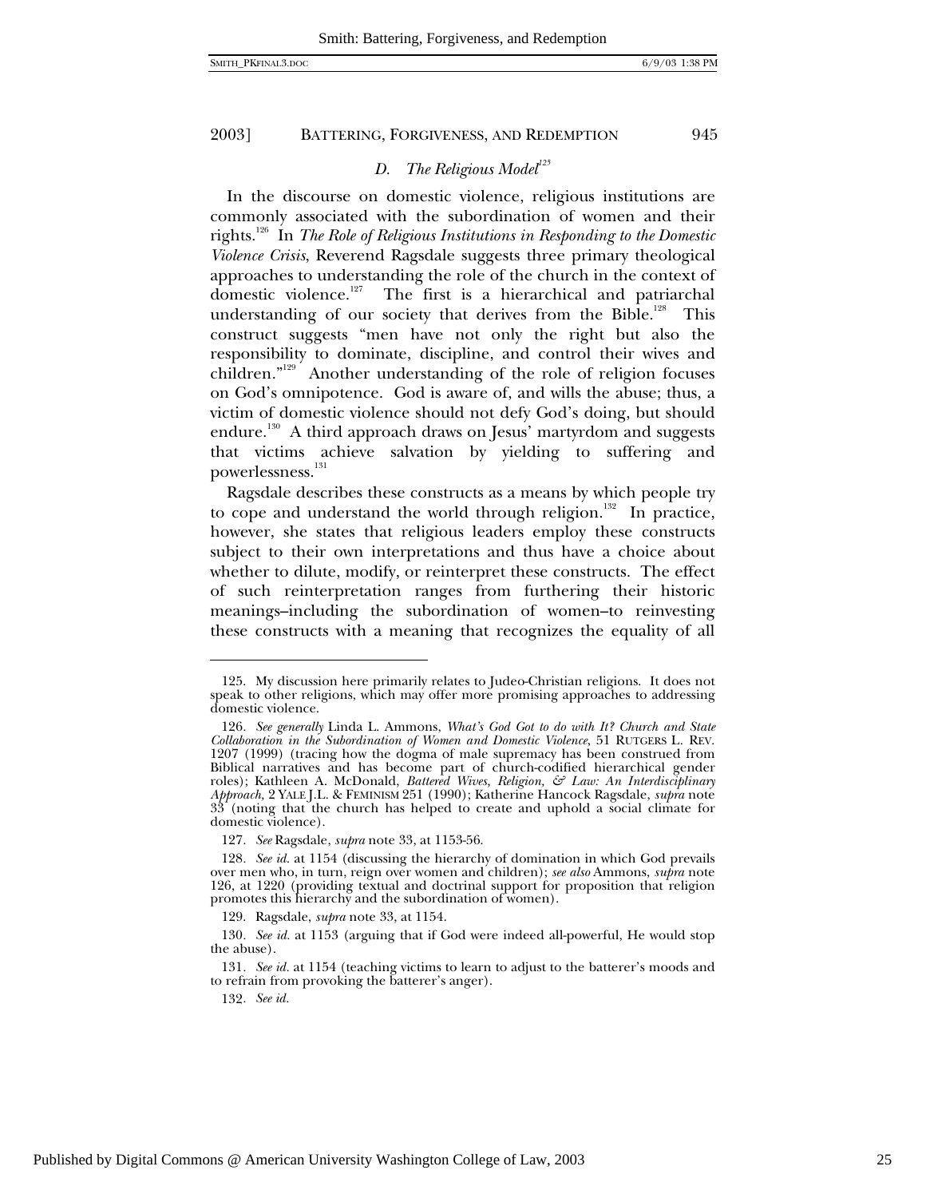### *D. The Religious Model*[125]

In the discourse on domestic violence, religious institutions are commonly associated with the subordination of women and their rights.[126] In *The Role of Religious Institutions in Responding to the Domestic Violence Crisis*, Reverend Ragsdale suggests three primary theological approaches to understanding the role of the church in the context of domestic violence.[127] The first is a hierarchical and patriarchal understanding of our society that derives from the Bible.[128] This construct suggests "men have not only the right but also the responsibility to dominate, discipline, and control their wives and children."[129] Another understanding of the role of religion focuses on God's omnipotence. God is aware of, and wills the abuse; thus, a victim of domestic violence should not defy God's doing, but should endure.[130] A third approach draws on Jesus' martyrdom and suggests that victims achieve salvation by yielding to suffering and powerlessness.[131]

Ragsdale describes these constructs as a means by which people try to cope and understand the world through religion.[132] In practice, however, she states that religious leaders employ these constructs subject to their own interpretations and thus have a choice about whether to dilute, modify, or reinterpret these constructs. The effect of such reinterpretation ranges from furthering their historic meanings–including the subordination of women–to reinvesting these constructs with a meaning that recognizes the equality of all

---

125. My discussion here primarily relates to Judeo-Christian religions. It does not speak to other religions, which may offer more promising approaches to addressing domestic violence.

126. *See generally* Linda L. Ammons, *What's God Got to do with It? Church and State Collaboration in the Subordination of Women and Domestic Violence*, 51 RUTGERS L. REV. 1207 (1999) (tracing how the dogma of male supremacy has been construed from Biblical narratives and has become part of church-codified hierarchical gender roles); Kathleen A. McDonald, *Battered Wives, Religion, & Law: An Interdisciplinary Approach,* 2 YALE J.L. & FEMINISM 251 (1990); Katherine Hancock Ragsdale, *supra* note 33 (noting that the church has helped to create and uphold a social climate for domestic violence).

127. *See* Ragsdale, *supra* note 33, at 1153-56.

128. *See id.* at 1154 (discussing the hierarchy of domination in which God prevails over men who, in turn, reign over women and children); *see also* Ammons, *supra* note 126, at 1220 (providing textual and doctrinal support for proposition that religion promotes this hierarchy and the subordination of women).

129. Ragsdale, *supra* note 33, at 1154.

130. *See id.* at 1153 (arguing that if God were indeed all-powerful, He would stop the abuse).

131. *See id.* at 1154 (teaching victims to learn to adjust to the batterer's moods and to refrain from provoking the batterer's anger).

132. *See id.*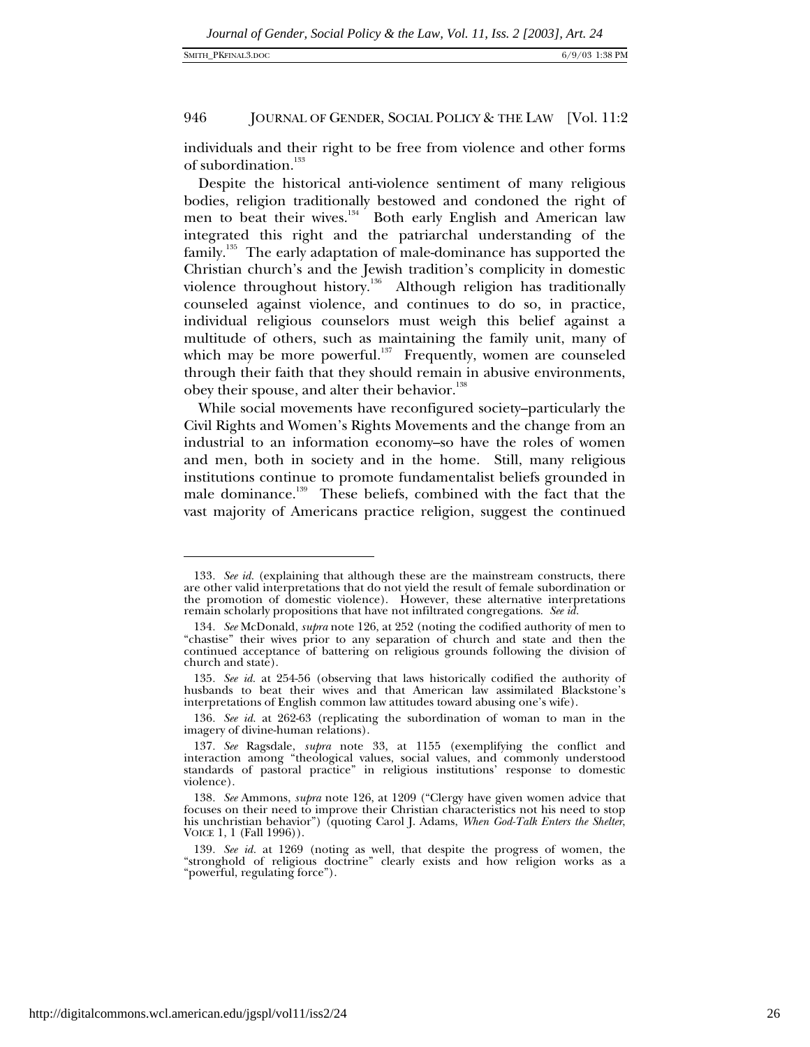individuals and their right to be free from violence and other forms of subordination.[133]

Despite the historical anti-violence sentiment of many religious bodies, religion traditionally bestowed and condoned the right of men to beat their wives.[134] Both early English and American law integrated this right and the patriarchal understanding of the family.[135] The early adaptation of male-dominance has supported the Christian church's and the Jewish tradition's complicity in domestic violence throughout history.[136] Although religion has traditionally counseled against violence, and continues to do so, in practice, individual religious counselors must weigh this belief against a multitude of others, such as maintaining the family unit, many of which may be more powerful.[137] Frequently, women are counseled through their faith that they should remain in abusive environments, obey their spouse, and alter their behavior.[138]

While social movements have reconfigured society–particularly the Civil Rights and Women's Rights Movements and the change from an industrial to an information economy–so have the roles of women and men, both in society and in the home. Still, many religious institutions continue to promote fundamentalist beliefs grounded in male dominance.[139] These beliefs, combined with the fact that the vast majority of Americans practice religion, suggest the continued

---

133. *See id.* (explaining that although these are the mainstream constructs, there are other valid interpretations that do not yield the result of female subordination or the promotion of domestic violence). However, these alternative interpretations remain scholarly propositions that have not infiltrated congregations. *See id.*

134. *See* McDonald, *supra* note 126, at 252 (noting the codified authority of men to "chastise" their wives prior to any separation of church and state and then the continued acceptance of battering on religious grounds following the division of church and state).

135. *See id.* at 254-56 (observing that laws historically codified the authority of husbands to beat their wives and that American law assimilated Blackstone's interpretations of English common law attitudes toward abusing one's wife).

136. *See id.* at 262-63 (replicating the subordination of woman to man in the imagery of divine-human relations).

137. *See* Ragsdale, *supra* note 33, at 1155 (exemplifying the conflict and interaction among "theological values, social values, and commonly understood standards of pastoral practice" in religious institutions' response to domestic violence).

138. *See* Ammons, *supra* note 126, at 1209 ("Clergy have given women advice that focuses on their need to improve their Christian characteristics not his need to stop his unchristian behavior") (quoting Carol J. Adams, *When God-Talk Enters the Shelter*, VOICE 1, 1 (Fall 1996)).

139. *See id.* at 1269 (noting as well, that despite the progress of women, the "stronghold of religious doctrine" clearly exists and how religion works as a "powerful, regulating force").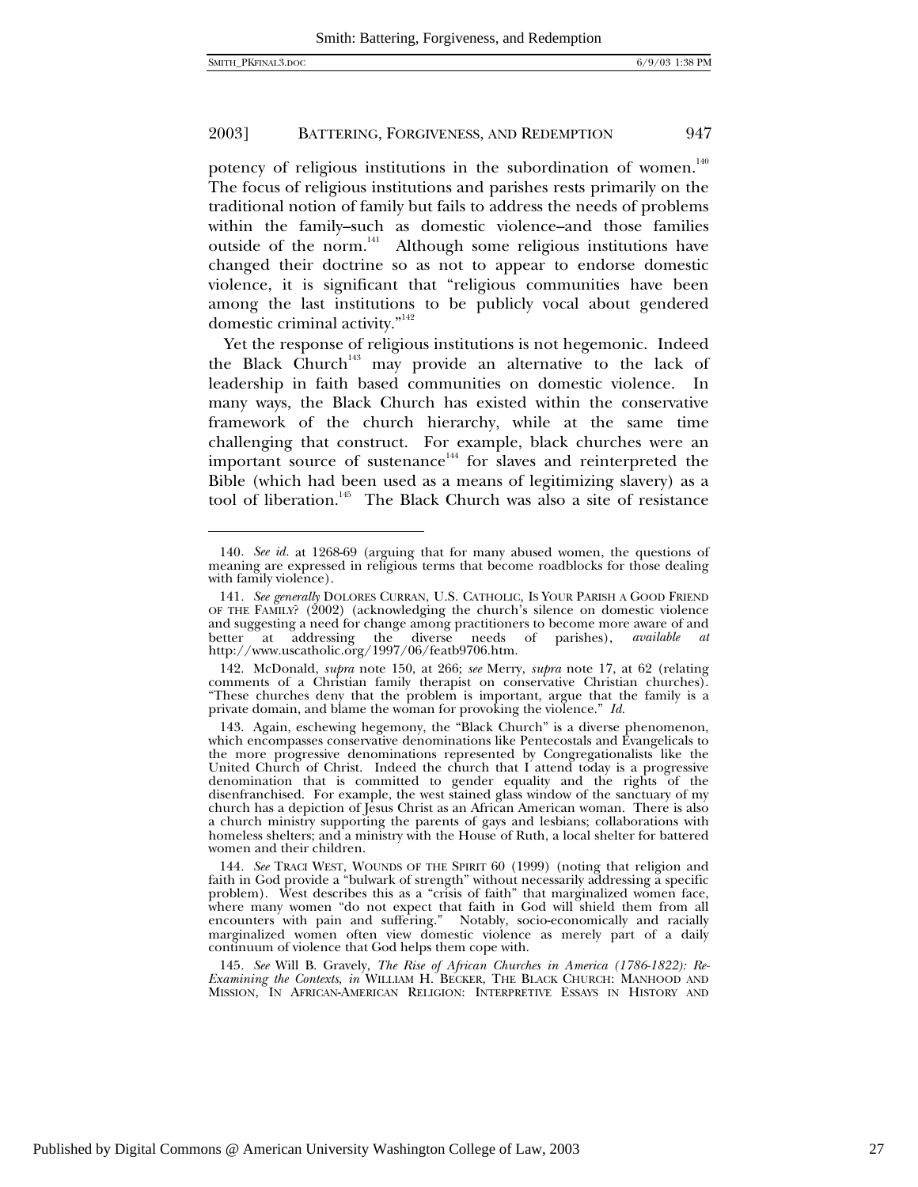potency of religious institutions in the subordination of women.[140] The focus of religious institutions and parishes rests primarily on the traditional notion of family but fails to address the needs of problems within the family–such as domestic violence–and those families outside of the norm.[141] Although some religious institutions have changed their doctrine so as not to appear to endorse domestic violence, it is significant that "religious communities have been among the last institutions to be publicly vocal about gendered domestic criminal activity."[142]

Yet the response of religious institutions is not hegemonic. Indeed the Black Church[143] may provide an alternative to the lack of leadership in faith based communities on domestic violence. In many ways, the Black Church has existed within the conservative framework of the church hierarchy, while at the same time challenging that construct. For example, black churches were an important source of sustenance[144] for slaves and reinterpreted the Bible (which had been used as a means of legitimizing slavery) as a tool of liberation.[145] The Black Church was also a site of resistance

---

140. *See id.* at 1268-69 (arguing that for many abused women, the questions of meaning are expressed in religious terms that become roadblocks for those dealing with family violence).

141. *See generally* DOLORES CURRAN, U.S. CATHOLIC, IS YOUR PARISH A GOOD FRIEND OF THE FAMILY? (2002) (acknowledging the church's silence on domestic violence and suggesting a need for change among practitioners to become more aware of and better at addressing the diverse needs of parishes), *available at* http://www.uscatholic.org/1997/06/featb9706.htm.

142. McDonald, *supra* note 150, at 266; *see* Merry, *supra* note 17, at 62 (relating comments of a Christian family therapist on conservative Christian churches). "These churches deny that the problem is important, argue that the family is a private domain, and blame the woman for provoking the violence." *Id.*

143. Again, eschewing hegemony, the "Black Church" is a diverse phenomenon, which encompasses conservative denominations like Pentecostals and Evangelicals to the more progressive denominations represented by Congregationalists like the United Church of Christ. Indeed the church that I attend today is a progressive denomination that is committed to gender equality and the rights of the disenfranchised. For example, the west stained glass window of the sanctuary of my church has a depiction of Jesus Christ as an African American woman. There is also a church ministry supporting the parents of gays and lesbians; collaborations with homeless shelters; and a ministry with the House of Ruth, a local shelter for battered women and their children.

144. *See* TRACI WEST, WOUNDS OF THE SPIRIT 60 (1999) (noting that religion and faith in God provide a "bulwark of strength" without necessarily addressing a specific problem). West describes this as a "crisis of faith" that marginalized women face, where many women "do not expect that faith in God will shield them from all encounters with pain and suffering." Notably, socio-economically and racially marginalized women often view domestic violence as merely part of a daily continuum of violence that God helps them cope with.

145. *See* Will B. Gravely, *The Rise of African Churches in America (1786-1822): Re-Examining the Contexts*, *in* WILLIAM H. BECKER, THE BLACK CHURCH: MANHOOD AND MISSION, IN AFRICAN-AMERICAN RELIGION: INTERPRETIVE ESSAYS IN HISTORY AND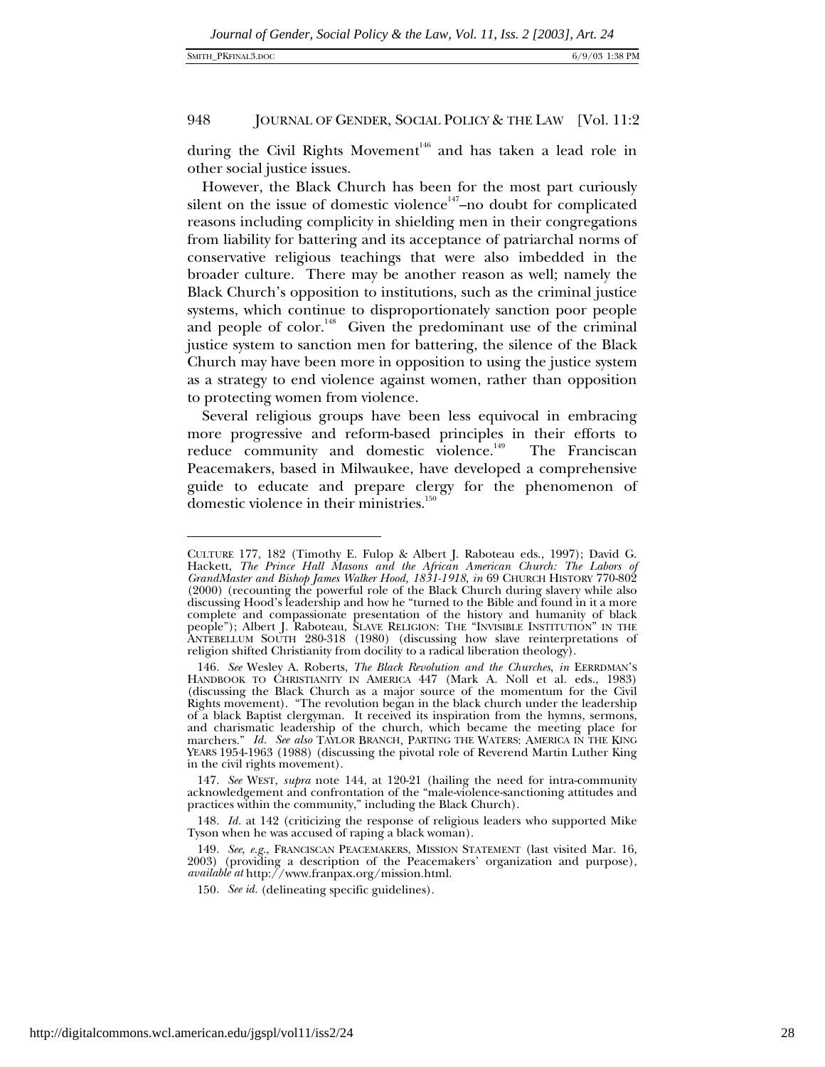during the Civil Rights Movement[146] and has taken a lead role in other social justice issues.

However, the Black Church has been for the most part curiously silent on the issue of domestic violence[147]–no doubt for complicated reasons including complicity in shielding men in their congregations from liability for battering and its acceptance of patriarchal norms of conservative religious teachings that were also imbedded in the broader culture. There may be another reason as well; namely the Black Church's opposition to institutions, such as the criminal justice systems, which continue to disproportionately sanction poor people and people of color.[148] Given the predominant use of the criminal justice system to sanction men for battering, the silence of the Black Church may have been more in opposition to using the justice system as a strategy to end violence against women, rather than opposition to protecting women from violence.

Several religious groups have been less equivocal in embracing more progressive and reform-based principles in their efforts to reduce community and domestic violence.[149] The Franciscan Peacemakers, based in Milwaukee, have developed a comprehensive guide to educate and prepare clergy for the phenomenon of domestic violence in their ministries.[150]

---

CULTURE 177, 182 (Timothy E. Fulop & Albert J. Raboteau eds., 1997); David G. Hackett, *The Prince Hall Masons and the African American Church: The Labors of GrandMaster and Bishop James Walker Hood, 1831-1918*, *in* 69 CHURCH HISTORY 770-802 (2000) (recounting the powerful role of the Black Church during slavery while also discussing Hood's leadership and how he "turned to the Bible and found in it a more complete and compassionate presentation of the history and humanity of black people"); Albert J. Raboteau, SLAVE RELIGION: THE "INVISIBLE INSTITUTION" IN THE ANTEBELLUM SOUTH 280-318 (1980) (discussing how slave reinterpretations of religion shifted Christianity from docility to a radical liberation theology).

146. *See* Wesley A. Roberts, *The Black Revolution and the Churches*, *in* EERRDMAN'S HANDBOOK TO CHRISTIANITY IN AMERICA 447 (Mark A. Noll et al. eds., 1983) (discussing the Black Church as a major source of the momentum for the Civil Rights movement). "The revolution began in the black church under the leadership of a black Baptist clergyman. It received its inspiration from the hymns, sermons, and charismatic leadership of the church, which became the meeting place for marchers." *Id.* *See also* TAYLOR BRANCH, PARTING THE WATERS: AMERICA IN THE KING YEARS 1954-1963 (1988) (discussing the pivotal role of Reverend Martin Luther King in the civil rights movement).

147. *See* WEST, *supra* note 144, at 120-21 (hailing the need for intra-community acknowledgement and confrontation of the "male-violence-sanctioning attitudes and practices within the community," including the Black Church).

148. *Id.* at 142 (criticizing the response of religious leaders who supported Mike Tyson when he was accused of raping a black woman).

149. *See, e.g.*, FRANCISCAN PEACEMAKERS, MISSION STATEMENT (last visited Mar. 16, 2003) (providing a description of the Peacemakers' organization and purpose), *available at* http://www.franpax.org/mission.html.

150. *See id.* (delineating specific guidelines).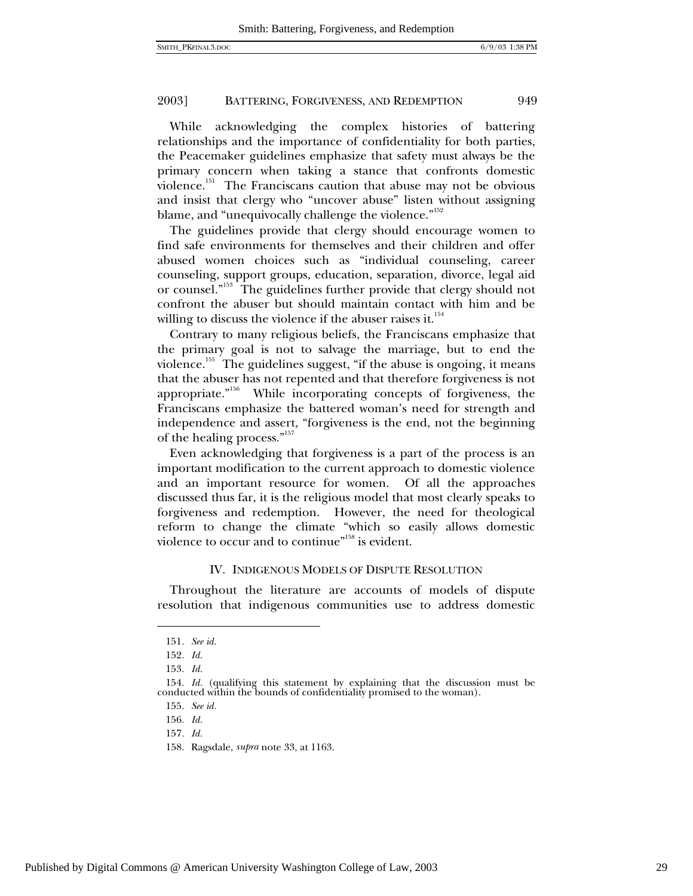While acknowledging the complex histories of battering relationships and the importance of confidentiality for both parties, the Peacemaker guidelines emphasize that safety must always be the primary concern when taking a stance that confronts domestic violence.[151] The Franciscans caution that abuse may not be obvious and insist that clergy who "uncover abuse" listen without assigning blame, and "unequivocally challenge the violence."[152]

The guidelines provide that clergy should encourage women to find safe environments for themselves and their children and offer abused women choices such as "individual counseling, career counseling, support groups, education, separation, divorce, legal aid or counsel."[153] The guidelines further provide that clergy should not confront the abuser but should maintain contact with him and be willing to discuss the violence if the abuser raises it.[154]

Contrary to many religious beliefs, the Franciscans emphasize that the primary goal is not to salvage the marriage, but to end the violence.[155] The guidelines suggest, "if the abuse is ongoing, it means that the abuser has not repented and that therefore forgiveness is not appropriate."[156] While incorporating concepts of forgiveness, the Franciscans emphasize the battered woman's need for strength and independence and assert, "forgiveness is the end, not the beginning of the healing process."[157]

Even acknowledging that forgiveness is a part of the process is an important modification to the current approach to domestic violence and an important resource for women. Of all the approaches discussed thus far, it is the religious model that most clearly speaks to forgiveness and redemption. However, the need for theological reform to change the climate "which so easily allows domestic violence to occur and to continue"[158] is evident.

## IV. INDIGENOUS MODELS OF DISPUTE RESOLUTION

Throughout the literature are accounts of models of dispute resolution that indigenous communities use to address domestic

---

151. *See id.*

152. *Id.*

153. *Id.*

154. *Id.* (qualifying this statement by explaining that the discussion must be conducted within the bounds of confidentiality promised to the woman).

155. *See id.*

156. *Id.*

157. *Id.*

158. Ragsdale, *supra* note 33, at 1163.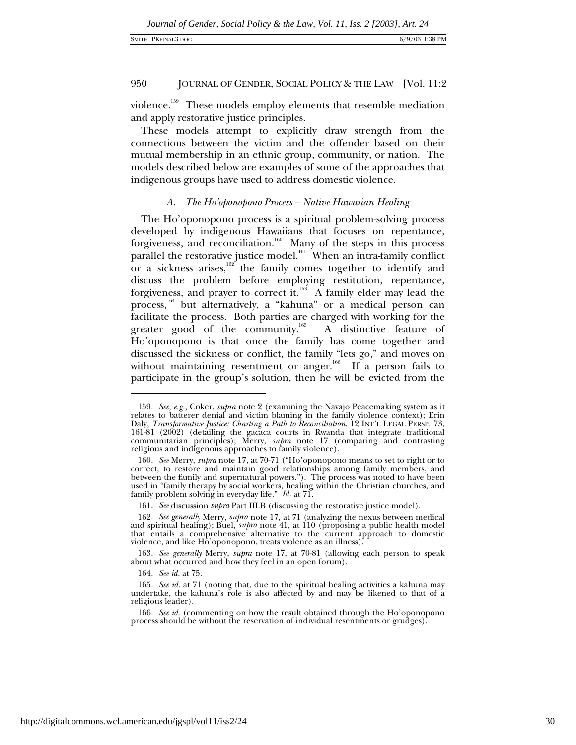violence.[159] These models employ elements that resemble mediation and apply restorative justice principles.

These models attempt to explicitly draw strength from the connections between the victim and the offender based on their mutual membership in an ethnic group, community, or nation. The models described below are examples of some of the approaches that indigenous groups have used to address domestic violence.

### *A. The Ho'oponopono Process – Native Hawaiian Healing*

The Ho'oponopono process is a spiritual problem-solving process developed by indigenous Hawaiians that focuses on repentance, forgiveness, and reconciliation.[160] Many of the steps in this process parallel the restorative justice model.[161] When an intra-family conflict or a sickness arises,[162] the family comes together to identify and discuss the problem before employing restitution, repentance, forgiveness, and prayer to correct it.[163] A family elder may lead the process,[164] but alternatively, a "kahuna" or a medical person can facilitate the process. Both parties are charged with working for the greater good of the community.[165] A distinctive feature of Ho'oponopono is that once the family has come together and discussed the sickness or conflict, the family "lets go," and moves on without maintaining resentment or anger.[166] If a person fails to participate in the group's solution, then he will be evicted from the

---

159. *See, e.g.*, Coker, *supra* note 2 (examining the Navajo Peacemaking system as it relates to batterer denial and victim blaming in the family violence context); Erin Daly, *Transformative Justice: Charting a Path to Reconciliation*, 12 INT'L LEGAL PERSP. 73, 161-81 (2002) (detailing the gacaca courts in Rwanda that integrate traditional communitarian principles); Merry, *supra* note 17 (comparing and contrasting religious and indigenous approaches to family violence).

160. *See* Merry, *supra* note 17, at 70-71 ("Ho'oponopono means to set to right or to correct, to restore and maintain good relationships among family members, and between the family and supernatural powers."). The process was noted to have been used in "family therapy by social workers, healing within the Christian churches, and family problem solving in everyday life." *Id.* at 71.

161. *See* discussion *supra* Part III.B (discussing the restorative justice model).

162. *See generally* Merry, *supra* note 17, at 71 (analyzing the nexus between medical and spiritual healing); Buel, *supra* note 41, at 110 (proposing a public health model that entails a comprehensive alternative to the current approach to domestic violence, and like Ho'oponopono, treats violence as an illness).

163. *See generally* Merry, *supra* note 17, at 70-81 (allowing each person to speak about what occurred and how they feel in an open forum).

164. *See id.* at 75.

165. *See id.* at 71 (noting that, due to the spiritual healing activities a kahuna may undertake, the kahuna's role is also affected by and may be likened to that of a religious leader).

166. *See id.* (commenting on how the result obtained through the Ho'oponopono process should be without the reservation of individual resentments or grudges).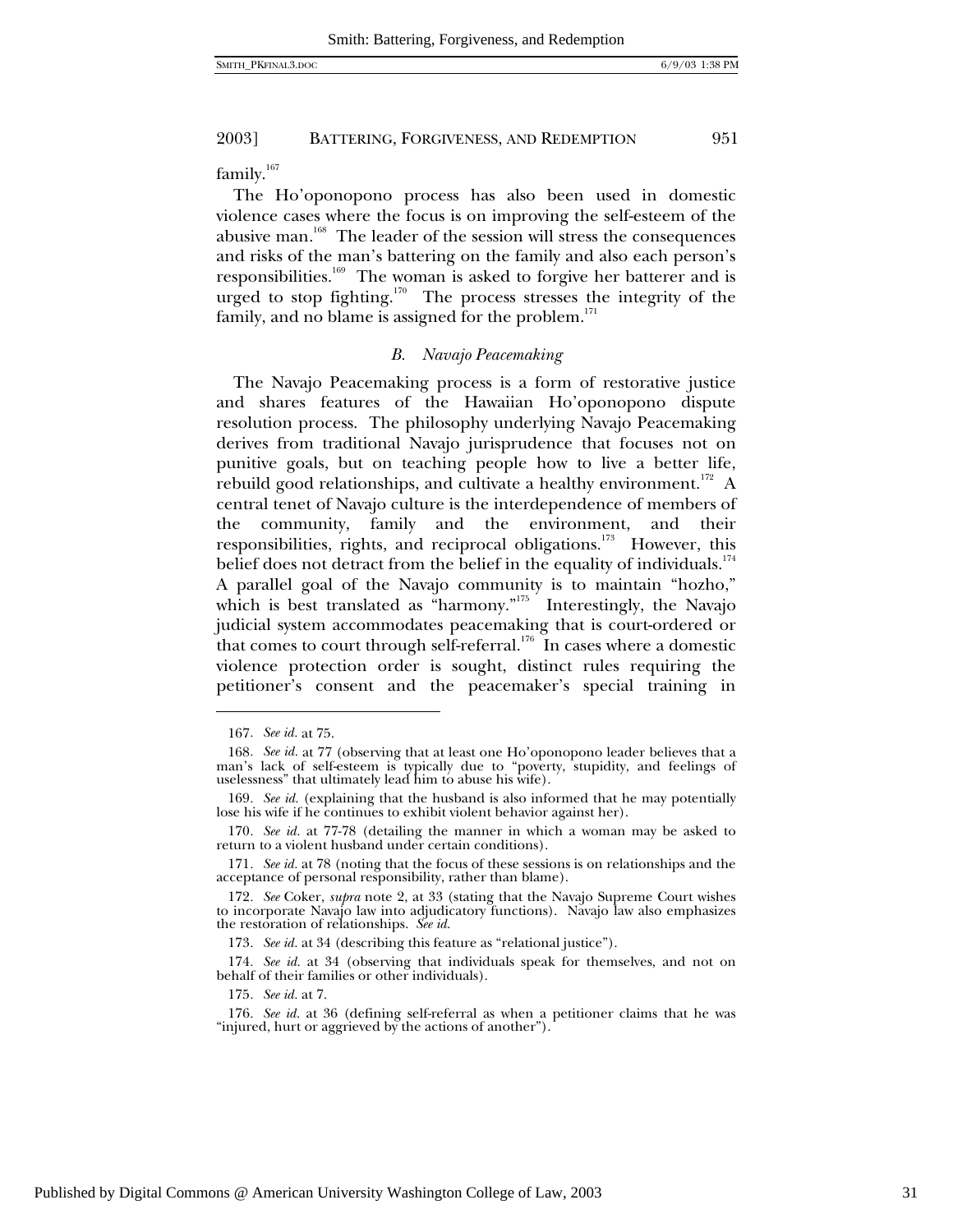family.[167]

The Ho'oponopono process has also been used in domestic violence cases where the focus is on improving the self-esteem of the abusive man.[168] The leader of the session will stress the consequences and risks of the man's battering on the family and also each person's responsibilities.[169] The woman is asked to forgive her batterer and is urged to stop fighting.[170] The process stresses the integrity of the family, and no blame is assigned for the problem.[171]

### *B. Navajo Peacemaking*

The Navajo Peacemaking process is a form of restorative justice and shares features of the Hawaiian Ho'oponopono dispute resolution process. The philosophy underlying Navajo Peacemaking derives from traditional Navajo jurisprudence that focuses not on punitive goals, but on teaching people how to live a better life, rebuild good relationships, and cultivate a healthy environment.[172] A central tenet of Navajo culture is the interdependence of members of the community, family and the environment, and their responsibilities, rights, and reciprocal obligations.[173] However, this belief does not detract from the belief in the equality of individuals.[174] A parallel goal of the Navajo community is to maintain "hozho," which is best translated as "harmony."[175] Interestingly, the Navajo judicial system accommodates peacemaking that is court-ordered or that comes to court through self-referral.[176] In cases where a domestic violence protection order is sought, distinct rules requiring the petitioner's consent and the peacemaker's special training in

---

167. *See id.* at 75.

168. *See id.* at 77 (observing that at least one Ho'oponopono leader believes that a man's lack of self-esteem is typically due to "poverty, stupidity, and feelings of uselessness" that ultimately lead him to abuse his wife).

169. *See id.* (explaining that the husband is also informed that he may potentially lose his wife if he continues to exhibit violent behavior against her).

170. *See id.* at 77-78 (detailing the manner in which a woman may be asked to return to a violent husband under certain conditions).

171. *See id.* at 78 (noting that the focus of these sessions is on relationships and the acceptance of personal responsibility, rather than blame).

172. *See* Coker, *supra* note 2, at 33 (stating that the Navajo Supreme Court wishes to incorporate Navajo law into adjudicatory functions). Navajo law also emphasizes the restoration of relationships. *See id.*

173. *See id.* at 34 (describing this feature as "relational justice").

174. *See id.* at 34 (observing that individuals speak for themselves, and not on behalf of their families or other individuals).

175. *See id.* at 7.

176. *See id.* at 36 (defining self-referral as when a petitioner claims that he was "injured, hurt or aggrieved by the actions of another").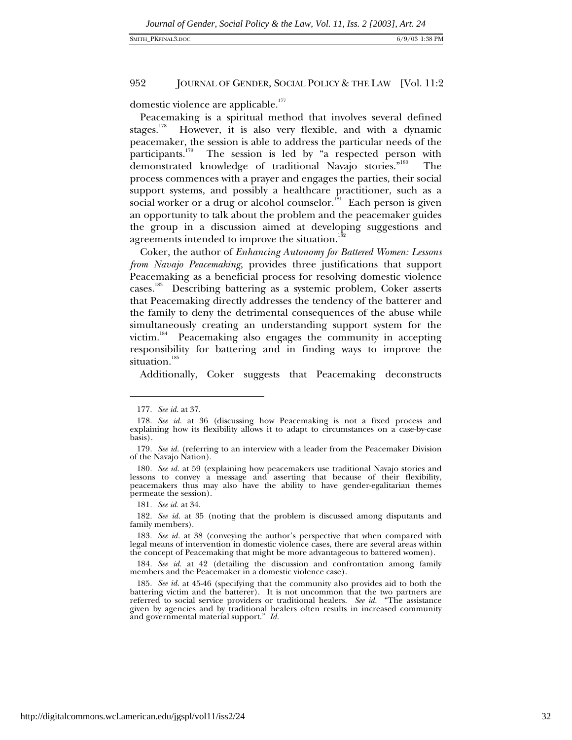domestic violence are applicable.[177]

Peacemaking is a spiritual method that involves several defined stages.[178] However, it is also very flexible, and with a dynamic peacemaker, the session is able to address the particular needs of the participants.[179] The session is led by "a respected person with demonstrated knowledge of traditional Navajo stories."[180] The process commences with a prayer and engages the parties, their social support systems, and possibly a healthcare practitioner, such as a social worker or a drug or alcohol counselor.[181] Each person is given an opportunity to talk about the problem and the peacemaker guides the group in a discussion aimed at developing suggestions and agreements intended to improve the situation.[182]

Coker, the author of *Enhancing Autonomy for Battered Women: Lessons from Navajo Peacemaking*, provides three justifications that support Peacemaking as a beneficial process for resolving domestic violence cases.[183] Describing battering as a systemic problem, Coker asserts that Peacemaking directly addresses the tendency of the batterer and the family to deny the detrimental consequences of the abuse while simultaneously creating an understanding support system for the victim.[184] Peacemaking also engages the community in accepting responsibility for battering and in finding ways to improve the situation.[185]

Additionally, Coker suggests that Peacemaking deconstructs

---

177. *See id.* at 37.

178. *See id.* at 36 (discussing how Peacemaking is not a fixed process and explaining how its flexibility allows it to adapt to circumstances on a case-by-case basis).

179. *See id.* (referring to an interview with a leader from the Peacemaker Division of the Navajo Nation).

180. *See id.* at 59 (explaining how peacemakers use traditional Navajo stories and lessons to convey a message and asserting that because of their flexibility, peacemakers thus may also have the ability to have gender-egalitarian themes permeate the session).

181. *See id.* at 34.

182. *See id.* at 35 (noting that the problem is discussed among disputants and family members).

183. *See id.* at 38 (conveying the author's perspective that when compared with legal means of intervention in domestic violence cases, there are several areas within the concept of Peacemaking that might be more advantageous to battered women).

184. *See id.* at 42 (detailing the discussion and confrontation among family members and the Peacemaker in a domestic violence case).

185. *See id.* at 45-46 (specifying that the community also provides aid to both the battering victim and the batterer). It is not uncommon that the two partners are referred to social service providers or traditional healers. *See id.* "The assistance given by agencies and by traditional healers often results in increased community and governmental material support." *Id.*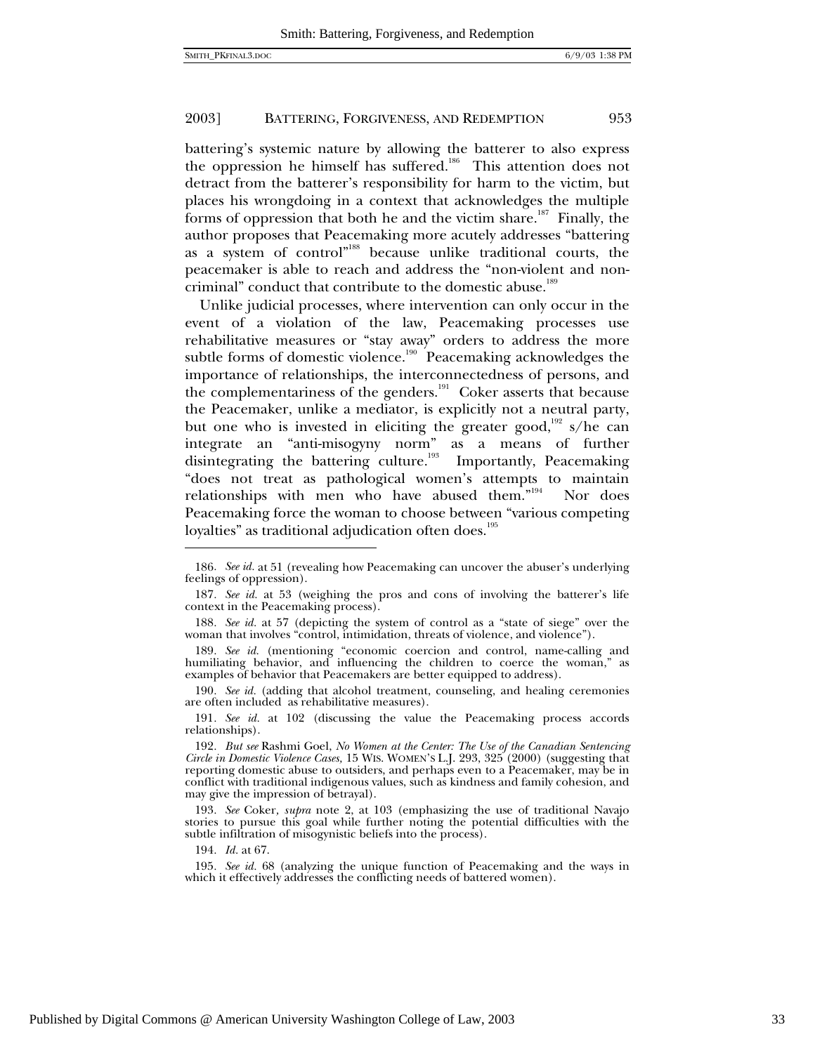battering's systemic nature by allowing the batterer to also express the oppression he himself has suffered.[186] This attention does not detract from the batterer's responsibility for harm to the victim, but places his wrongdoing in a context that acknowledges the multiple forms of oppression that both he and the victim share.[187] Finally, the author proposes that Peacemaking more acutely addresses "battering as a system of control"[188] because unlike traditional courts, the peacemaker is able to reach and address the "non-violent and non-criminal" conduct that contribute to the domestic abuse.[189]

Unlike judicial processes, where intervention can only occur in the event of a violation of the law, Peacemaking processes use rehabilitative measures or "stay away" orders to address the more subtle forms of domestic violence.[190] Peacemaking acknowledges the importance of relationships, the interconnectedness of persons, and the complementariness of the genders.[191] Coker asserts that because the Peacemaker, unlike a mediator, is explicitly not a neutral party, but one who is invested in eliciting the greater good,[192] s/he can integrate an "anti-misogyny norm" as a means of further disintegrating the battering culture.[193] Importantly, Peacemaking "does not treat as pathological women's attempts to maintain relationships with men who have abused them."[194] Nor does Peacemaking force the woman to choose between "various competing loyalties" as traditional adjudication often does.[195]

---

186. *See id.* at 51 (revealing how Peacemaking can uncover the abuser's underlying feelings of oppression).

187. *See id.* at 53 (weighing the pros and cons of involving the batterer's life context in the Peacemaking process).

188. *See id.* at 57 (depicting the system of control as a "state of siege" over the woman that involves "control, intimidation, threats of violence, and violence").

189. *See id.* (mentioning "economic coercion and control, name-calling and humiliating behavior, and influencing the children to coerce the woman," as examples of behavior that Peacemakers are better equipped to address).

190. *See id.* (adding that alcohol treatment, counseling, and healing ceremonies are often included as rehabilitative measures).

191. *See id.* at 102 (discussing the value the Peacemaking process accords relationships).

192. *But see* Rashmi Goel, *No Women at the Center: The Use of the Canadian Sentencing Circle in Domestic Violence Cases,* 15 WIS. WOMEN'S L.J. 293, 325 (2000) (suggesting that reporting domestic abuse to outsiders, and perhaps even to a Peacemaker, may be in conflict with traditional indigenous values, such as kindness and family cohesion, and may give the impression of betrayal).

193. *See* Coker, *supra* note 2, at 103 (emphasizing the use of traditional Navajo stories to pursue this goal while further noting the potential difficulties with the subtle infiltration of misogynistic beliefs into the process).

194. *Id.* at 67.

195. *See id.* 68 (analyzing the unique function of Peacemaking and the ways in which it effectively addresses the conflicting needs of battered women).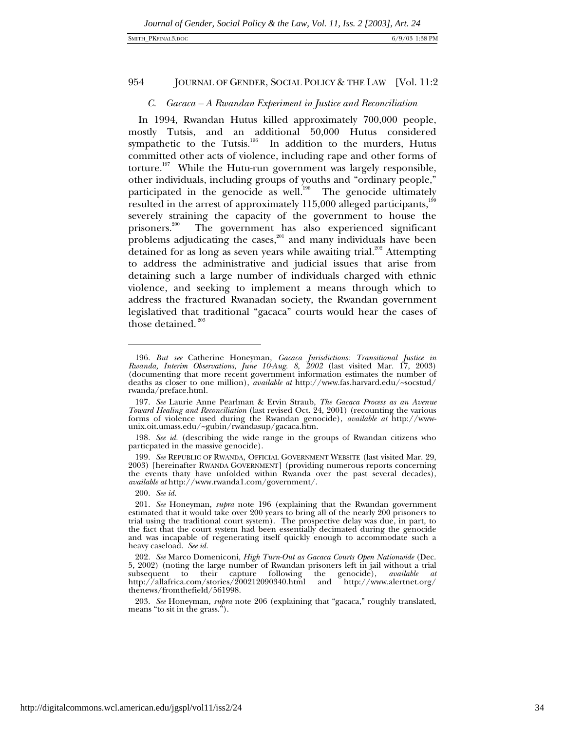### *C. Gacaca – A Rwandan Experiment in Justice and Reconciliation*

In 1994, Rwandan Hutus killed approximately 700,000 people, mostly Tutsis, and an additional 50,000 Hutus considered sympathetic to the Tutsis.[196] In addition to the murders, Hutus committed other acts of violence, including rape and other forms of torture.[197] While the Hutu-run government was largely responsible, other individuals, including groups of youths and "ordinary people," participated in the genocide as well.[198] The genocide ultimately resulted in the arrest of approximately 115,000 alleged participants,[199] severely straining the capacity of the government to house the prisoners.[200] The government has also experienced significant problems adjudicating the cases,[201] and many individuals have been detained for as long as seven years while awaiting trial.[202] Attempting to address the administrative and judicial issues that arise from detaining such a large number of individuals charged with ethnic violence, and seeking to implement a means through which to address the fractured Rwanadan society, the Rwandan government legislatived that traditional "gacaca" courts would hear the cases of those detained.[203]

---

196. *But see* Catherine Honeyman, *Gacaca Jurisdictions: Transitional Justice in Rwanda, Interim Observations, June 10-Aug. 8, 2002* (last visited Mar. 17, 2003) (documenting that more recent government information estimates the number of deaths as closer to one million), *available at* http://www.fas.harvard.edu/~socstud/rwanda/preface.html.

197. *See* Laurie Anne Pearlman & Ervin Straub, *The Gacaca Process as an Avenue Toward Healing and Reconciliation* (last revised Oct. 24, 2001) (recounting the various forms of violence used during the Rwandan genocide), *available at* http://www-unix.oit.umass.edu/~gubin/rwandasup/gacaca.htm.

198. *See id.* (describing the wide range in the groups of Rwandan citizens who particpated in the massive genocide).

199. *See* REPUBLIC OF RWANDA, OFFICIAL GOVERNMENT WEBSITE (last visited Mar. 29, 2003) [hereinafter RWANDA GOVERNMENT] (providing numerous reports concerning the events thaty have unfolded within Rwanda over the past several decades), *available at* http://www.rwanda1.com/government/.

200. *See id.*

201. *See* Honeyman, *supra* note 196 (explaining that the Rwandan government estimated that it would take over 200 years to bring all of the nearly 200 prisoners to trial using the traditional court system). The prospective delay was due, in part, to the fact that the court system had been essentially decimated during the genocide and was incapable of regenerating itself quickly enough to accommodate such a heavy caseload. *See id.*

202. *See* Marco Domeniconi, *High Turn-Out as Gacaca Courts Open Nationwide* (Dec. 5, 2002) (noting the large number of Rwandan prisoners left in jail without a trial subsequent to their capture following the genocide), *available at* http://allafrica.com/stories/200212090340.html and http://www.alertnet.org/thenews/fromthefield/561998.

203. *See* Honeyman, *supra* note 206 (explaining that "gacaca," roughly translated, means "to sit in the grass.").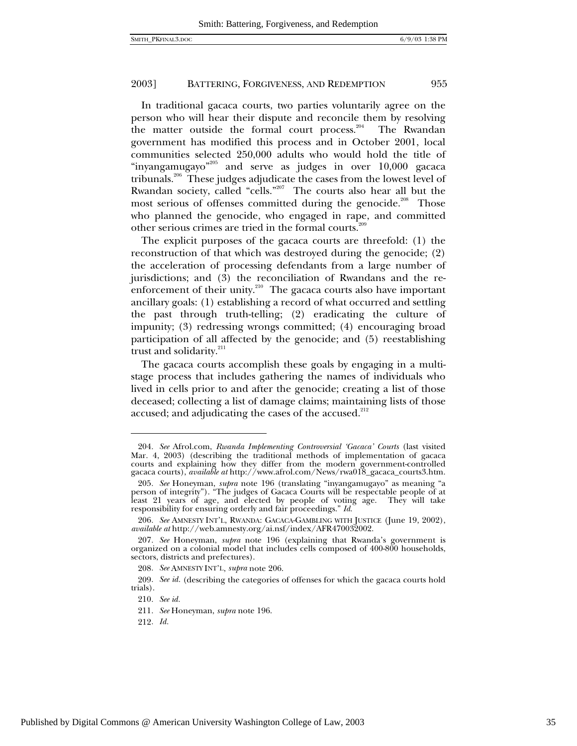In traditional gacaca courts, two parties voluntarily agree on the person who will hear their dispute and reconcile them by resolving the matter outside the formal court process.[204] The Rwandan government has modified this process and in October 2001, local communities selected 250,000 adults who would hold the title of "inyangamugayo"[205] and serve as judges in over 10,000 gacaca tribunals.[206] These judges adjudicate the cases from the lowest level of Rwandan society, called "cells."[207] The courts also hear all but the most serious of offenses committed during the genocide.[208] Those who planned the genocide, who engaged in rape, and committed other serious crimes are tried in the formal courts.[209]

The explicit purposes of the gacaca courts are threefold: (1) the reconstruction of that which was destroyed during the genocide; (2) the acceleration of processing defendants from a large number of jurisdictions; and (3) the reconciliation of Rwandans and the re-enforcement of their unity.[210] The gacaca courts also have important ancillary goals: (1) establishing a record of what occurred and settling the past through truth-telling; (2) eradicating the culture of impunity; (3) redressing wrongs committed; (4) encouraging broad participation of all affected by the genocide; and (5) reestablishing trust and solidarity.[211]

The gacaca courts accomplish these goals by engaging in a multi-stage process that includes gathering the names of individuals who lived in cells prior to and after the genocide; creating a list of those deceased; collecting a list of damage claims; maintaining lists of those accused; and adjudicating the cases of the accused.[212]

---

204. *See* Afrol.com, *Rwanda Implementing Controversial 'Gacaca' Courts* (last visited Mar. 4, 2003) (describing the traditional methods of implementation of gacaca courts and explaining how they differ from the modern government-controlled gacaca courts), *available at* http://www.afrol.com/News/rwa018_gacaca_courts3.htm.

205. *See* Honeyman, *supra* note 196 (translating "inyangamugayo" as meaning "a person of integrity"). "The judges of Gacaca Courts will be respectable people of at least 21 years of age, and elected by people of voting age. They will take responsibility for ensuring orderly and fair proceedings." *Id.*

206. *See* AMNESTY INT'L, RWANDA: GACACA-GAMBLING WITH JUSTICE (June 19, 2002), *available at* http://web.amnesty.org/ai.nsf/index/AFR470032002.

207. *See* Honeyman, *supra* note 196 (explaining that Rwanda's government is organized on a colonial model that includes cells composed of 400-800 households, sectors, districts and prefectures).

208. *See* AMNESTY INT'L, *supra* note 206.

209. *See id.* (describing the categories of offenses for which the gacaca courts hold trials).

210. *See id.*

211. *See* Honeyman, *supra* note 196.

212. *Id.*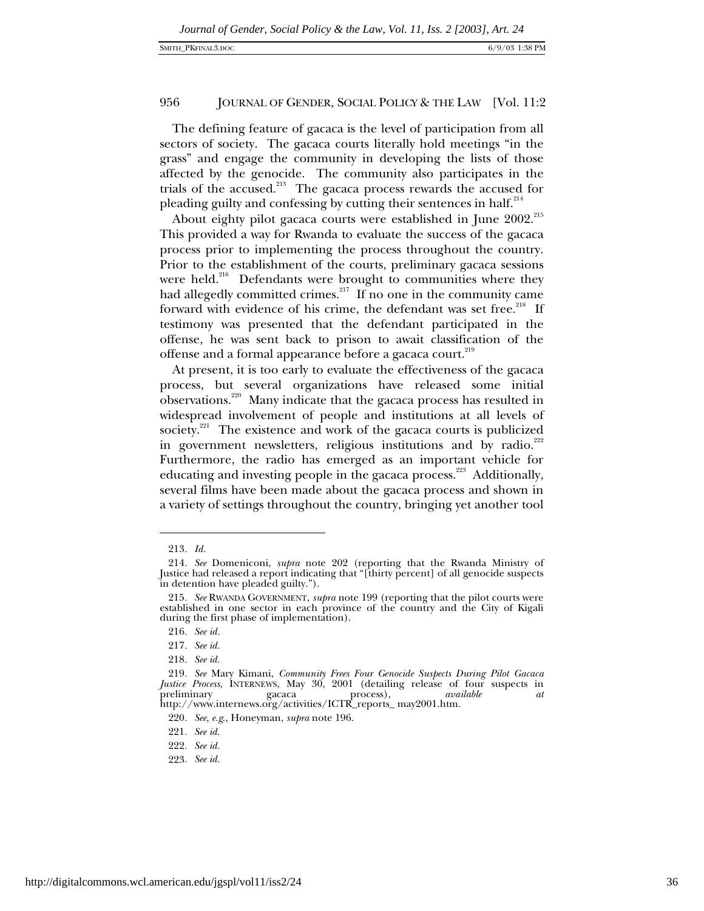The defining feature of gacaca is the level of participation from all sectors of society. The gacaca courts literally hold meetings "in the grass" and engage the community in developing the lists of those affected by the genocide. The community also participates in the trials of the accused.[213] The gacaca process rewards the accused for pleading guilty and confessing by cutting their sentences in half.[214]

About eighty pilot gacaca courts were established in June 2002.[215] This provided a way for Rwanda to evaluate the success of the gacaca process prior to implementing the process throughout the country. Prior to the establishment of the courts, preliminary gacaca sessions were held.[216] Defendants were brought to communities where they had allegedly committed crimes.[217] If no one in the community came forward with evidence of his crime, the defendant was set free.[218] If testimony was presented that the defendant participated in the offense, he was sent back to prison to await classification of the offense and a formal appearance before a gacaca court.[219]

At present, it is too early to evaluate the effectiveness of the gacaca process, but several organizations have released some initial observations.[220] Many indicate that the gacaca process has resulted in widespread involvement of people and institutions at all levels of society.[221] The existence and work of the gacaca courts is publicized in government newsletters, religious institutions and by radio.[222] Furthermore, the radio has emerged as an important vehicle for educating and investing people in the gacaca process.[223] Additionally, several films have been made about the gacaca process and shown in a variety of settings throughout the country, bringing yet another tool

---

213. *Id.*

214. *See* Domeniconi, *supra* note 202 (reporting that the Rwanda Ministry of Justice had released a report indicating that "[thirty percent] of all genocide suspects in detention have pleaded guilty.").

215. *See* RWANDA GOVERNMENT, *supra* note 199 (reporting that the pilot courts were established in one sector in each province of the country and the City of Kigali during the first phase of implementation).

216. *See id.*

217. *See id.*

218. *See id.*

219. *See* Mary Kimani, *Community Frees Four Genocide Suspects During Pilot Gacaca Justice Process*, INTERNEWS, May 30, 2001 (detailing release of four suspects in preliminary gacaca process), *available at* http://www.internews.org/activities/ICTR_reports_ may2001.htm.

220. *See, e.g.*, Honeyman, *supra* note 196.

221. *See id.*

222. *See id.*

223. *See id.*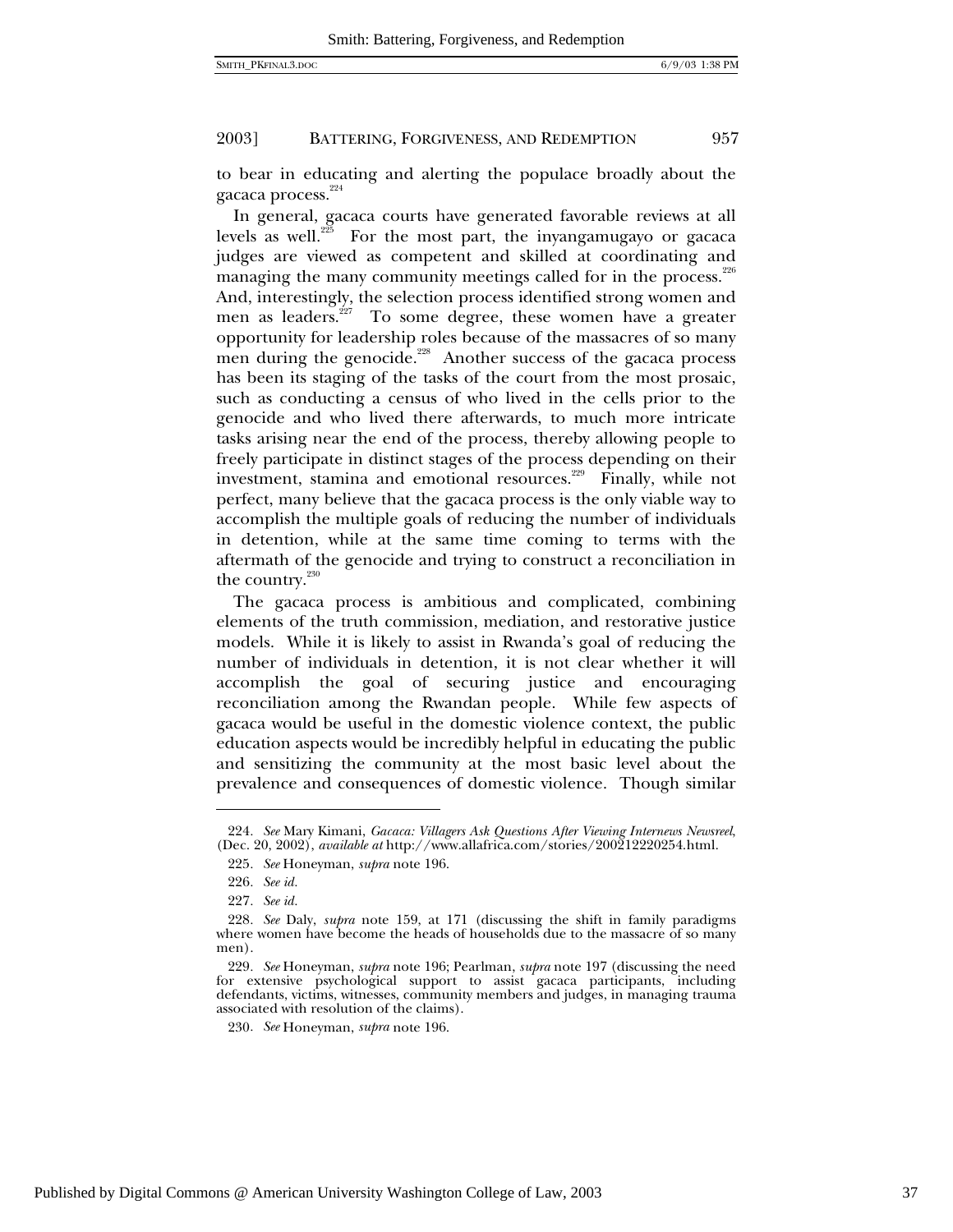to bear in educating and alerting the populace broadly about the gacaca process.[224]

In general, gacaca courts have generated favorable reviews at all levels as well.[225] For the most part, the inyangamugayo or gacaca judges are viewed as competent and skilled at coordinating and managing the many community meetings called for in the process.[226] And, interestingly, the selection process identified strong women and men as leaders.[227] To some degree, these women have a greater opportunity for leadership roles because of the massacres of so many men during the genocide.[228] Another success of the gacaca process has been its staging of the tasks of the court from the most prosaic, such as conducting a census of who lived in the cells prior to the genocide and who lived there afterwards, to much more intricate tasks arising near the end of the process, thereby allowing people to freely participate in distinct stages of the process depending on their investment, stamina and emotional resources.[229] Finally, while not perfect, many believe that the gacaca process is the only viable way to accomplish the multiple goals of reducing the number of individuals in detention, while at the same time coming to terms with the aftermath of the genocide and trying to construct a reconciliation in the country.[230]

The gacaca process is ambitious and complicated, combining elements of the truth commission, mediation, and restorative justice models. While it is likely to assist in Rwanda's goal of reducing the number of individuals in detention, it is not clear whether it will accomplish the goal of securing justice and encouraging reconciliation among the Rwandan people. While few aspects of gacaca would be useful in the domestic violence context, the public education aspects would be incredibly helpful in educating the public and sensitizing the community at the most basic level about the prevalence and consequences of domestic violence. Though similar

---

224. *See* Mary Kimani, *Gacaca: Villagers Ask Questions After Viewing Internews Newsreel*, (Dec. 20, 2002), *available at* http://www.allafrica.com/stories/200212220254.html.

225. *See* Honeyman, *supra* note 196.

226. *See id.*

227. *See id.*

228. *See* Daly, *supra* note 159, at 171 (discussing the shift in family paradigms where women have become the heads of households due to the massacre of so many men).

229. *See* Honeyman, *supra* note 196; Pearlman, *supra* note 197 (discussing the need for extensive psychological support to assist gacaca participants, including defendants, victims, witnesses, community members and judges, in managing trauma associated with resolution of the claims).

230. *See* Honeyman, *supra* note 196.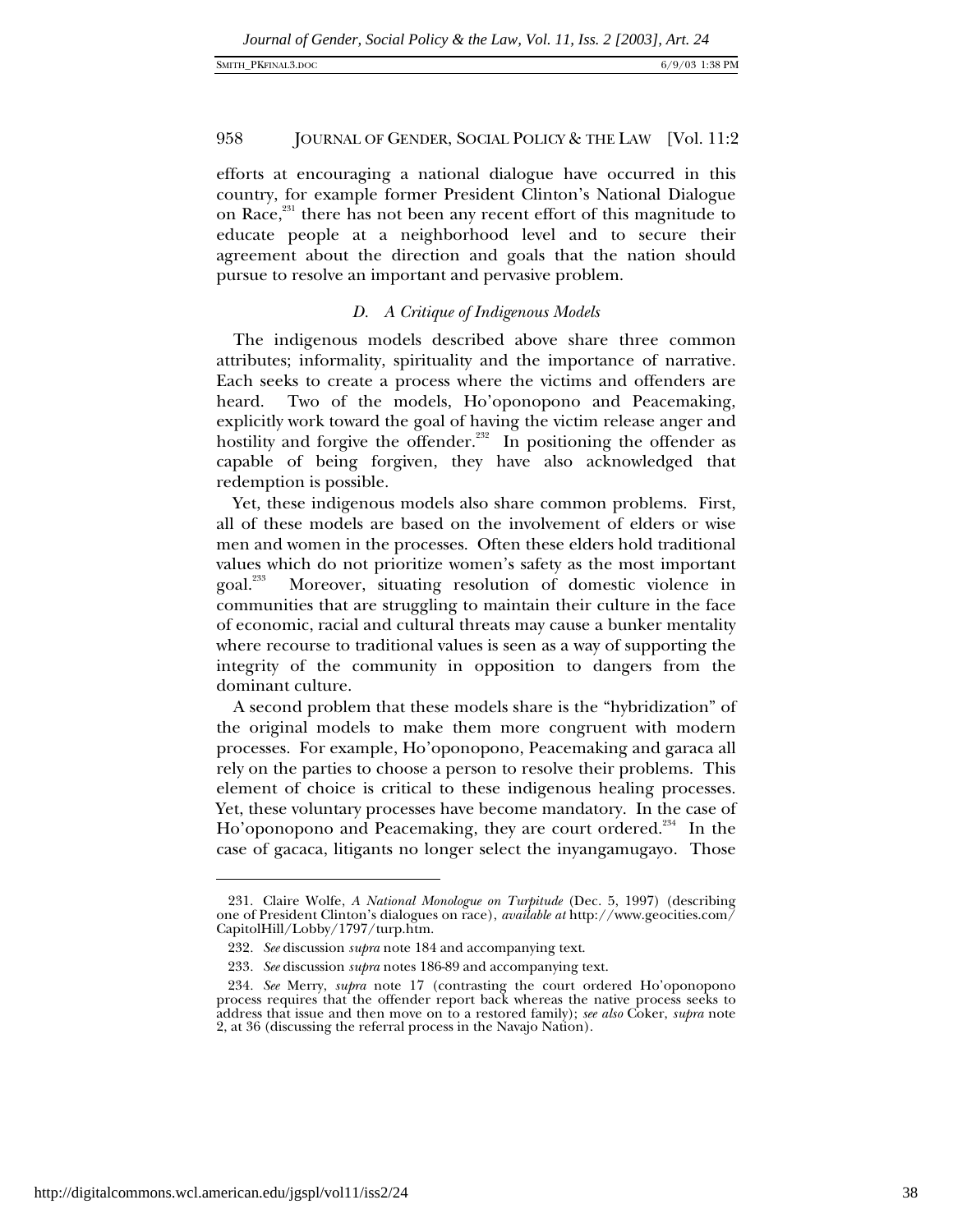efforts at encouraging a national dialogue have occurred in this country, for example former President Clinton's National Dialogue on Race,[231] there has not been any recent effort of this magnitude to educate people at a neighborhood level and to secure their agreement about the direction and goals that the nation should pursue to resolve an important and pervasive problem.

### *D. A Critique of Indigenous Models*

The indigenous models described above share three common attributes; informality, spirituality and the importance of narrative. Each seeks to create a process where the victims and offenders are heard. Two of the models, Ho'oponopono and Peacemaking, explicitly work toward the goal of having the victim release anger and hostility and forgive the offender.[232] In positioning the offender as capable of being forgiven, they have also acknowledged that redemption is possible.

Yet, these indigenous models also share common problems. First, all of these models are based on the involvement of elders or wise men and women in the processes. Often these elders hold traditional values which do not prioritize women's safety as the most important goal.[233] Moreover, situating resolution of domestic violence in communities that are struggling to maintain their culture in the face of economic, racial and cultural threats may cause a bunker mentality where recourse to traditional values is seen as a way of supporting the integrity of the community in opposition to dangers from the dominant culture.

A second problem that these models share is the "hybridization" of the original models to make them more congruent with modern processes. For example, Ho'oponopono, Peacemaking and garaca all rely on the parties to choose a person to resolve their problems. This element of choice is critical to these indigenous healing processes. Yet, these voluntary processes have become mandatory. In the case of Ho'oponopono and Peacemaking, they are court ordered.[234] In the case of gacaca, litigants no longer select the inyangamugayo. Those

---

231. Claire Wolfe, *A National Monologue on Turpitude* (Dec. 5, 1997) (describing one of President Clinton's dialogues on race), *available at* http://www.geocities.com/CapitolHill/Lobby/1797/turp.htm.

232. *See* discussion *supra* note 184 and accompanying text.

233. *See* discussion *supra* notes 186-89 and accompanying text.

234. *See* Merry, *supra* note 17 (contrasting the court ordered Ho'oponopono process requires that the offender report back whereas the native process seeks to address that issue and then move on to a restored family); *see also* Coker, *supra* note 2, at 36 (discussing the referral process in the Navajo Nation).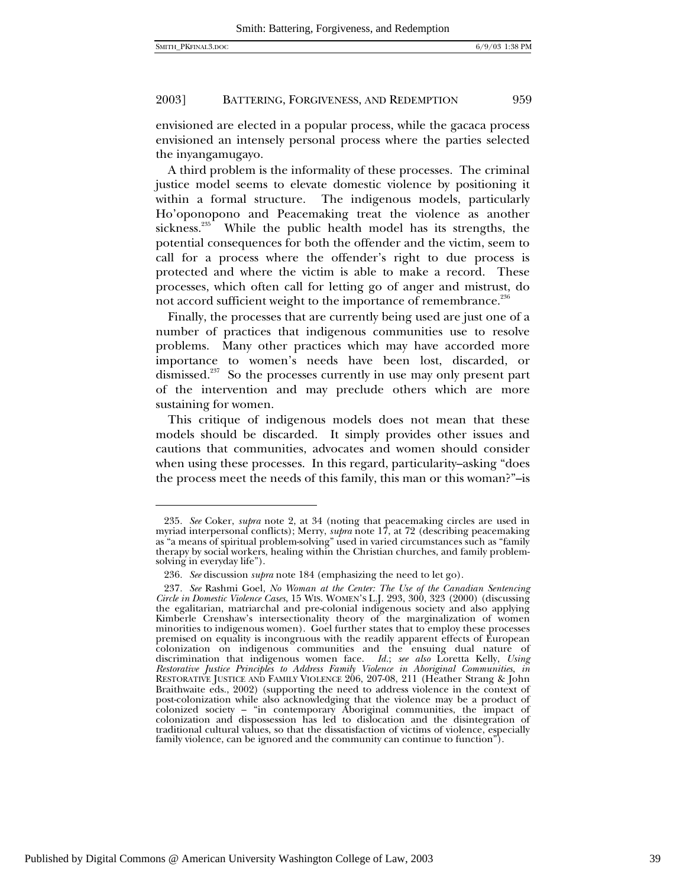envisioned are elected in a popular process, while the gacaca process envisioned an intensely personal process where the parties selected the inyangamugayo.

A third problem is the informality of these processes. The criminal justice model seems to elevate domestic violence by positioning it within a formal structure. The indigenous models, particularly Ho'oponopono and Peacemaking treat the violence as another sickness.[235] While the public health model has its strengths, the potential consequences for both the offender and the victim, seem to call for a process where the offender's right to due process is protected and where the victim is able to make a record. These processes, which often call for letting go of anger and mistrust, do not accord sufficient weight to the importance of remembrance.[236]

Finally, the processes that are currently being used are just one of a number of practices that indigenous communities use to resolve problems. Many other practices which may have accorded more importance to women's needs have been lost, discarded, or dismissed.[237] So the processes currently in use may only present part of the intervention and may preclude others which are more sustaining for women.

This critique of indigenous models does not mean that these models should be discarded. It simply provides other issues and cautions that communities, advocates and women should consider when using these processes. In this regard, particularity–asking "does the process meet the needs of this family, this man or this woman?"–is

---

235. *See* Coker, *supra* note 2, at 34 (noting that peacemaking circles are used in myriad interpersonal conflicts); Merry, *supra* note 17, at 72 (describing peacemaking as "a means of spiritual problem-solving" used in varied circumstances such as "family therapy by social workers, healing within the Christian churches, and family problem-solving in everyday life").

236. *See* discussion *supra* note 184 (emphasizing the need to let go).

237. *See* Rashmi Goel, *No Woman at the Center: The Use of the Canadian Sentencing Circle in Domestic Violence Cases*, 15 WIS. WOMEN'S L.J. 293, 300, 323 (2000) (discussing the egalitarian, matriarchal and pre-colonial indigenous society and also applying Kimberle Crenshaw's intersectionality theory of the marginalization of women minorities to indigenous women). Goel further states that to employ these processes premised on equality is incongruous with the readily apparent effects of European colonization on indigenous communities and the ensuing dual nature of discrimination that indigenous women face. *Id.*; *see also* Loretta Kelly, *Using Restorative Justice Principles to Address Family Violence in Aboriginal Communities*, *in* RESTORATIVE JUSTICE AND FAMILY VIOLENCE 206, 207-08, 211 (Heather Strang & John Braithwaite eds., 2002) (supporting the need to address violence in the context of post-colonization while also acknowledging that the violence may be a product of colonized society – "in contemporary Aboriginal communities, the impact of colonization and dispossession has led to dislocation and the disintegration of traditional cultural values, so that the dissatisfaction of victims of violence, especially family violence, can be ignored and the community can continue to function").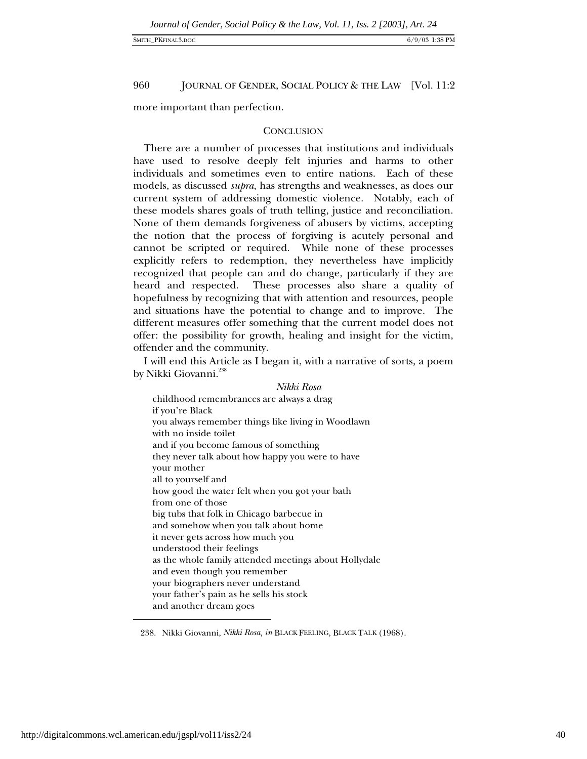more important than perfection.

## CONCLUSION

There are a number of processes that institutions and individuals have used to resolve deeply felt injuries and harms to other individuals and sometimes even to entire nations. Each of these models, as discussed *supra*, has strengths and weaknesses, as does our current system of addressing domestic violence. Notably, each of these models shares goals of truth telling, justice and reconciliation. None of them demands forgiveness of abusers by victims, accepting the notion that the process of forgiving is acutely personal and cannot be scripted or required. While none of these processes explicitly refers to redemption, they nevertheless have implicitly recognized that people can and do change, particularly if they are heard and respected. These processes also share a quality of hopefulness by recognizing that with attention and resources, people and situations have the potential to change and to improve. The different measures offer something that the current model does not offer: the possibility for growth, healing and insight for the victim, offender and the community.

I will end this Article as I began it, with a narrative of sorts, a poem by Nikki Giovanni.[238]

*Nikki Rosa*

childhood remembrances are always a drag
if you're Black
you always remember things like living in Woodlawn
with no inside toilet
and if you become famous of something
they never talk about how happy you were to have
your mother
all to yourself and
how good the water felt when you got your bath
from one of those
big tubs that folk in Chicago barbecue in
and somehow when you talk about home
it never gets across how much you
understood their feelings
as the whole family attended meetings about Hollydale
and even though you remember
your biographers never understand
your father's pain as he sells his stock
and another dream goes

---

238. Nikki Giovanni, *Nikki Rosa*, *in* BLACK FEELING, BLACK TALK (1968).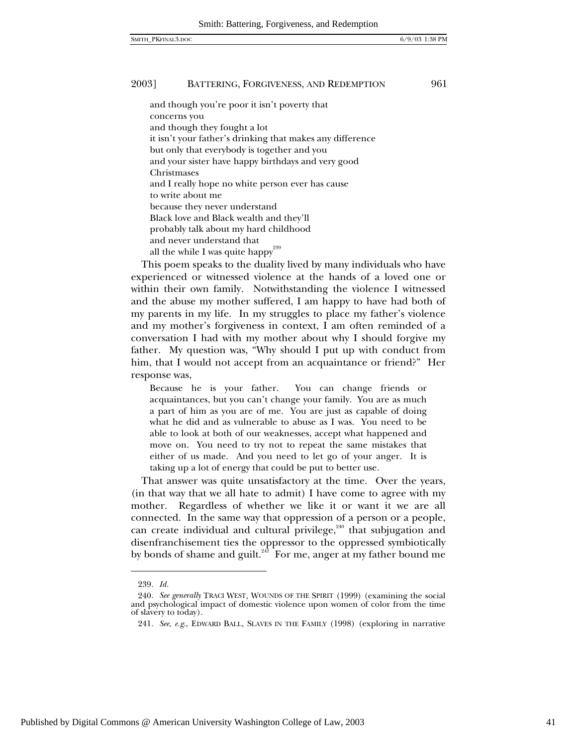and though you're poor it isn't poverty that
concerns you
and though they fought a lot
it isn't your father's drinking that makes any difference
but only that everybody is together and you
and your sister have happy birthdays and very good
Christmases
and I really hope no white person ever has cause
to write about me
because they never understand
Black love and Black wealth and they'll
probably talk about my hard childhood
and never understand that
all the while I was quite happy[239]

This poem speaks to the duality lived by many individuals who have experienced or witnessed violence at the hands of a loved one or within their own family. Notwithstanding the violence I witnessed and the abuse my mother suffered, I am happy to have had both of my parents in my life. In my struggles to place my father's violence and my mother's forgiveness in context, I am often reminded of a conversation I had with my mother about why I should forgive my father. My question was, "Why should I put up with conduct from him, that I would not accept from an acquaintance or friend?" Her response was,

> Because he is your father. You can change friends or acquaintances, but you can't change your family. You are as much a part of him as you are of me. You are just as capable of doing what he did and as vulnerable to abuse as I was. You need to be able to look at both of our weaknesses, accept what happened and move on. You need to try not to repeat the same mistakes that either of us made. And you need to let go of your anger. It is taking up a lot of energy that could be put to better use.

That answer was quite unsatisfactory at the time. Over the years, (in that way that we all hate to admit) I have come to agree with my mother. Regardless of whether we like it or want it we are all connected. In the same way that oppression of a person or a people, can create individual and cultural privilege,[240] that subjugation and disenfranchisement ties the oppressor to the oppressed symbiotically by bonds of shame and guilt.[241] For me, anger at my father bound me

---

239. *Id.*

240. *See generally* TRACI WEST, WOUNDS OF THE SPIRIT (1999) (examining the social and psychological impact of domestic violence upon women of color from the time of slavery to today).

241. *See, e.g.*, EDWARD BALL, SLAVES IN THE FAMILY (1998) (exploring in narrative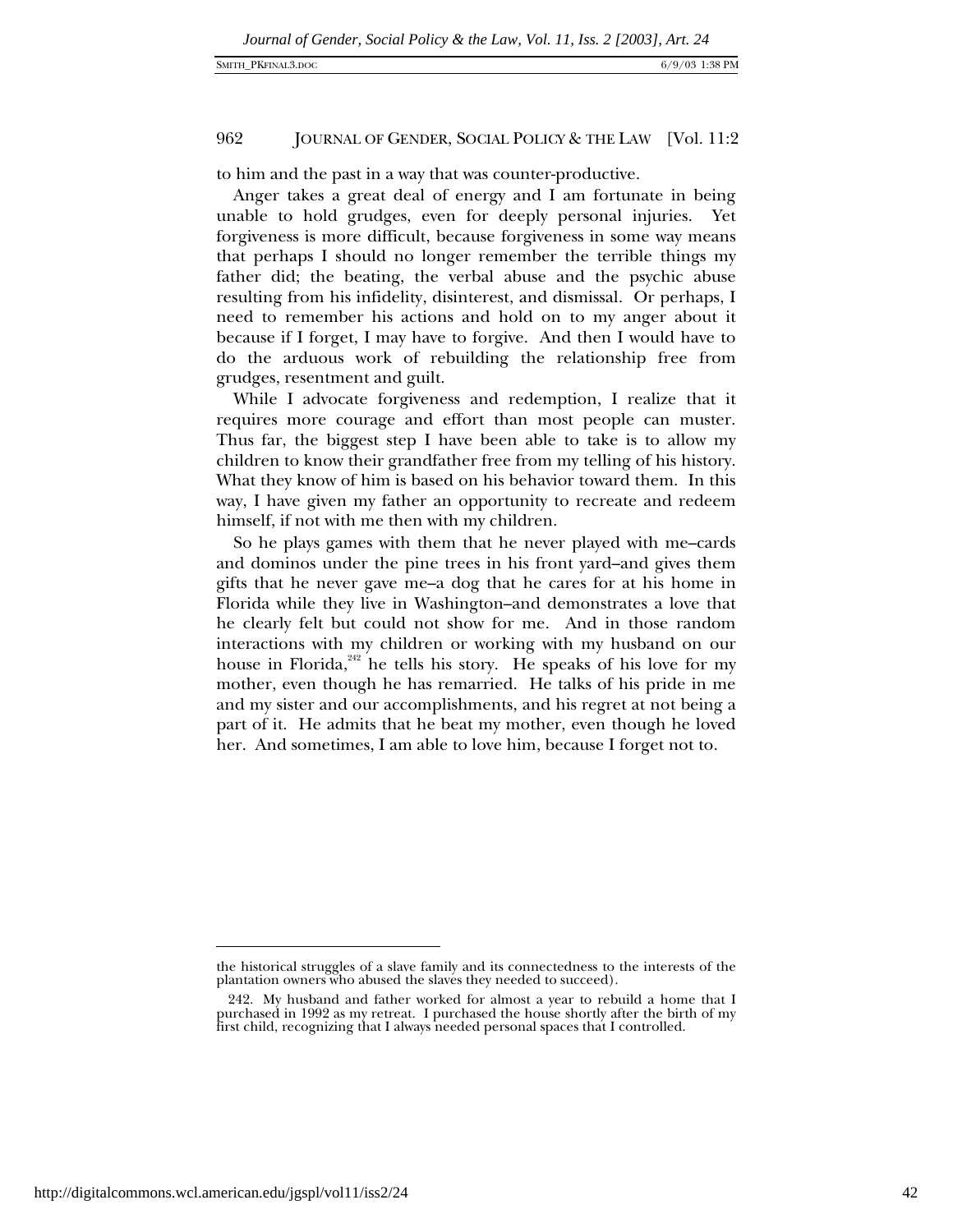to him and the past in a way that was counter-productive.

Anger takes a great deal of energy and I am fortunate in being unable to hold grudges, even for deeply personal injuries. Yet forgiveness is more difficult, because forgiveness in some way means that perhaps I should no longer remember the terrible things my father did; the beating, the verbal abuse and the psychic abuse resulting from his infidelity, disinterest, and dismissal. Or perhaps, I need to remember his actions and hold on to my anger about it because if I forget, I may have to forgive. And then I would have to do the arduous work of rebuilding the relationship free from grudges, resentment and guilt.

While I advocate forgiveness and redemption, I realize that it requires more courage and effort than most people can muster. Thus far, the biggest step I have been able to take is to allow my children to know their grandfather free from my telling of his history. What they know of him is based on his behavior toward them. In this way, I have given my father an opportunity to recreate and redeem himself, if not with me then with my children.

So he plays games with them that he never played with me–cards and dominos under the pine trees in his front yard–and gives them gifts that he never gave me–a dog that he cares for at his home in Florida while they live in Washington–and demonstrates a love that he clearly felt but could not show for me. And in those random interactions with my children or working with my husband on our house in Florida,[242] he tells his story. He speaks of his love for my mother, even though he has remarried. He talks of his pride in me and my sister and our accomplishments, and his regret at not being a part of it. He admits that he beat my mother, even though he loved her. And sometimes, I am able to love him, because I forget not to.

---

the historical struggles of a slave family and its connectedness to the interests of the plantation owners who abused the slaves they needed to succeed).

242. My husband and father worked for almost a year to rebuild a home that I purchased in 1992 as my retreat. I purchased the house shortly after the birth of my first child, recognizing that I always needed personal spaces that I controlled.